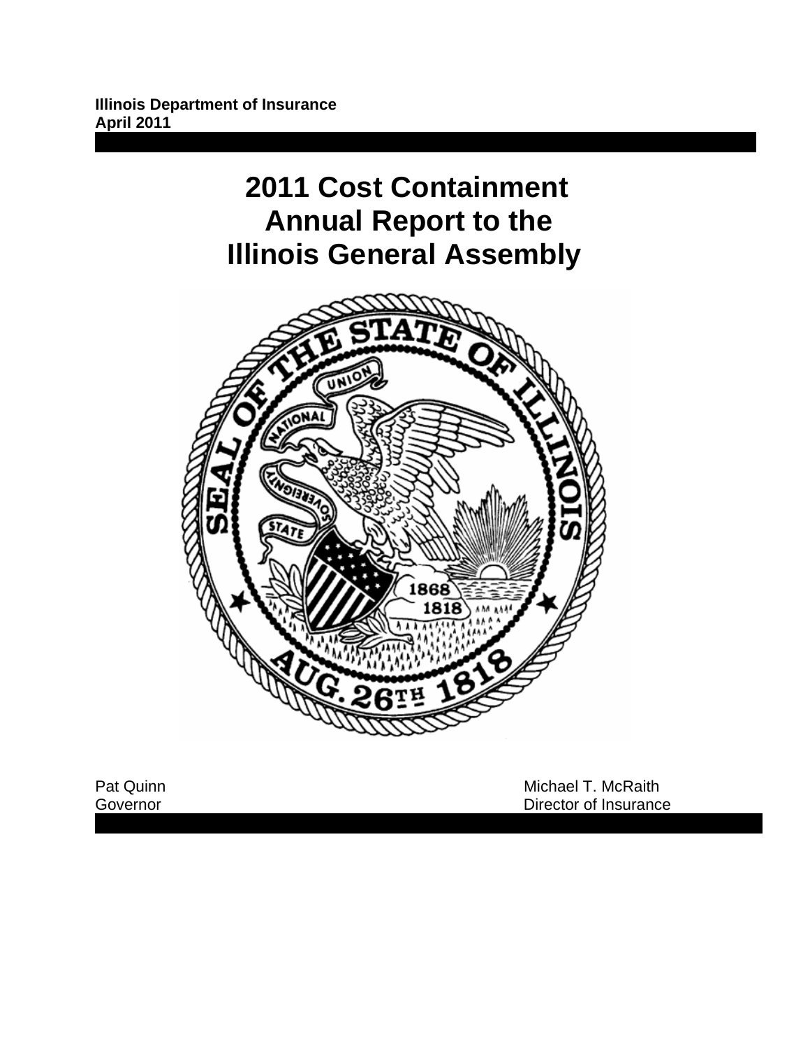**Illinois Department of Insurance**
**April 2011**

# 2011 Cost Containment Annual Report to the Illinois General Assembly

Pat Quinn
Governor

Michael T. McRaith
Director of Insurance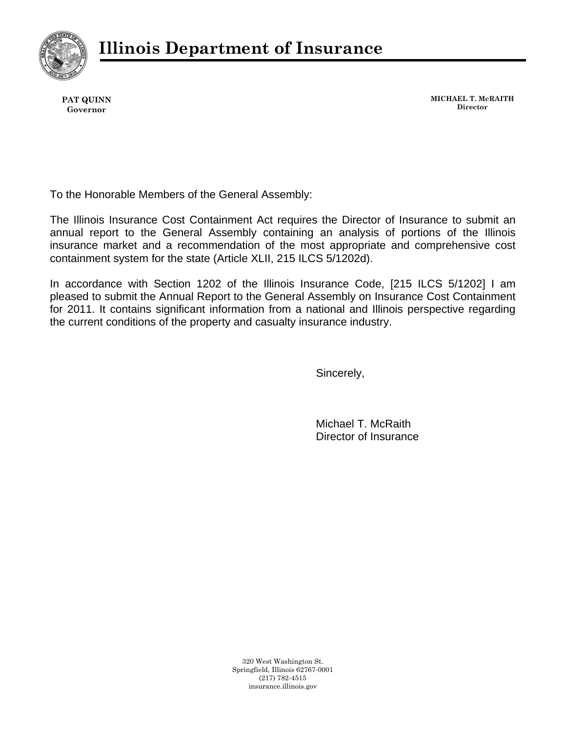# Illinois Department of Insurance

**PAT QUINN**
**Governor**

**MICHAEL T. McRAITH**
**Director**

To the Honorable Members of the General Assembly:

The Illinois Insurance Cost Containment Act requires the Director of Insurance to submit an annual report to the General Assembly containing an analysis of portions of the Illinois insurance market and a recommendation of the most appropriate and comprehensive cost containment system for the state (Article XLII, 215 ILCS 5/1202d).

In accordance with Section 1202 of the Illinois Insurance Code, [215 ILCS 5/1202] I am pleased to submit the Annual Report to the General Assembly on Insurance Cost Containment for 2011. It contains significant information from a national and Illinois perspective regarding the current conditions of the property and casualty insurance industry.

Sincerely,

Michael T. McRaith
Director of Insurance

320 West Washington St.
Springfield, Illinois 62767-0001
(217) 782-4515
insurance.illinois.gov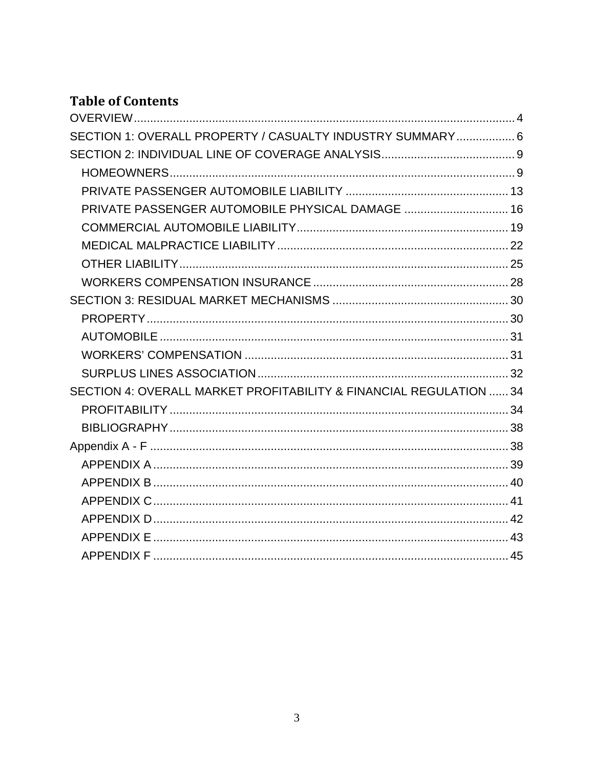# Table of Contents

OVERVIEW ..... 4
SECTION 1: OVERALL PROPERTY / CASUALTY INDUSTRY SUMMARY ..... 6
SECTION 2: INDIVIDUAL LINE OF COVERAGE ANALYSIS ..... 9
- HOMEOWNERS ..... 9
- PRIVATE PASSENGER AUTOMOBILE LIABILITY ..... 13
- PRIVATE PASSENGER AUTOMOBILE PHYSICAL DAMAGE ..... 16
- COMMERCIAL AUTOMOBILE LIABILITY ..... 19
- MEDICAL MALPRACTICE LIABILITY ..... 22
- OTHER LIABILITY ..... 25
- WORKERS COMPENSATION INSURANCE ..... 28

SECTION 3: RESIDUAL MARKET MECHANISMS ..... 30
- PROPERTY ..... 30
- AUTOMOBILE ..... 31
- WORKERS' COMPENSATION ..... 31
- SURPLUS LINES ASSOCIATION ..... 32

SECTION 4: OVERALL MARKET PROFITABILITY & FINANCIAL REGULATION ..... 34
- PROFITABILITY ..... 34
- BIBLIOGRAPHY ..... 38

Appendix A - F ..... 38
- APPENDIX A ..... 39
- APPENDIX B ..... 40
- APPENDIX C ..... 41
- APPENDIX D ..... 42
- APPENDIX E ..... 43
- APPENDIX F ..... 45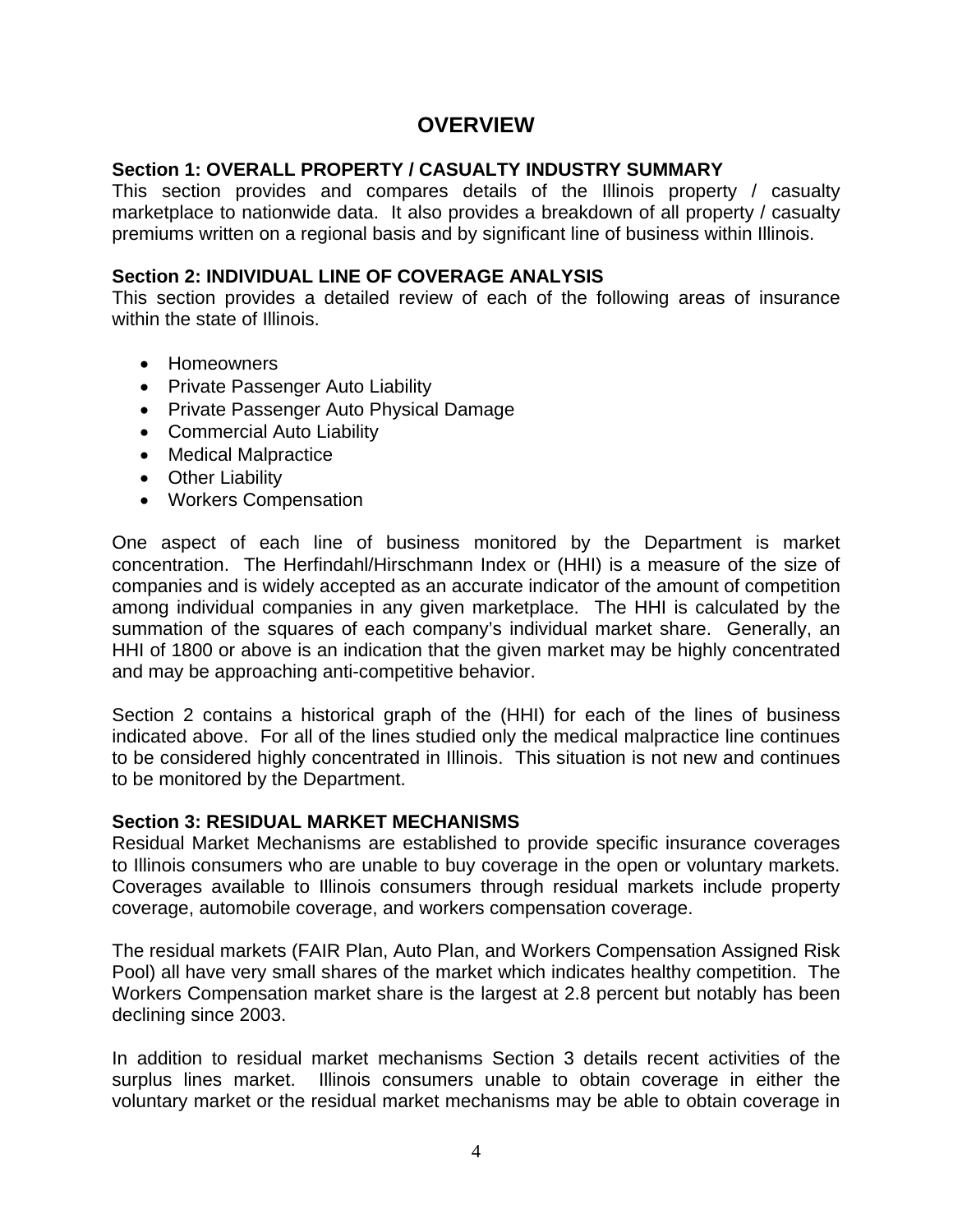# OVERVIEW

### Section 1: OVERALL PROPERTY / CASUALTY INDUSTRY SUMMARY

This section provides and compares details of the Illinois property / casualty marketplace to nationwide data. It also provides a breakdown of all property / casualty premiums written on a regional basis and by significant line of business within Illinois.

### Section 2: INDIVIDUAL LINE OF COVERAGE ANALYSIS

This section provides a detailed review of each of the following areas of insurance within the state of Illinois.

- Homeowners
- Private Passenger Auto Liability
- Private Passenger Auto Physical Damage
- Commercial Auto Liability
- Medical Malpractice
- Other Liability
- Workers Compensation

One aspect of each line of business monitored by the Department is market concentration. The Herfindahl/Hirschmann Index or (HHI) is a measure of the size of companies and is widely accepted as an accurate indicator of the amount of competition among individual companies in any given marketplace. The HHI is calculated by the summation of the squares of each company's individual market share. Generally, an HHI of 1800 or above is an indication that the given market may be highly concentrated and may be approaching anti-competitive behavior.

Section 2 contains a historical graph of the (HHI) for each of the lines of business indicated above. For all of the lines studied only the medical malpractice line continues to be considered highly concentrated in Illinois. This situation is not new and continues to be monitored by the Department.

### Section 3: RESIDUAL MARKET MECHANISMS

Residual Market Mechanisms are established to provide specific insurance coverages to Illinois consumers who are unable to buy coverage in the open or voluntary markets. Coverages available to Illinois consumers through residual markets include property coverage, automobile coverage, and workers compensation coverage.

The residual markets (FAIR Plan, Auto Plan, and Workers Compensation Assigned Risk Pool) all have very small shares of the market which indicates healthy competition. The Workers Compensation market share is the largest at 2.8 percent but notably has been declining since 2003.

In addition to residual market mechanisms Section 3 details recent activities of the surplus lines market. Illinois consumers unable to obtain coverage in either the voluntary market or the residual market mechanisms may be able to obtain coverage in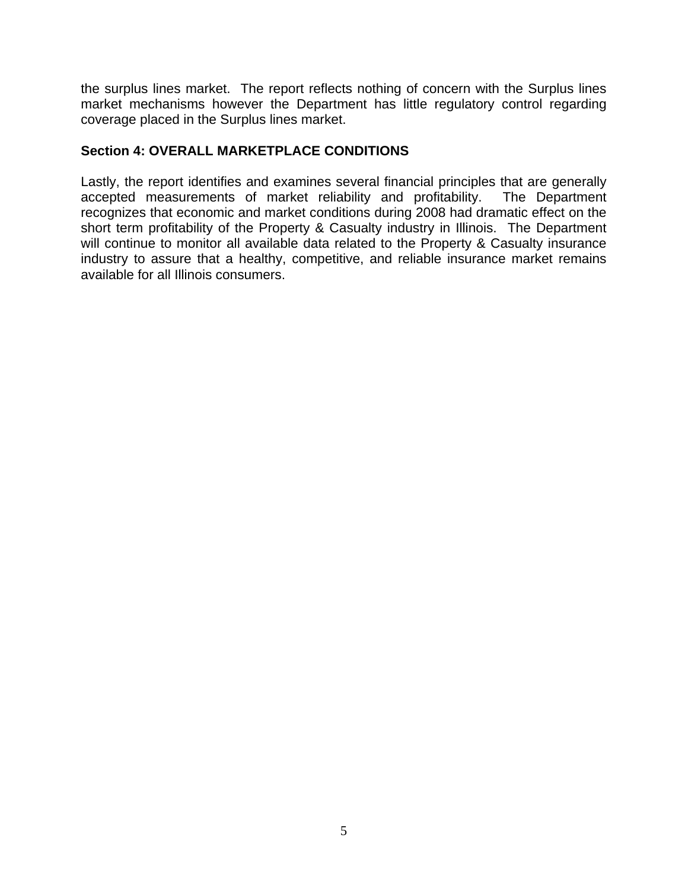the surplus lines market. The report reflects nothing of concern with the Surplus lines market mechanisms however the Department has little regulatory control regarding coverage placed in the Surplus lines market.

**Section 4: OVERALL MARKETPLACE CONDITIONS**

Lastly, the report identifies and examines several financial principles that are generally accepted measurements of market reliability and profitability. The Department recognizes that economic and market conditions during 2008 had dramatic effect on the short term profitability of the Property & Casualty industry in Illinois. The Department will continue to monitor all available data related to the Property & Casualty insurance industry to assure that a healthy, competitive, and reliable insurance market remains available for all Illinois consumers.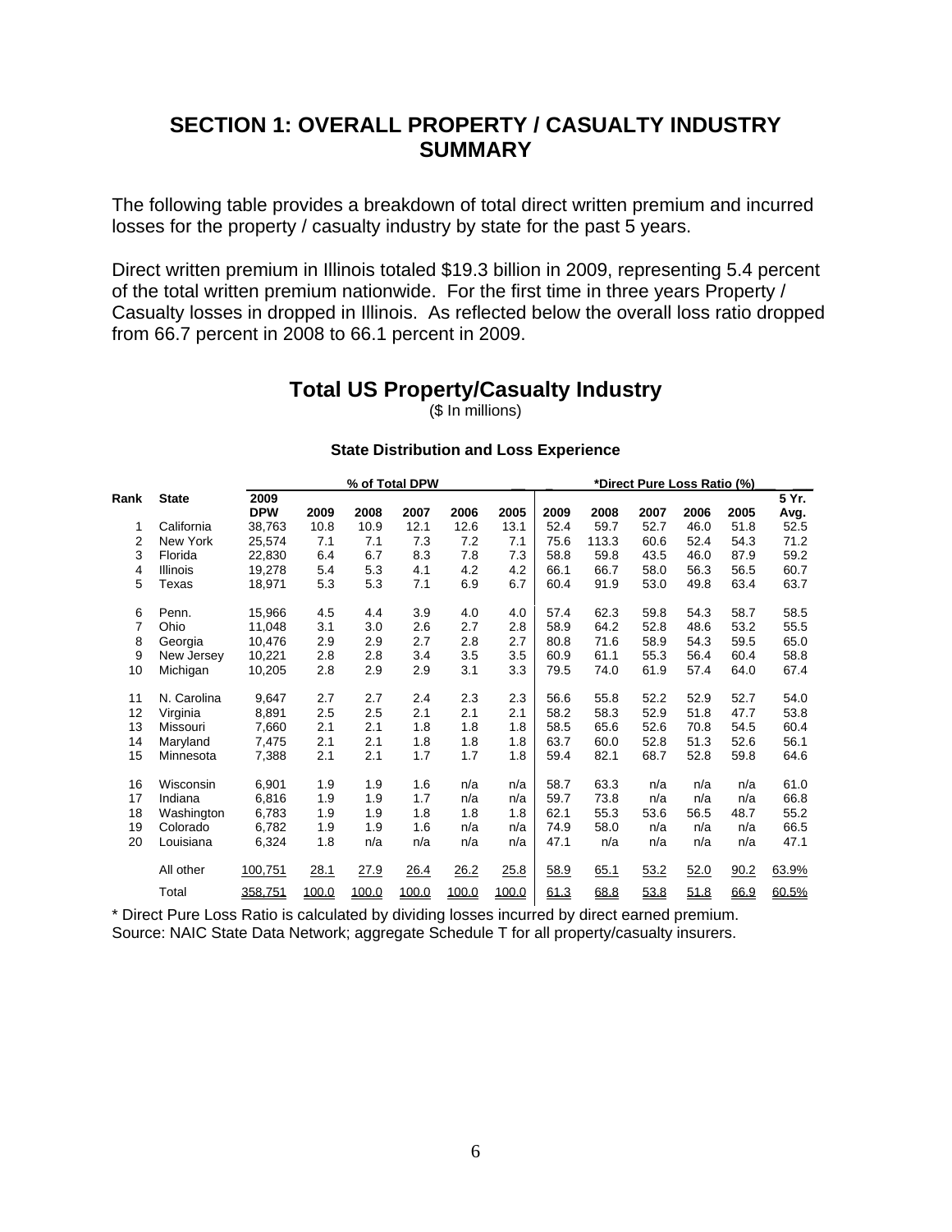## SECTION 1: OVERALL PROPERTY / CASUALTY INDUSTRY SUMMARY

The following table provides a breakdown of total direct written premium and incurred losses for the property / casualty industry by state for the past 5 years.

Direct written premium in Illinois totaled $19.3 billion in 2009, representing 5.4 percent of the total written premium nationwide. For the first time in three years Property / Casualty losses in dropped in Illinois. As reflected below the overall loss ratio dropped from 66.7 percent in 2008 to 66.1 percent in 2009.

### Total US Property/Casualty Industry

($ In millions)

**State Distribution and Loss Experience**

| Rank | State | 2009 DPW | % of Total DPW | | | | | *Direct Pure Loss Ratio (%) | | | | | |
|---|---|---|---|---|---|---|---|---|---|---|---|---|---|
| | | | 2009 | 2008 | 2007 | 2006 | 2005 | 2009 | 2008 | 2007 | 2006 | 2005 | 5 Yr. Avg. |
| 1 | California | 38,763 | 10.8 | 10.9 | 12.1 | 12.6 | 13.1 | 52.4 | 59.7 | 52.7 | 46.0 | 51.8 | 52.5 |
| 2 | New York | 25,574 | 7.1 | 7.1 | 7.3 | 7.2 | 7.1 | 75.6 | 113.3 | 60.6 | 52.4 | 54.3 | 71.2 |
| 3 | Florida | 22,830 | 6.4 | 6.7 | 8.3 | 7.8 | 7.3 | 58.8 | 59.8 | 43.5 | 46.0 | 87.9 | 59.2 |
| 4 | Illinois | 19,278 | 5.4 | 5.3 | 4.1 | 4.2 | 4.2 | 66.1 | 66.7 | 58.0 | 56.3 | 56.5 | 60.7 |
| 5 | Texas | 18,971 | 5.3 | 5.3 | 7.1 | 6.9 | 6.7 | 60.4 | 91.9 | 53.0 | 49.8 | 63.4 | 63.7 |
| 6 | Penn. | 15,966 | 4.5 | 4.4 | 3.9 | 4.0 | 4.0 | 57.4 | 62.3 | 59.8 | 54.3 | 58.7 | 58.5 |
| 7 | Ohio | 11,048 | 3.1 | 3.0 | 2.6 | 2.7 | 2.8 | 58.9 | 64.2 | 52.8 | 48.6 | 53.2 | 55.5 |
| 8 | Georgia | 10,476 | 2.9 | 2.9 | 2.7 | 2.8 | 2.7 | 80.8 | 71.6 | 58.9 | 54.3 | 59.5 | 65.0 |
| 9 | New Jersey | 10,221 | 2.8 | 2.8 | 3.4 | 3.5 | 3.5 | 60.9 | 61.1 | 55.3 | 56.4 | 60.4 | 58.8 |
| 10 | Michigan | 10,205 | 2.8 | 2.9 | 2.9 | 3.1 | 3.3 | 79.5 | 74.0 | 61.9 | 57.4 | 64.0 | 67.4 |
| 11 | N. Carolina | 9,647 | 2.7 | 2.7 | 2.4 | 2.3 | 2.3 | 56.6 | 55.8 | 52.2 | 52.9 | 52.7 | 54.0 |
| 12 | Virginia | 8,891 | 2.5 | 2.5 | 2.1 | 2.1 | 2.1 | 58.2 | 58.3 | 52.9 | 51.8 | 47.7 | 53.8 |
| 13 | Missouri | 7,660 | 2.1 | 2.1 | 1.8 | 1.8 | 1.8 | 58.5 | 65.6 | 52.6 | 70.8 | 54.5 | 60.4 |
| 14 | Maryland | 7,475 | 2.1 | 2.1 | 1.8 | 1.8 | 1.8 | 63.7 | 60.0 | 52.8 | 51.3 | 52.6 | 56.1 |
| 15 | Minnesota | 7,388 | 2.1 | 2.1 | 1.7 | 1.7 | 1.8 | 59.4 | 82.1 | 68.7 | 52.8 | 59.8 | 64.6 |
| 16 | Wisconsin | 6,901 | 1.9 | 1.9 | 1.6 | n/a | n/a | 58.7 | 63.3 | n/a | n/a | n/a | 61.0 |
| 17 | Indiana | 6,816 | 1.9 | 1.9 | 1.7 | n/a | n/a | 59.7 | 73.8 | n/a | n/a | n/a | 66.8 |
| 18 | Washington | 6,783 | 1.9 | 1.9 | 1.8 | 1.8 | 1.8 | 62.1 | 55.3 | 53.6 | 56.5 | 48.7 | 55.2 |
| 19 | Colorado | 6,782 | 1.9 | 1.9 | 1.6 | n/a | n/a | 74.9 | 58.0 | n/a | n/a | n/a | 66.5 |
| 20 | Louisiana | 6,324 | 1.8 | n/a | n/a | n/a | n/a | 47.1 | n/a | n/a | n/a | n/a | 47.1 |
| | All other | 100,751 | 28.1 | 27.9 | 26.4 | 26.2 | 25.8 | 58.9 | 65.1 | 53.2 | 52.0 | 90.2 | 63.9% |
| | Total | 358,751 | 100.0 | 100.0 | 100.0 | 100.0 | 100.0 | 61.3 | 68.8 | 53.8 | 51.8 | 66.9 | 60.5% |

\* Direct Pure Loss Ratio is calculated by dividing losses incurred by direct earned premium.
Source: NAIC State Data Network; aggregate Schedule T for all property/casualty insurers.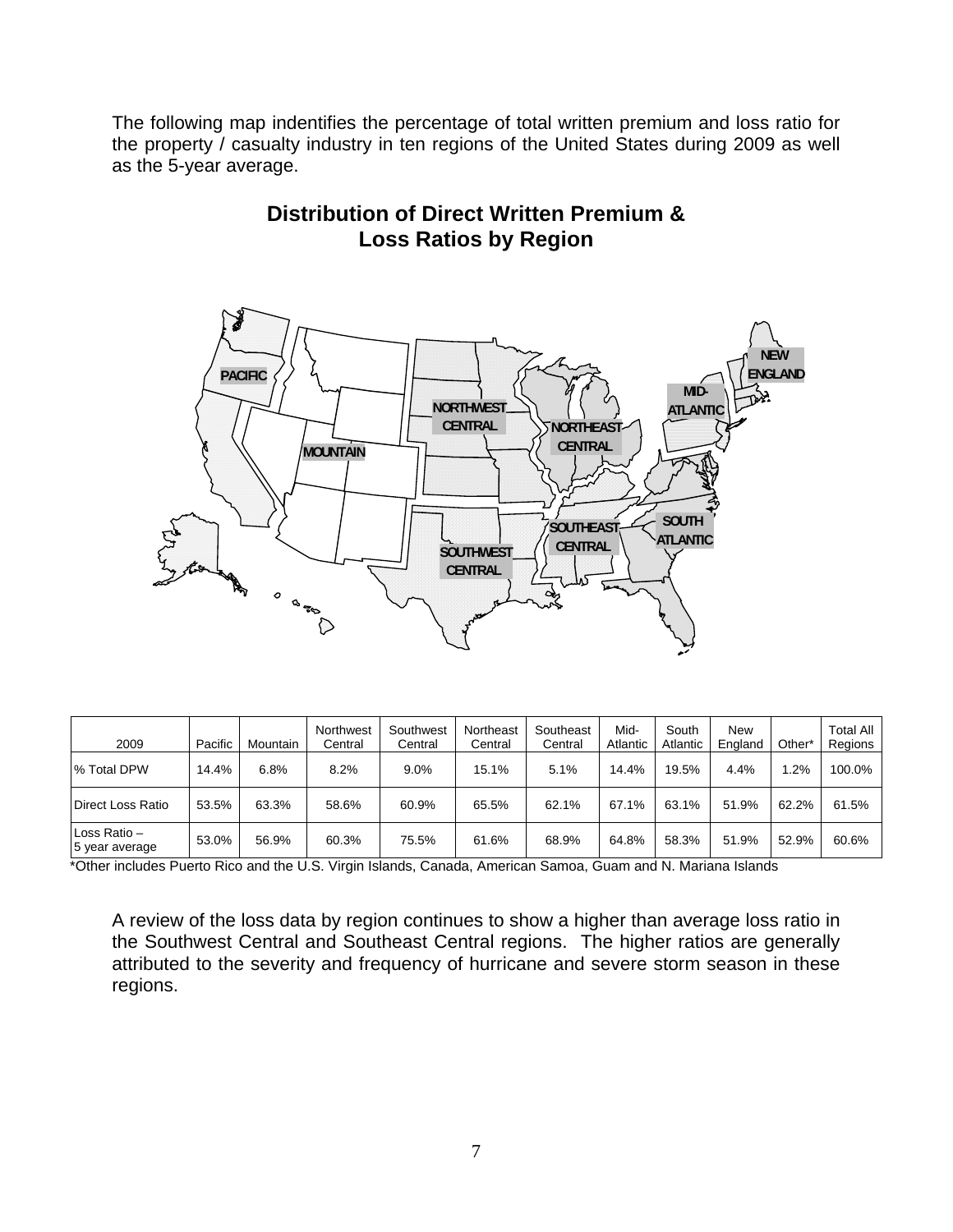The following map indentifies the percentage of total written premium and loss ratio for the property / casualty industry in ten regions of the United States during 2009 as well as the 5-year average.

## Distribution of Direct Written Premium & Loss Ratios by Region

PACIFIC

MOUNTAIN

NORTHWEST CENTRAL

SOUTHWEST CENTRAL

NORTHEAST CENTRAL

SOUTHEAST CENTRAL

MID-ATLANTIC

SOUTH ATLANTIC

NEW ENGLAND

| 2009 | Pacific | Mountain | Northwest Central | Southwest Central | Northeast Central | Southeast Central | Mid-Atlantic | South Atlantic | New England | Other* | Total All Regions |
|---|---|---|---|---|---|---|---|---|---|---|---|
| % Total DPW | 14.4% | 6.8% | 8.2% | 9.0% | 15.1% | 5.1% | 14.4% | 19.5% | 4.4% | 1.2% | 100.0% |
| Direct Loss Ratio | 53.5% | 63.3% | 58.6% | 60.9% | 65.5% | 62.1% | 67.1% | 63.1% | 51.9% | 62.2% | 61.5% |
| Loss Ratio – 5 year average | 53.0% | 56.9% | 60.3% | 75.5% | 61.6% | 68.9% | 64.8% | 58.3% | 51.9% | 52.9% | 60.6% |

*Other includes Puerto Rico and the U.S. Virgin Islands, Canada, American Samoa, Guam and N. Mariana Islands

A review of the loss data by region continues to show a higher than average loss ratio in the Southwest Central and Southeast Central regions. The higher ratios are generally attributed to the severity and frequency of hurricane and severe storm season in these regions.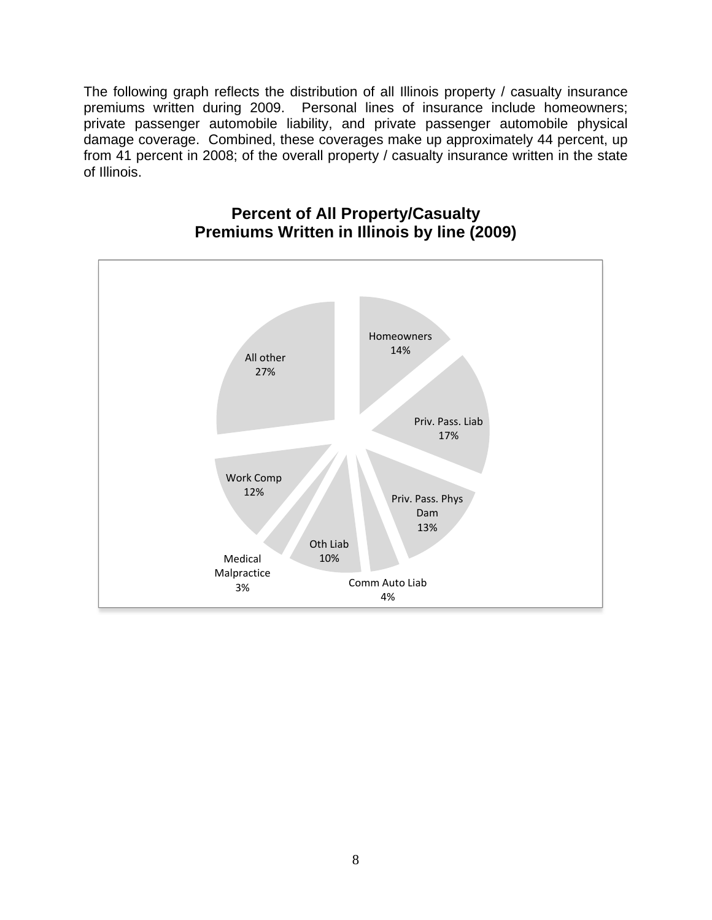The following graph reflects the distribution of all Illinois property / casualty insurance premiums written during 2009. Personal lines of insurance include homeowners; private passenger automobile liability, and private passenger automobile physical damage coverage. Combined, these coverages make up approximately 44 percent, up from 41 percent in 2008; of the overall property / casualty insurance written in the state of Illinois.

**Percent of All Property/Casualty Premiums Written in Illinois by line (2009)**

| Line | Percent |
|---|---|
| Homeowners | 14% |
| Priv. Pass. Liab | 17% |
| Priv. Pass. Phys Dam | 13% |
| Comm Auto Liab | 4% |
| Oth Liab | 10% |
| Medical Malpractice | 3% |
| Work Comp | 12% |
| All other | 27% |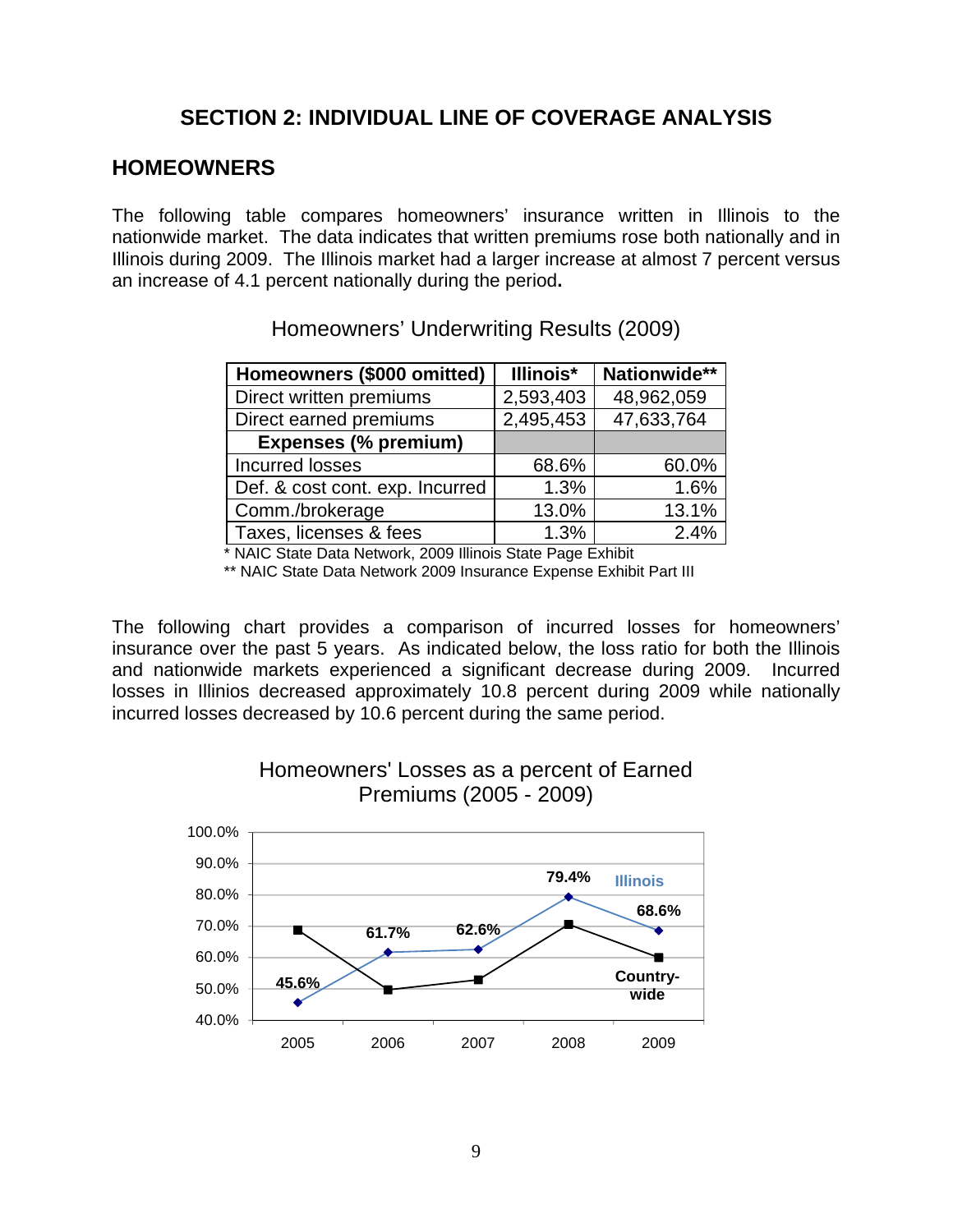## SECTION 2: INDIVIDUAL LINE OF COVERAGE ANALYSIS

## HOMEOWNERS

The following table compares homeowners' insurance written in Illinois to the nationwide market. The data indicates that written premiums rose both nationally and in Illinois during 2009. The Illinois market had a larger increase at almost 7 percent versus an increase of 4.1 percent nationally during the period**.**

Homeowners' Underwriting Results (2009)

| Homeowners ($000 omitted) | Illinois* | Nationwide** |
|---|---|---|
| Direct written premiums | 2,593,403 | 48,962,059 |
| Direct earned premiums | 2,495,453 | 47,633,764 |
| **Expenses (% premium)** | | |
| Incurred losses | 68.6% | 60.0% |
| Def. & cost cont. exp. Incurred | 1.3% | 1.6% |
| Comm./brokerage | 13.0% | 13.1% |
| Taxes, licenses & fees | 1.3% | 2.4% |

* NAIC State Data Network, 2009 Illinois State Page Exhibit
** NAIC State Data Network 2009 Insurance Expense Exhibit Part III

The following chart provides a comparison of incurred losses for homeowners' insurance over the past 5 years. As indicated below, the loss ratio for both the Illinois and nationwide markets experienced a significant decrease during 2009. Incurred losses in Illinios decreased approximately 10.8 percent during 2009 while nationally incurred losses decreased by 10.6 percent during the same period.

Homeowners' Losses as a percent of Earned Premiums (2005 - 2009)

| Year | Illinois | Country-wide |
|---|---|---|
| 2005 | 45.6% | |
| 2006 | 61.7% | |
| 2007 | 62.6% | |
| 2008 | 79.4% | |
| 2009 | 68.6% | |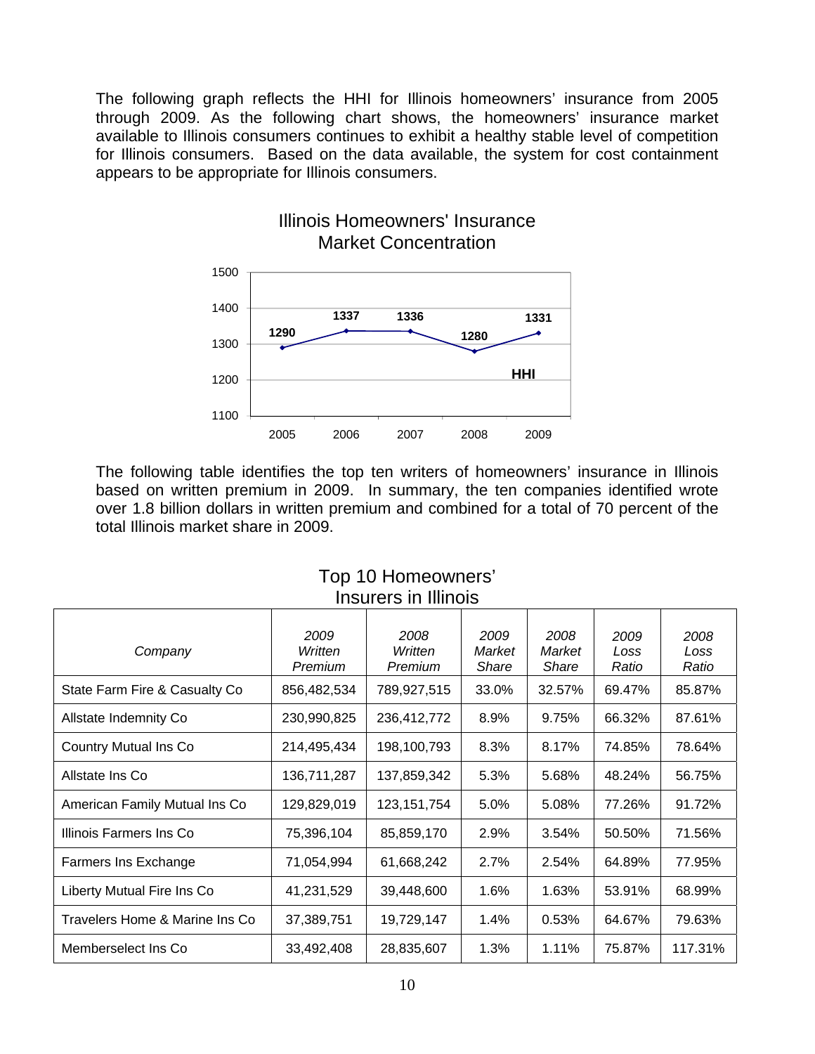The following graph reflects the HHI for Illinois homeowners' insurance from 2005 through 2009. As the following chart shows, the homeowners' insurance market available to Illinois consumers continues to exhibit a healthy stable level of competition for Illinois consumers. Based on the data available, the system for cost containment appears to be appropriate for Illinois consumers.

Illinois Homeowners' Insurance Market Concentration

| Year | HHI |
|---|---|
| 2005 | 1290 |
| 2006 | 1337 |
| 2007 | 1336 |
| 2008 | 1280 |
| 2009 | 1331 |

The following table identifies the top ten writers of homeowners' insurance in Illinois based on written premium in 2009. In summary, the ten companies identified wrote over 1.8 billion dollars in written premium and combined for a total of 70 percent of the total Illinois market share in 2009.

Top 10 Homeowners' Insurers in Illinois

| *Company* | *2009 Written Premium* | *2008 Written Premium* | *2009 Market Share* | *2008 Market Share* | *2009 Loss Ratio* | *2008 Loss Ratio* |
|---|---|---|---|---|---|---|
| State Farm Fire & Casualty Co | 856,482,534 | 789,927,515 | 33.0% | 32.57% | 69.47% | 85.87% |
| Allstate Indemnity Co | 230,990,825 | 236,412,772 | 8.9% | 9.75% | 66.32% | 87.61% |
| Country Mutual Ins Co | 214,495,434 | 198,100,793 | 8.3% | 8.17% | 74.85% | 78.64% |
| Allstate Ins Co | 136,711,287 | 137,859,342 | 5.3% | 5.68% | 48.24% | 56.75% |
| American Family Mutual Ins Co | 129,829,019 | 123,151,754 | 5.0% | 5.08% | 77.26% | 91.72% |
| Illinois Farmers Ins Co | 75,396,104 | 85,859,170 | 2.9% | 3.54% | 50.50% | 71.56% |
| Farmers Ins Exchange | 71,054,994 | 61,668,242 | 2.7% | 2.54% | 64.89% | 77.95% |
| Liberty Mutual Fire Ins Co | 41,231,529 | 39,448,600 | 1.6% | 1.63% | 53.91% | 68.99% |
| Travelers Home & Marine Ins Co | 37,389,751 | 19,729,147 | 1.4% | 0.53% | 64.67% | 79.63% |
| Memberselect Ins Co | 33,492,408 | 28,835,607 | 1.3% | 1.11% | 75.87% | 117.31% |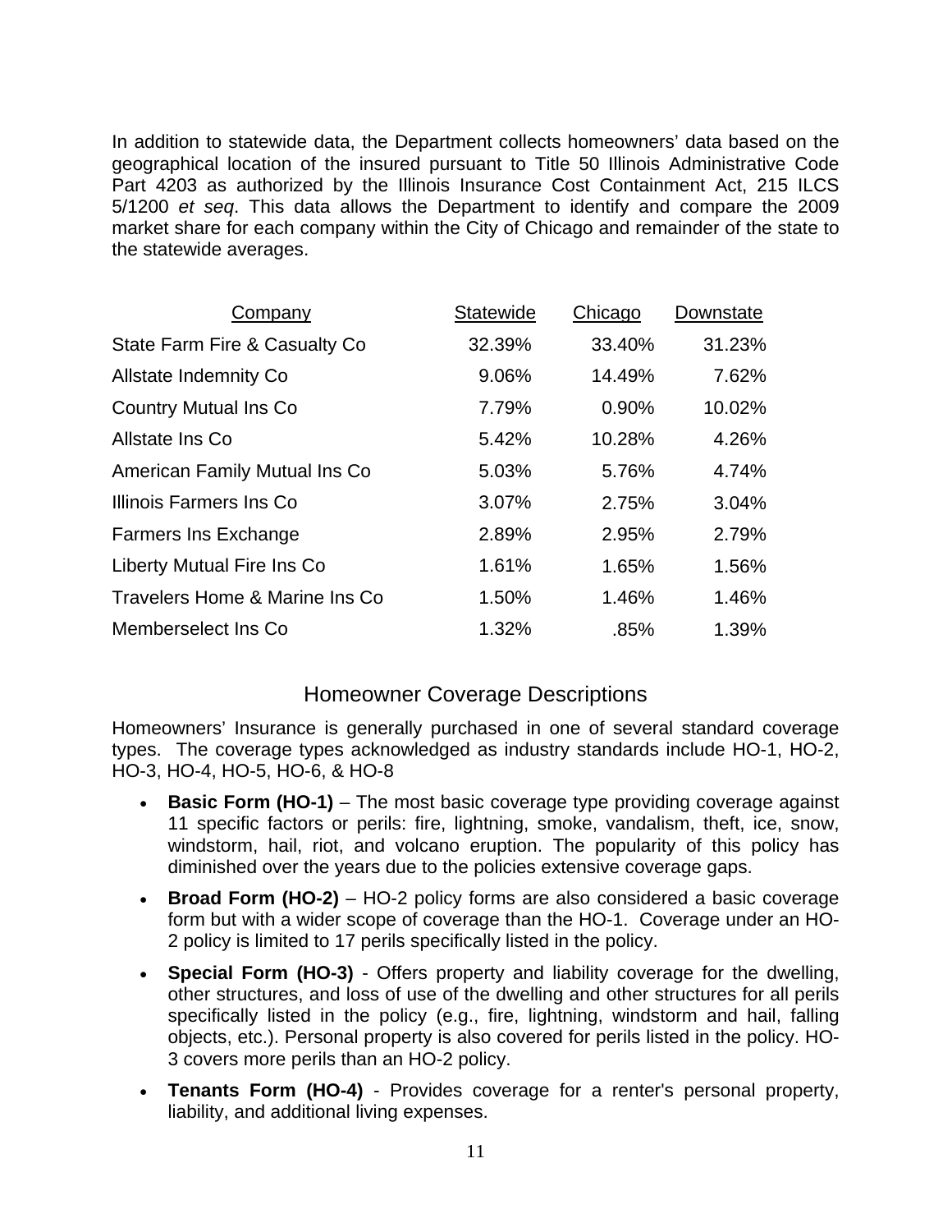In addition to statewide data, the Department collects homeowners' data based on the geographical location of the insured pursuant to Title 50 Illinois Administrative Code Part 4203 as authorized by the Illinois Insurance Cost Containment Act, 215 ILCS 5/1200 *et seq*. This data allows the Department to identify and compare the 2009 market share for each company within the City of Chicago and remainder of the state to the statewide averages.

| Company | Statewide | Chicago | Downstate |
|---|---|---|---|
| State Farm Fire & Casualty Co | 32.39% | 33.40% | 31.23% |
| Allstate Indemnity Co | 9.06% | 14.49% | 7.62% |
| Country Mutual Ins Co | 7.79% | 0.90% | 10.02% |
| Allstate Ins Co | 5.42% | 10.28% | 4.26% |
| American Family Mutual Ins Co | 5.03% | 5.76% | 4.74% |
| Illinois Farmers Ins Co | 3.07% | 2.75% | 3.04% |
| Farmers Ins Exchange | 2.89% | 2.95% | 2.79% |
| Liberty Mutual Fire Ins Co | 1.61% | 1.65% | 1.56% |
| Travelers Home & Marine Ins Co | 1.50% | 1.46% | 1.46% |
| Memberselect Ins Co | 1.32% | .85% | 1.39% |

## Homeowner Coverage Descriptions

Homeowners' Insurance is generally purchased in one of several standard coverage types. The coverage types acknowledged as industry standards include HO-1, HO-2, HO-3, HO-4, HO-5, HO-6, & HO-8

- **Basic Form (HO-1)** – The most basic coverage type providing coverage against 11 specific factors or perils: fire, lightning, smoke, vandalism, theft, ice, snow, windstorm, hail, riot, and volcano eruption. The popularity of this policy has diminished over the years due to the policies extensive coverage gaps.
- **Broad Form (HO-2)** – HO-2 policy forms are also considered a basic coverage form but with a wider scope of coverage than the HO-1. Coverage under an HO-2 policy is limited to 17 perils specifically listed in the policy.
- **Special Form (HO-3)** - Offers property and liability coverage for the dwelling, other structures, and loss of use of the dwelling and other structures for all perils specifically listed in the policy (e.g., fire, lightning, windstorm and hail, falling objects, etc.). Personal property is also covered for perils listed in the policy. HO-3 covers more perils than an HO-2 policy.
- **Tenants Form (HO-4)** - Provides coverage for a renter's personal property, liability, and additional living expenses.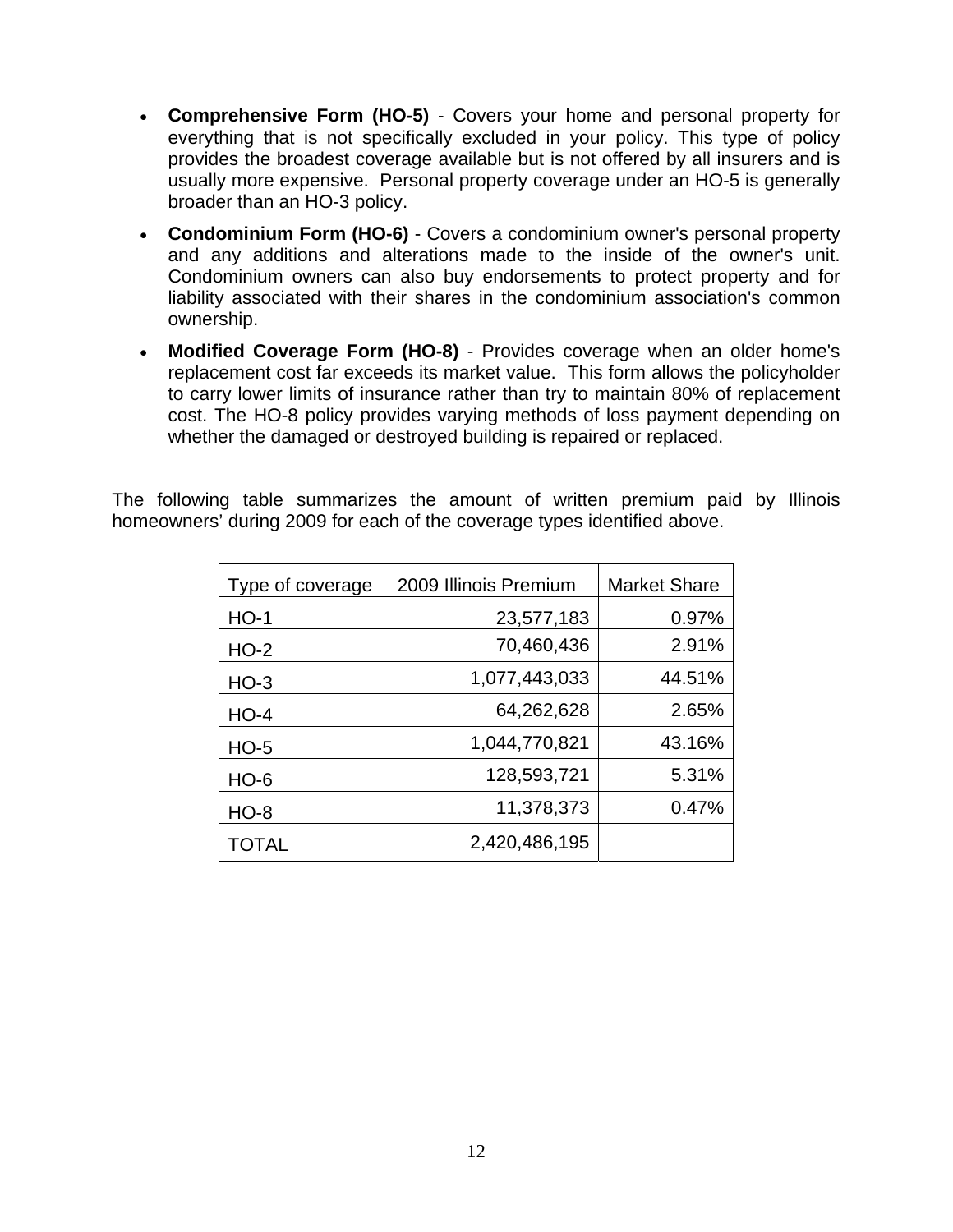- **Comprehensive Form (HO-5)** - Covers your home and personal property for everything that is not specifically excluded in your policy. This type of policy provides the broadest coverage available but is not offered by all insurers and is usually more expensive. Personal property coverage under an HO-5 is generally broader than an HO-3 policy.
- **Condominium Form (HO-6)** - Covers a condominium owner's personal property and any additions and alterations made to the inside of the owner's unit. Condominium owners can also buy endorsements to protect property and for liability associated with their shares in the condominium association's common ownership.
- **Modified Coverage Form (HO-8)** - Provides coverage when an older home's replacement cost far exceeds its market value. This form allows the policyholder to carry lower limits of insurance rather than try to maintain 80% of replacement cost. The HO-8 policy provides varying methods of loss payment depending on whether the damaged or destroyed building is repaired or replaced.

The following table summarizes the amount of written premium paid by Illinois homeowners' during 2009 for each of the coverage types identified above.

| Type of coverage | 2009 Illinois Premium | Market Share |
|---|---:|---:|
| HO-1 | 23,577,183 | 0.97% |
| HO-2 | 70,460,436 | 2.91% |
| HO-3 | 1,077,443,033 | 44.51% |
| HO-4 | 64,262,628 | 2.65% |
| HO-5 | 1,044,770,821 | 43.16% |
| HO-6 | 128,593,721 | 5.31% |
| HO-8 | 11,378,373 | 0.47% |
| TOTAL | 2,420,486,195 | |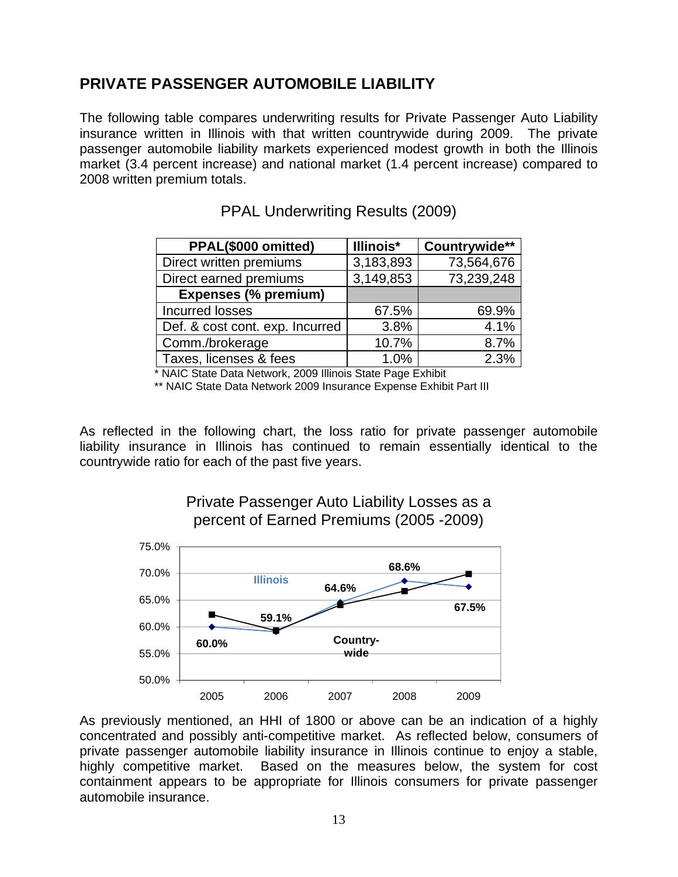## PRIVATE PASSENGER AUTOMOBILE LIABILITY

The following table compares underwriting results for Private Passenger Auto Liability insurance written in Illinois with that written countrywide during 2009. The private passenger automobile liability markets experienced modest growth in both the Illinois market (3.4 percent increase) and national market (1.4 percent increase) compared to 2008 written premium totals.

PPAL Underwriting Results (2009)

| PPAL($000 omitted) | Illinois* | Countrywide** |
|---|---|---|
| Direct written premiums | 3,183,893 | 73,564,676 |
| Direct earned premiums | 3,149,853 | 73,239,248 |
| **Expenses (% premium)** | | |
| Incurred losses | 67.5% | 69.9% |
| Def. & cost cont. exp. Incurred | 3.8% | 4.1% |
| Comm./brokerage | 10.7% | 8.7% |
| Taxes, licenses & fees | 1.0% | 2.3% |

\* NAIC State Data Network, 2009 Illinois State Page Exhibit

\*\* NAIC State Data Network 2009 Insurance Expense Exhibit Part III

As reflected in the following chart, the loss ratio for private passenger automobile liability insurance in Illinois has continued to remain essentially identical to the countrywide ratio for each of the past five years.

Private Passenger Auto Liability Losses as a percent of Earned Premiums (2005 -2009)

| Year | Illinois | Countrywide |
|---|---|---|
| 2005 | 60.0% | |
| 2006 | 59.1% | |
| 2007 | 64.6% | |
| 2008 | 68.6% | |
| 2009 | 67.5% | |

As previously mentioned, an HHI of 1800 or above can be an indication of a highly concentrated and possibly anti-competitive market. As reflected below, consumers of private passenger automobile liability insurance in Illinois continue to enjoy a stable, highly competitive market. Based on the measures below, the system for cost containment appears to be appropriate for Illinois consumers for private passenger automobile insurance.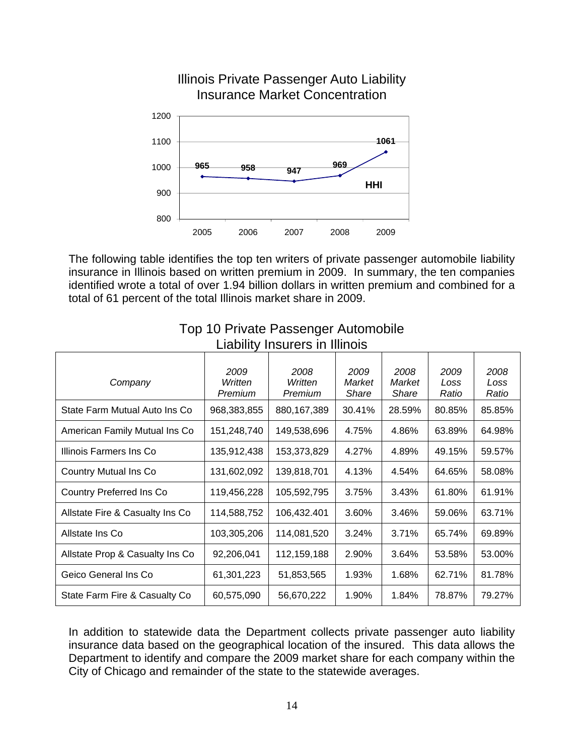## Illinois Private Passenger Auto Liability Insurance Market Concentration

| Year | HHI |
|---|---|
| 2005 | 965 |
| 2006 | 958 |
| 2007 | 947 |
| 2008 | 969 |
| 2009 | 1061 |

The following table identifies the top ten writers of private passenger automobile liability insurance in Illinois based on written premium in 2009. In summary, the ten companies identified wrote a total of over 1.94 billion dollars in written premium and combined for a total of 61 percent of the total Illinois market share in 2009.

## Top 10 Private Passenger Automobile Liability Insurers in Illinois

| *Company* | *2009 Written Premium* | *2008 Written Premium* | *2009 Market Share* | *2008 Market Share* | *2009 Loss Ratio* | *2008 Loss Ratio* |
|---|---|---|---|---|---|---|
| State Farm Mutual Auto Ins Co | 968,383,855 | 880,167,389 | 30.41% | 28.59% | 80.85% | 85.85% |
| American Family Mutual Ins Co | 151,248,740 | 149,538,696 | 4.75% | 4.86% | 63.89% | 64.98% |
| Illinois Farmers Ins Co | 135,912,438 | 153,373,829 | 4.27% | 4.89% | 49.15% | 59.57% |
| Country Mutual Ins Co | 131,602,092 | 139,818,701 | 4.13% | 4.54% | 64.65% | 58.08% |
| Country Preferred Ins Co | 119,456,228 | 105,592,795 | 3.75% | 3.43% | 61.80% | 61.91% |
| Allstate Fire & Casualty Ins Co | 114,588,752 | 106,432.401 | 3.60% | 3.46% | 59.06% | 63.71% |
| Allstate Ins Co | 103,305,206 | 114,081,520 | 3.24% | 3.71% | 65.74% | 69.89% |
| Allstate Prop & Casualty Ins Co | 92,206,041 | 112,159,188 | 2.90% | 3.64% | 53.58% | 53.00% |
| Geico General Ins Co | 61,301,223 | 51,853,565 | 1.93% | 1.68% | 62.71% | 81.78% |
| State Farm Fire & Casualty Co | 60,575,090 | 56,670,222 | 1.90% | 1.84% | 78.87% | 79.27% |

In addition to statewide data the Department collects private passenger auto liability insurance data based on the geographical location of the insured. This data allows the Department to identify and compare the 2009 market share for each company within the City of Chicago and remainder of the state to the statewide averages.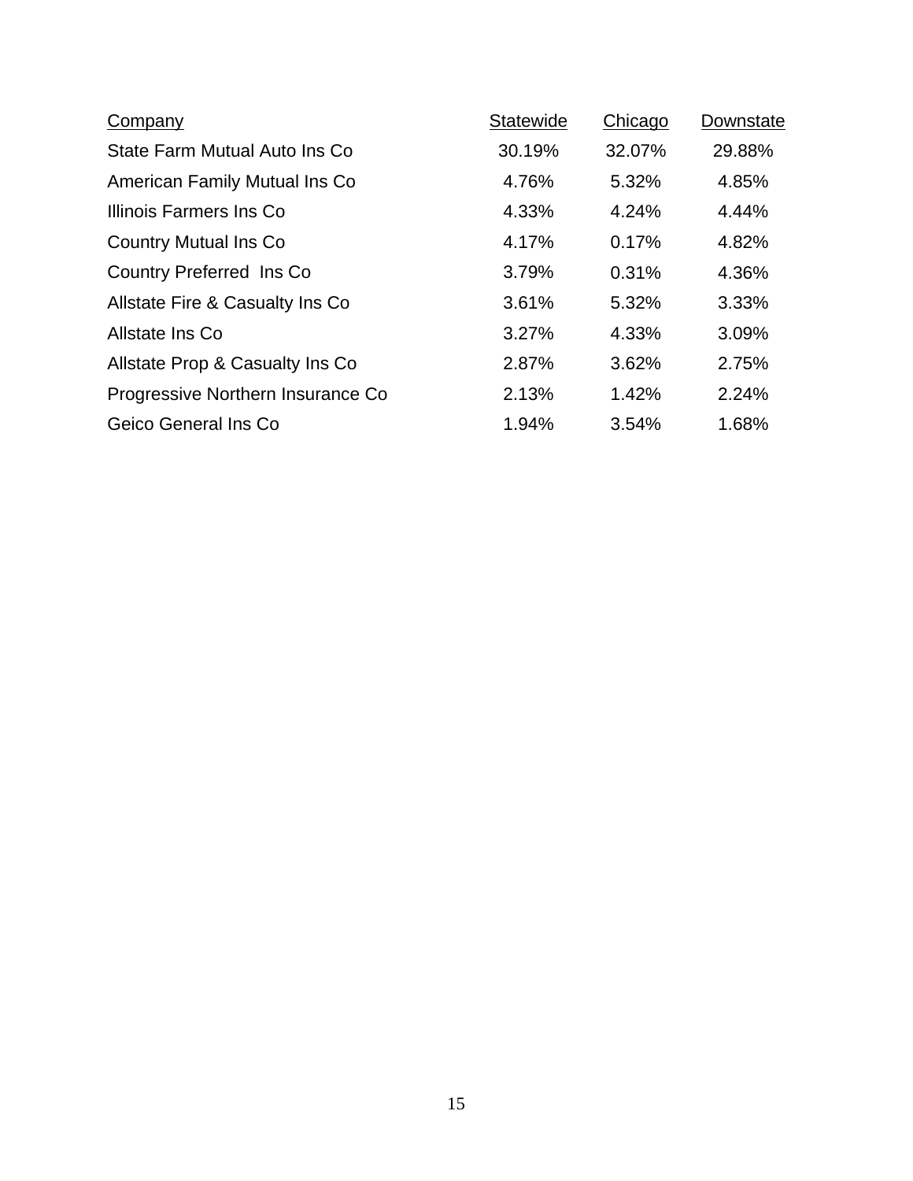| Company | Statewide | Chicago | Downstate |
| --- | --- | --- | --- |
| State Farm Mutual Auto Ins Co | 30.19% | 32.07% | 29.88% |
| American Family Mutual Ins Co | 4.76% | 5.32% | 4.85% |
| Illinois Farmers Ins Co | 4.33% | 4.24% | 4.44% |
| Country Mutual Ins Co | 4.17% | 0.17% | 4.82% |
| Country Preferred Ins Co | 3.79% | 0.31% | 4.36% |
| Allstate Fire & Casualty Ins Co | 3.61% | 5.32% | 3.33% |
| Allstate Ins Co | 3.27% | 4.33% | 3.09% |
| Allstate Prop & Casualty Ins Co | 2.87% | 3.62% | 2.75% |
| Progressive Northern Insurance Co | 2.13% | 1.42% | 2.24% |
| Geico General Ins Co | 1.94% | 3.54% | 1.68% |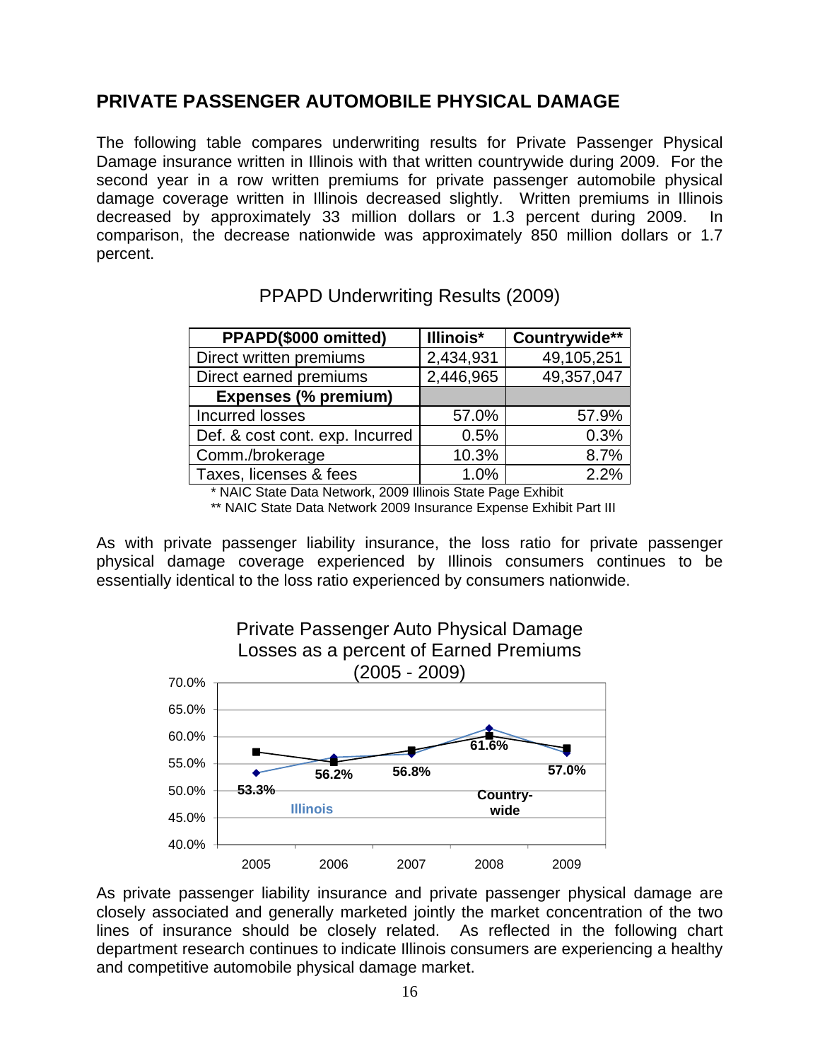## PRIVATE PASSENGER AUTOMOBILE PHYSICAL DAMAGE

The following table compares underwriting results for Private Passenger Physical Damage insurance written in Illinois with that written countrywide during 2009. For the second year in a row written premiums for private passenger automobile physical damage coverage written in Illinois decreased slightly. Written premiums in Illinois decreased by approximately 33 million dollars or 1.3 percent during 2009. In comparison, the decrease nationwide was approximately 850 million dollars or 1.7 percent.

PPAPD Underwriting Results (2009)

| PPAPD($000 omitted) | Illinois* | Countrywide** |
|---|---|---|
| Direct written premiums | 2,434,931 | 49,105,251 |
| Direct earned premiums | 2,446,965 | 49,357,047 |
| **Expenses (% premium)** | | |
| Incurred losses | 57.0% | 57.9% |
| Def. & cost cont. exp. Incurred | 0.5% | 0.3% |
| Comm./brokerage | 10.3% | 8.7% |
| Taxes, licenses & fees | 1.0% | 2.2% |

\* NAIC State Data Network, 2009 Illinois State Page Exhibit

\*\* NAIC State Data Network 2009 Insurance Expense Exhibit Part III

As with private passenger liability insurance, the loss ratio for private passenger physical damage coverage experienced by Illinois consumers continues to be essentially identical to the loss ratio experienced by consumers nationwide.

Private Passenger Auto Physical Damage Losses as a percent of Earned Premiums (2005 - 2009)

| Year | Illinois | Countrywide |
|---|---|---|
| 2005 | 53.3% | |
| 2006 | 56.2% | |
| 2007 | 56.8% | |
| 2008 | 61.6% | |
| 2009 | 57.0% | |

As private passenger liability insurance and private passenger physical damage are closely associated and generally marketed jointly the market concentration of the two lines of insurance should be closely related. As reflected in the following chart department research continues to indicate Illinois consumers are experiencing a healthy and competitive automobile physical damage market.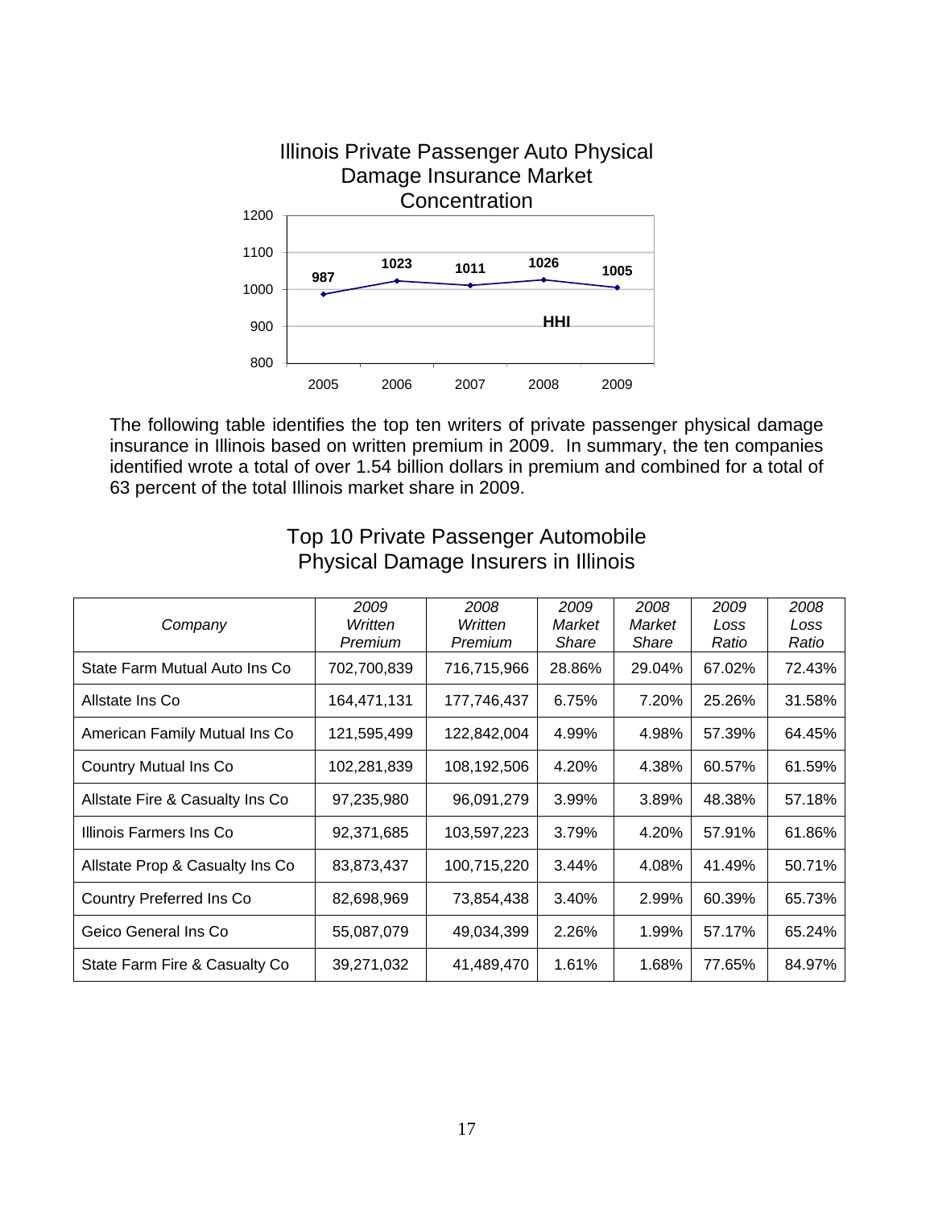Illinois Private Passenger Auto Physical Damage Insurance Market Concentration

| Year | HHI |
|---|---|
| 2005 | 987 |
| 2006 | 1023 |
| 2007 | 1011 |
| 2008 | 1026 |
| 2009 | 1005 |

The following table identifies the top ten writers of private passenger physical damage insurance in Illinois based on written premium in 2009. In summary, the ten companies identified wrote a total of over 1.54 billion dollars in premium and combined for a total of 63 percent of the total Illinois market share in 2009.

## Top 10 Private Passenger Automobile Physical Damage Insurers in Illinois

| *Company* | *2009 Written Premium* | *2008 Written Premium* | *2009 Market Share* | *2008 Market Share* | *2009 Loss Ratio* | *2008 Loss Ratio* |
|---|---|---|---|---|---|---|
| State Farm Mutual Auto Ins Co | 702,700,839 | 716,715,966 | 28.86% | 29.04% | 67.02% | 72.43% |
| Allstate Ins Co | 164,471,131 | 177,746,437 | 6.75% | 7.20% | 25.26% | 31.58% |
| American Family Mutual Ins Co | 121,595,499 | 122,842,004 | 4.99% | 4.98% | 57.39% | 64.45% |
| Country Mutual Ins Co | 102,281,839 | 108,192,506 | 4.20% | 4.38% | 60.57% | 61.59% |
| Allstate Fire & Casualty Ins Co | 97,235,980 | 96,091,279 | 3.99% | 3.89% | 48.38% | 57.18% |
| Illinois Farmers Ins Co | 92,371,685 | 103,597,223 | 3.79% | 4.20% | 57.91% | 61.86% |
| Allstate Prop & Casualty Ins Co | 83,873,437 | 100,715,220 | 3.44% | 4.08% | 41.49% | 50.71% |
| Country Preferred Ins Co | 82,698,969 | 73,854,438 | 3.40% | 2.99% | 60.39% | 65.73% |
| Geico General Ins Co | 55,087,079 | 49,034,399 | 2.26% | 1.99% | 57.17% | 65.24% |
| State Farm Fire & Casualty Co | 39,271,032 | 41,489,470 | 1.61% | 1.68% | 77.65% | 84.97% |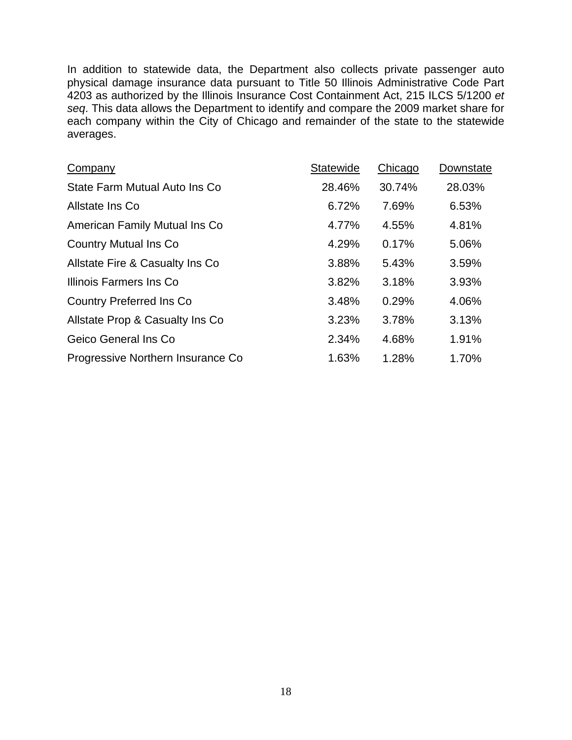In addition to statewide data, the Department also collects private passenger auto physical damage insurance data pursuant to Title 50 Illinois Administrative Code Part 4203 as authorized by the Illinois Insurance Cost Containment Act, 215 ILCS 5/1200 *et seq*. This data allows the Department to identify and compare the 2009 market share for each company within the City of Chicago and remainder of the state to the statewide averages.

| Company | Statewide | Chicago | Downstate |
|---|---|---|---|
| State Farm Mutual Auto Ins Co | 28.46% | 30.74% | 28.03% |
| Allstate Ins Co | 6.72% | 7.69% | 6.53% |
| American Family Mutual Ins Co | 4.77% | 4.55% | 4.81% |
| Country Mutual Ins Co | 4.29% | 0.17% | 5.06% |
| Allstate Fire & Casualty Ins Co | 3.88% | 5.43% | 3.59% |
| Illinois Farmers Ins Co | 3.82% | 3.18% | 3.93% |
| Country Preferred Ins Co | 3.48% | 0.29% | 4.06% |
| Allstate Prop & Casualty Ins Co | 3.23% | 3.78% | 3.13% |
| Geico General Ins Co | 2.34% | 4.68% | 1.91% |
| Progressive Northern Insurance Co | 1.63% | 1.28% | 1.70% |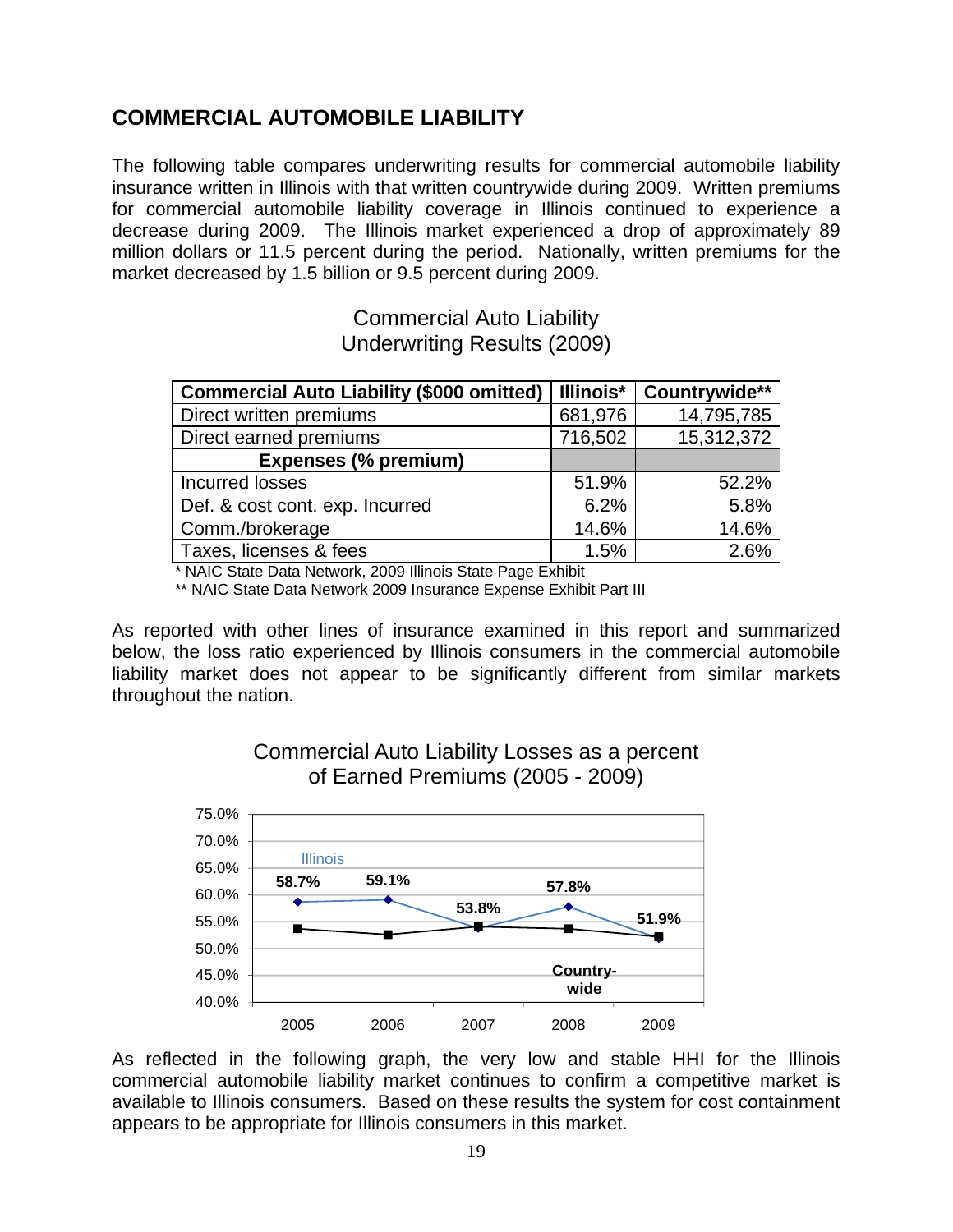## COMMERCIAL AUTOMOBILE LIABILITY

The following table compares underwriting results for commercial automobile liability insurance written in Illinois with that written countrywide during 2009. Written premiums for commercial automobile liability coverage in Illinois continued to experience a decrease during 2009. The Illinois market experienced a drop of approximately 89 million dollars or 11.5 percent during the period. Nationally, written premiums for the market decreased by 1.5 billion or 9.5 percent during 2009.

Commercial Auto Liability
Underwriting Results (2009)

| Commercial Auto Liability ($000 omitted) | Illinois* | Countrywide** |
|---|---|---|
| Direct written premiums | 681,976 | 14,795,785 |
| Direct earned premiums | 716,502 | 15,312,372 |
| **Expenses (% premium)** | | |
| Incurred losses | 51.9% | 52.2% |
| Def. & cost cont. exp. Incurred | 6.2% | 5.8% |
| Comm./brokerage | 14.6% | 14.6% |
| Taxes, licenses & fees | 1.5% | 2.6% |

* NAIC State Data Network, 2009 Illinois State Page Exhibit

** NAIC State Data Network 2009 Insurance Expense Exhibit Part III

As reported with other lines of insurance examined in this report and summarized below, the loss ratio experienced by Illinois consumers in the commercial automobile liability market does not appear to be significantly different from similar markets throughout the nation.

Commercial Auto Liability Losses as a percent of Earned Premiums (2005 - 2009)

| Year | Illinois |
|---|---|
| 2005 | 58.7% |
| 2006 | 59.1% |
| 2007 | 53.8% |
| 2008 | 57.8% |
| 2009 | 51.9% |

As reflected in the following graph, the very low and stable HHI for the Illinois commercial automobile liability market continues to confirm a competitive market is available to Illinois consumers. Based on these results the system for cost containment appears to be appropriate for Illinois consumers in this market.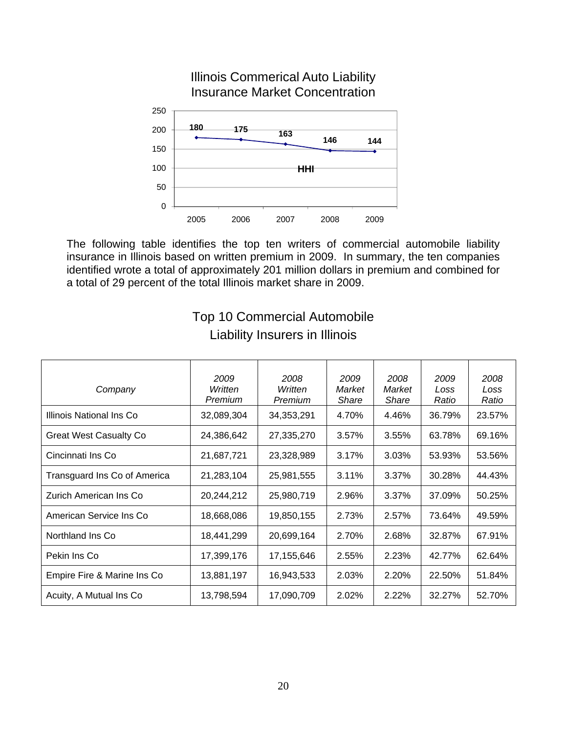## Illinois Commerical Auto Liability Insurance Market Concentration

| Year | 2005 | 2006 | 2007 | 2008 | 2009 |
|---|---|---|---|---|---|
| HHI | 180 | 175 | 163 | 146 | 144 |

The following table identifies the top ten writers of commercial automobile liability insurance in Illinois based on written premium in 2009. In summary, the ten companies identified wrote a total of approximately 201 million dollars in premium and combined for a total of 29 percent of the total Illinois market share in 2009.

## Top 10 Commercial Automobile Liability Insurers in Illinois

| *Company* | *2009 Written Premium* | *2008 Written Premium* | *2009 Market Share* | *2008 Market Share* | *2009 Loss Ratio* | *2008 Loss Ratio* |
|---|---|---|---|---|---|---|
| Illinois National Ins Co | 32,089,304 | 34,353,291 | 4.70% | 4.46% | 36.79% | 23.57% |
| Great West Casualty Co | 24,386,642 | 27,335,270 | 3.57% | 3.55% | 63.78% | 69.16% |
| Cincinnati Ins Co | 21,687,721 | 23,328,989 | 3.17% | 3.03% | 53.93% | 53.56% |
| Transguard Ins Co of America | 21,283,104 | 25,981,555 | 3.11% | 3.37% | 30.28% | 44.43% |
| Zurich American Ins Co | 20,244,212 | 25,980,719 | 2.96% | 3.37% | 37.09% | 50.25% |
| American Service Ins Co | 18,668,086 | 19,850,155 | 2.73% | 2.57% | 73.64% | 49.59% |
| Northland Ins Co | 18,441,299 | 20,699,164 | 2.70% | 2.68% | 32.87% | 67.91% |
| Pekin Ins Co | 17,399,176 | 17,155,646 | 2.55% | 2.23% | 42.77% | 62.64% |
| Empire Fire & Marine Ins Co | 13,881,197 | 16,943,533 | 2.03% | 2.20% | 22.50% | 51.84% |
| Acuity, A Mutual Ins Co | 13,798,594 | 17,090,709 | 2.02% | 2.22% | 32.27% | 52.70% |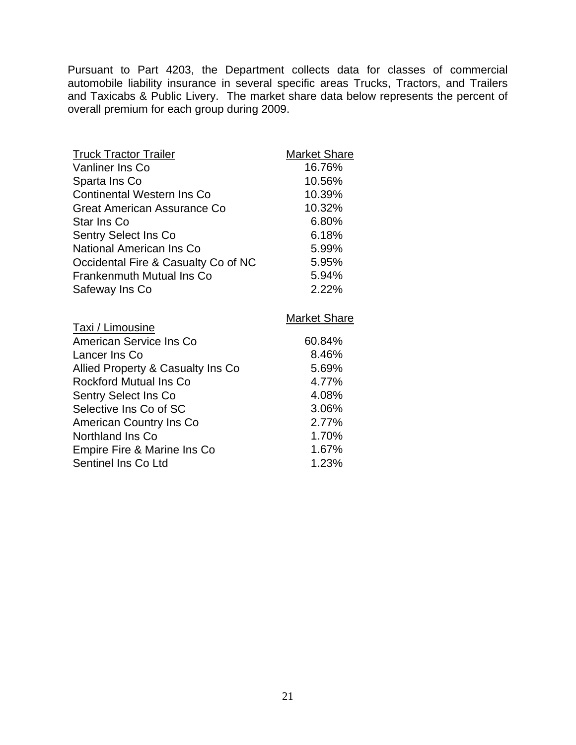Pursuant to Part 4203, the Department collects data for classes of commercial automobile liability insurance in several specific areas Trucks, Tractors, and Trailers and Taxicabs & Public Livery. The market share data below represents the percent of overall premium for each group during 2009.

| Truck Tractor Trailer | Market Share |
|---|---|
| Vanliner Ins Co | 16.76% |
| Sparta Ins Co | 10.56% |
| Continental Western Ins Co | 10.39% |
| Great American Assurance Co | 10.32% |
| Star Ins Co | 6.80% |
| Sentry Select Ins Co | 6.18% |
| National American Ins Co | 5.99% |
| Occidental Fire & Casualty Co of NC | 5.95% |
| Frankenmuth Mutual Ins Co | 5.94% |
| Safeway Ins Co | 2.22% |

| Taxi / Limousine | Market Share |
|---|---|
| American Service Ins Co | 60.84% |
| Lancer Ins Co | 8.46% |
| Allied Property & Casualty Ins Co | 5.69% |
| Rockford Mutual Ins Co | 4.77% |
| Sentry Select Ins Co | 4.08% |
| Selective Ins Co of SC | 3.06% |
| American Country Ins Co | 2.77% |
| Northland Ins Co | 1.70% |
| Empire Fire & Marine Ins Co | 1.67% |
| Sentinel Ins Co Ltd | 1.23% |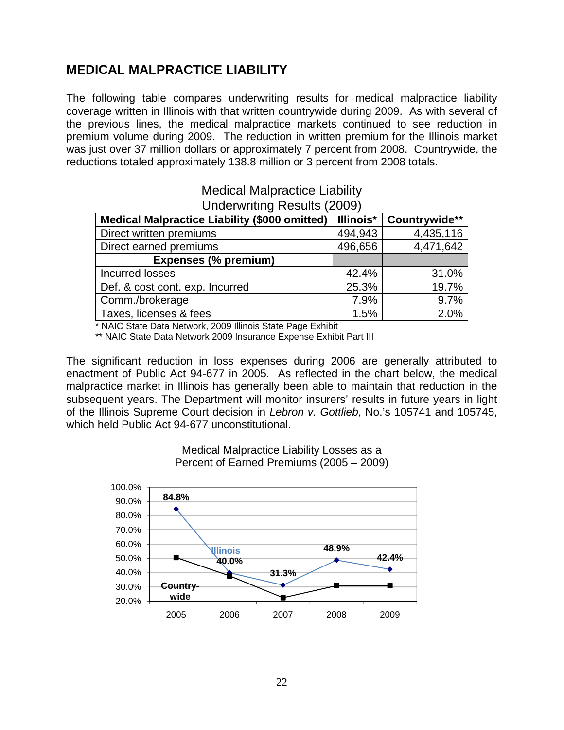## MEDICAL MALPRACTICE LIABILITY

The following table compares underwriting results for medical malpractice liability coverage written in Illinois with that written countrywide during 2009. As with several of the previous lines, the medical malpractice markets continued to see reduction in premium volume during 2009. The reduction in written premium for the Illinois market was just over 37 million dollars or approximately 7 percent from 2008. Countrywide, the reductions totaled approximately 138.8 million or 3 percent from 2008 totals.

Medical Malpractice Liability
Underwriting Results (2009)

| Medical Malpractice Liability ($000 omitted) | Illinois* | Countrywide** |
|---|---|---|
| Direct written premiums | 494,943 | 4,435,116 |
| Direct earned premiums | 496,656 | 4,471,642 |
| **Expenses (% premium)** | | |
| Incurred losses | 42.4% | 31.0% |
| Def. & cost cont. exp. Incurred | 25.3% | 19.7% |
| Comm./brokerage | 7.9% | 9.7% |
| Taxes, licenses & fees | 1.5% | 2.0% |

* NAIC State Data Network, 2009 Illinois State Page Exhibit

** NAIC State Data Network 2009 Insurance Expense Exhibit Part III

The significant reduction in loss expenses during 2006 are generally attributed to enactment of Public Act 94-677 in 2005. As reflected in the chart below, the medical malpractice market in Illinois has generally been able to maintain that reduction in the subsequent years. The Department will monitor insurers' results in future years in light of the Illinois Supreme Court decision in *Lebron v. Gottlieb*, No.'s 105741 and 105745, which held Public Act 94-677 unconstitutional.

Medical Malpractice Liability Losses as a
Percent of Earned Premiums (2005 – 2009)

| Year | Illinois | Countrywide |
|---|---|---|
| 2005 | 84.8% | |
| 2006 | 40.0% | |
| 2007 | 31.3% | |
| 2008 | 48.9% | |
| 2009 | 42.4% | |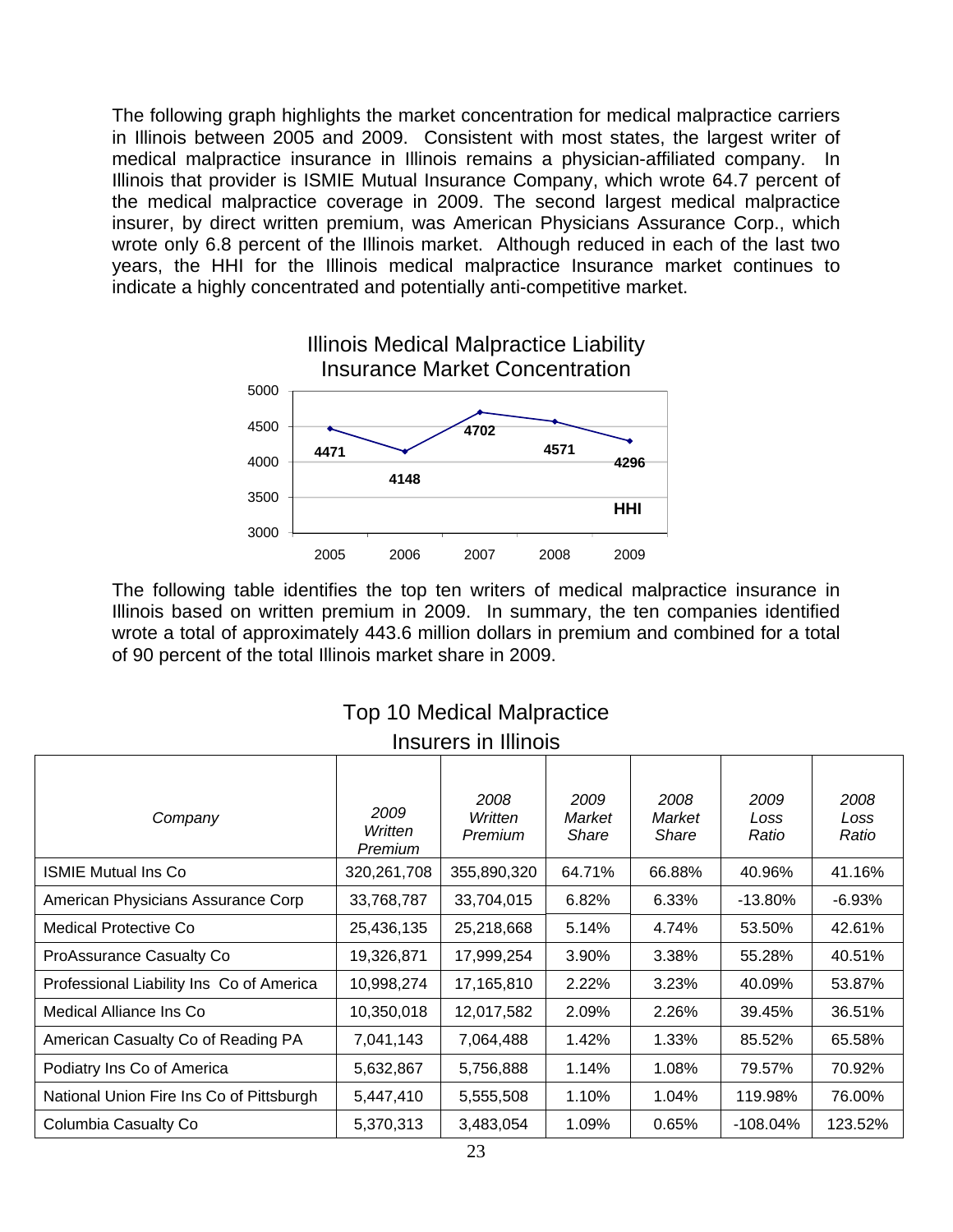The following graph highlights the market concentration for medical malpractice carriers in Illinois between 2005 and 2009. Consistent with most states, the largest writer of medical malpractice insurance in Illinois remains a physician-affiliated company. In Illinois that provider is ISMIE Mutual Insurance Company, which wrote 64.7 percent of the medical malpractice coverage in 2009. The second largest medical malpractice insurer, by direct written premium, was American Physicians Assurance Corp., which wrote only 6.8 percent of the Illinois market. Although reduced in each of the last two years, the HHI for the Illinois medical malpractice Insurance market continues to indicate a highly concentrated and potentially anti-competitive market.

**Illinois Medical Malpractice Liability Insurance Market Concentration**

| | 2005 | 2006 | 2007 | 2008 | 2009 |
|---|---|---|---|---|---|
| HHI | 4471 | 4148 | 4702 | 4571 | 4296 |

The following table identifies the top ten writers of medical malpractice insurance in Illinois based on written premium in 2009. In summary, the ten companies identified wrote a total of approximately 443.6 million dollars in premium and combined for a total of 90 percent of the total Illinois market share in 2009.

**Top 10 Medical Malpractice Insurers in Illinois**

| *Company* | *2009 Written Premium* | *2008 Written Premium* | *2009 Market Share* | *2008 Market Share* | *2009 Loss Ratio* | *2008 Loss Ratio* |
|---|---|---|---|---|---|---|
| ISMIE Mutual Ins Co | 320,261,708 | 355,890,320 | 64.71% | 66.88% | 40.96% | 41.16% |
| American Physicians Assurance Corp | 33,768,787 | 33,704,015 | 6.82% | 6.33% | -13.80% | -6.93% |
| Medical Protective Co | 25,436,135 | 25,218,668 | 5.14% | 4.74% | 53.50% | 42.61% |
| ProAssurance Casualty Co | 19,326,871 | 17,999,254 | 3.90% | 3.38% | 55.28% | 40.51% |
| Professional Liability Ins Co of America | 10,998,274 | 17,165,810 | 2.22% | 3.23% | 40.09% | 53.87% |
| Medical Alliance Ins Co | 10,350,018 | 12,017,582 | 2.09% | 2.26% | 39.45% | 36.51% |
| American Casualty Co of Reading PA | 7,041,143 | 7,064,488 | 1.42% | 1.33% | 85.52% | 65.58% |
| Podiatry Ins Co of America | 5,632,867 | 5,756,888 | 1.14% | 1.08% | 79.57% | 70.92% |
| National Union Fire Ins Co of Pittsburgh | 5,447,410 | 5,555,508 | 1.10% | 1.04% | 119.98% | 76.00% |
| Columbia Casualty Co | 5,370,313 | 3,483,054 | 1.09% | 0.65% | -108.04% | 123.52% |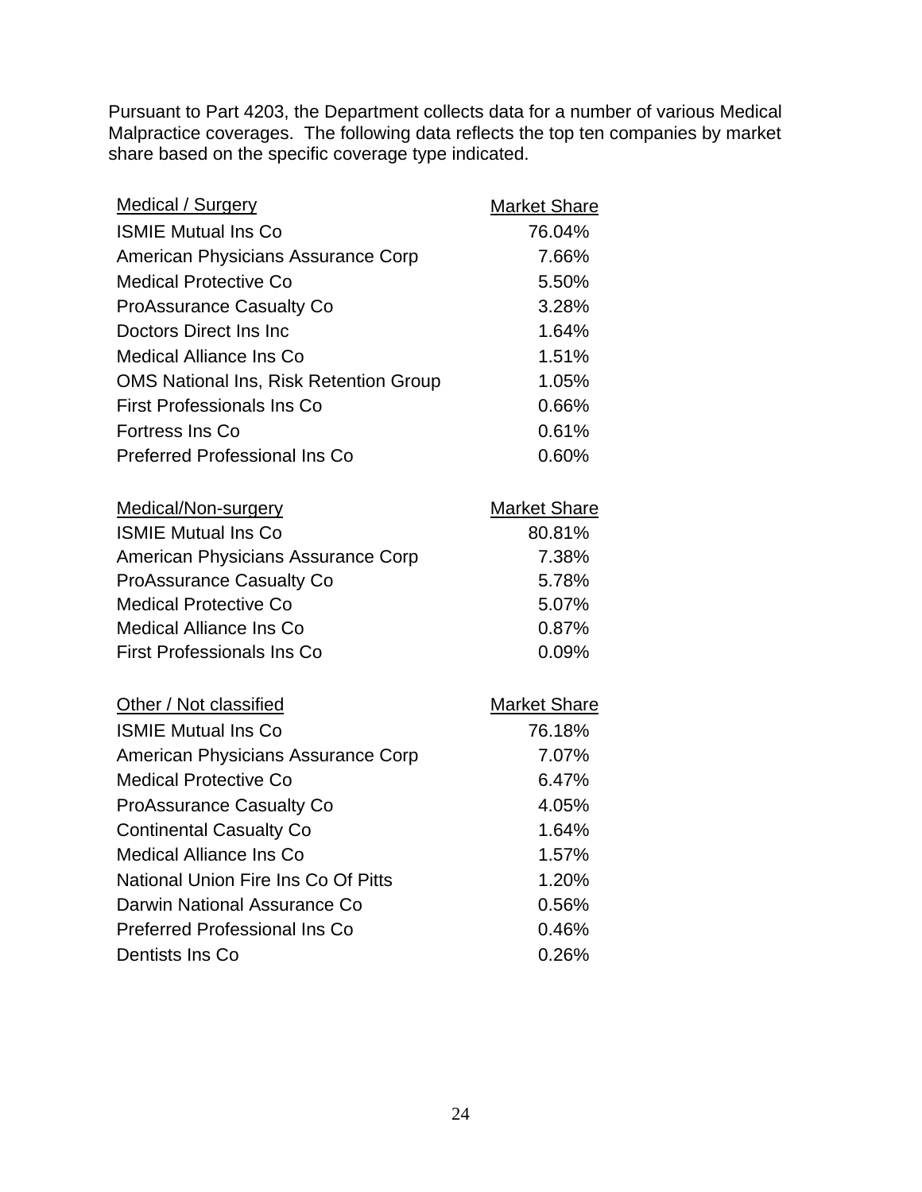Pursuant to Part 4203, the Department collects data for a number of various Medical Malpractice coverages. The following data reflects the top ten companies by market share based on the specific coverage type indicated.

| Medical / Surgery | Market Share |
|---|---|
| ISMIE Mutual Ins Co | 76.04% |
| American Physicians Assurance Corp | 7.66% |
| Medical Protective Co | 5.50% |
| ProAssurance Casualty Co | 3.28% |
| Doctors Direct Ins Inc | 1.64% |
| Medical Alliance Ins Co | 1.51% |
| OMS National Ins, Risk Retention Group | 1.05% |
| First Professionals Ins Co | 0.66% |
| Fortress Ins Co | 0.61% |
| Preferred Professional Ins Co | 0.60% |

| Medical/Non-surgery | Market Share |
|---|---|
| ISMIE Mutual Ins Co | 80.81% |
| American Physicians Assurance Corp | 7.38% |
| ProAssurance Casualty Co | 5.78% |
| Medical Protective Co | 5.07% |
| Medical Alliance Ins Co | 0.87% |
| First Professionals Ins Co | 0.09% |

| Other / Not classified | Market Share |
|---|---|
| ISMIE Mutual Ins Co | 76.18% |
| American Physicians Assurance Corp | 7.07% |
| Medical Protective Co | 6.47% |
| ProAssurance Casualty Co | 4.05% |
| Continental Casualty Co | 1.64% |
| Medical Alliance Ins Co | 1.57% |
| National Union Fire Ins Co Of Pitts | 1.20% |
| Darwin National Assurance Co | 0.56% |
| Preferred Professional Ins Co | 0.46% |
| Dentists Ins Co | 0.26% |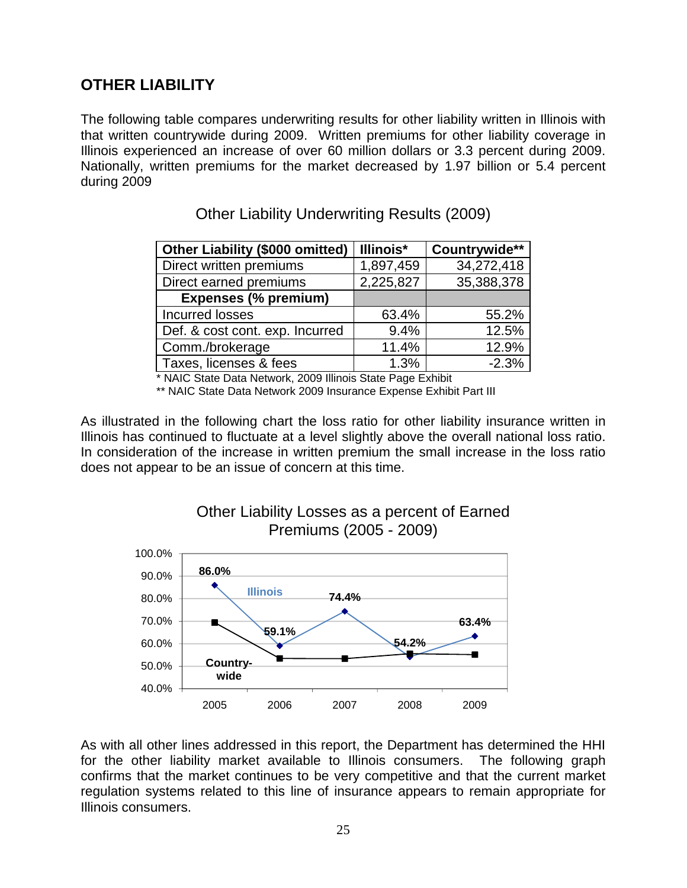## OTHER LIABILITY

The following table compares underwriting results for other liability written in Illinois with that written countrywide during 2009. Written premiums for other liability coverage in Illinois experienced an increase of over 60 million dollars or 3.3 percent during 2009. Nationally, written premiums for the market decreased by 1.97 billion or 5.4 percent during 2009

Other Liability Underwriting Results (2009)

| Other Liability ($000 omitted) | Illinois* | Countrywide** |
|---|---|---|
| Direct written premiums | 1,897,459 | 34,272,418 |
| Direct earned premiums | 2,225,827 | 35,388,378 |
| **Expenses (% premium)** | | |
| Incurred losses | 63.4% | 55.2% |
| Def. & cost cont. exp. Incurred | 9.4% | 12.5% |
| Comm./brokerage | 11.4% | 12.9% |
| Taxes, licenses & fees | 1.3% | -2.3% |

\* NAIC State Data Network, 2009 Illinois State Page Exhibit

\*\* NAIC State Data Network 2009 Insurance Expense Exhibit Part III

As illustrated in the following chart the loss ratio for other liability insurance written in Illinois has continued to fluctuate at a level slightly above the overall national loss ratio. In consideration of the increase in written premium the small increase in the loss ratio does not appear to be an issue of concern at this time.

Other Liability Losses as a percent of Earned Premiums (2005 - 2009)

| Year | Illinois | Countrywide |
|---|---|---|
| 2005 | 86.0% | |
| 2006 | 59.1% | |
| 2007 | 74.4% | |
| 2008 | 54.2% | |
| 2009 | 63.4% | |

As with all other lines addressed in this report, the Department has determined the HHI for the other liability market available to Illinois consumers. The following graph confirms that the market continues to be very competitive and that the current market regulation systems related to this line of insurance appears to remain appropriate for Illinois consumers.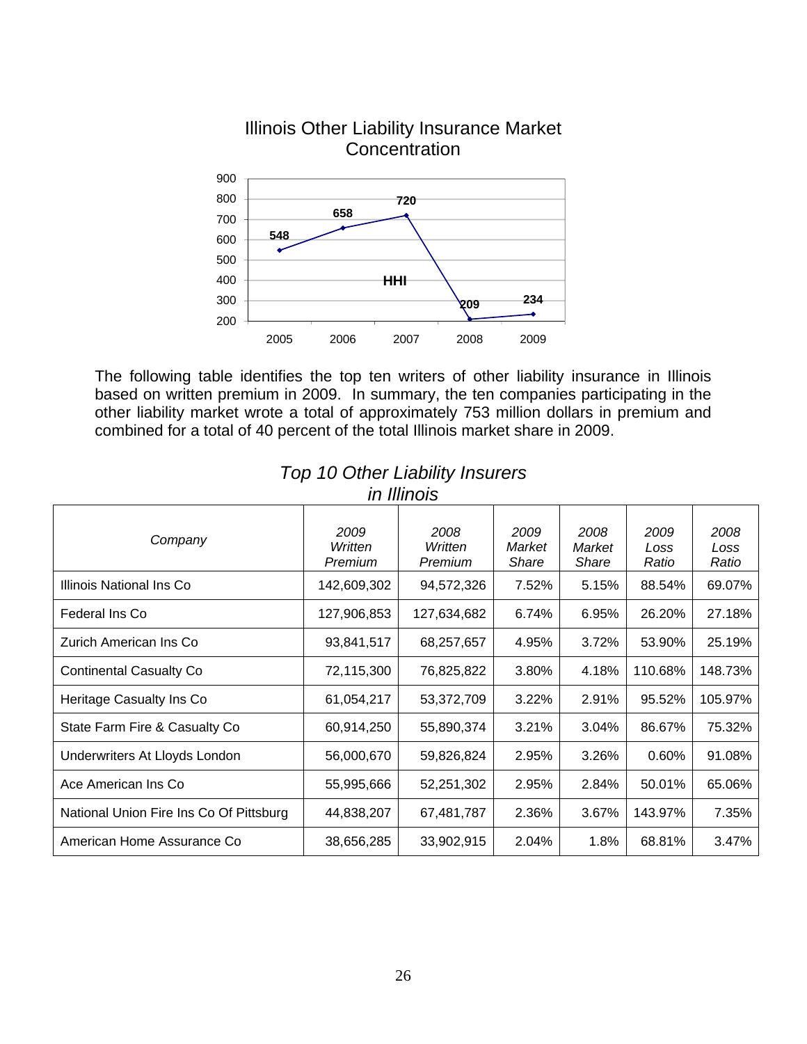Illinois Other Liability Insurance Market Concentration

| Year | HHI |
| --- | --- |
| 2005 | 548 |
| 2006 | 658 |
| 2007 | 720 |
| 2008 | 209 |
| 2009 | 234 |

The following table identifies the top ten writers of other liability insurance in Illinois based on written premium in 2009. In summary, the ten companies participating in the other liability market wrote a total of approximately 753 million dollars in premium and combined for a total of 40 percent of the total Illinois market share in 2009.

*Top 10 Other Liability Insurers in Illinois*

| *Company* | *2009 Written Premium* | *2008 Written Premium* | *2009 Market Share* | *2008 Market Share* | *2009 Loss Ratio* | *2008 Loss Ratio* |
| --- | --- | --- | --- | --- | --- | --- |
| Illinois National Ins Co | 142,609,302 | 94,572,326 | 7.52% | 5.15% | 88.54% | 69.07% |
| Federal Ins Co | 127,906,853 | 127,634,682 | 6.74% | 6.95% | 26.20% | 27.18% |
| Zurich American Ins Co | 93,841,517 | 68,257,657 | 4.95% | 3.72% | 53.90% | 25.19% |
| Continental Casualty Co | 72,115,300 | 76,825,822 | 3.80% | 4.18% | 110.68% | 148.73% |
| Heritage Casualty Ins Co | 61,054,217 | 53,372,709 | 3.22% | 2.91% | 95.52% | 105.97% |
| State Farm Fire & Casualty Co | 60,914,250 | 55,890,374 | 3.21% | 3.04% | 86.67% | 75.32% |
| Underwriters At Lloyds London | 56,000,670 | 59,826,824 | 2.95% | 3.26% | 0.60% | 91.08% |
| Ace American Ins Co | 55,995,666 | 52,251,302 | 2.95% | 2.84% | 50.01% | 65.06% |
| National Union Fire Ins Co Of Pittsburg | 44,838,207 | 67,481,787 | 2.36% | 3.67% | 143.97% | 7.35% |
| American Home Assurance Co | 38,656,285 | 33,902,915 | 2.04% | 1.8% | 68.81% | 3.47% |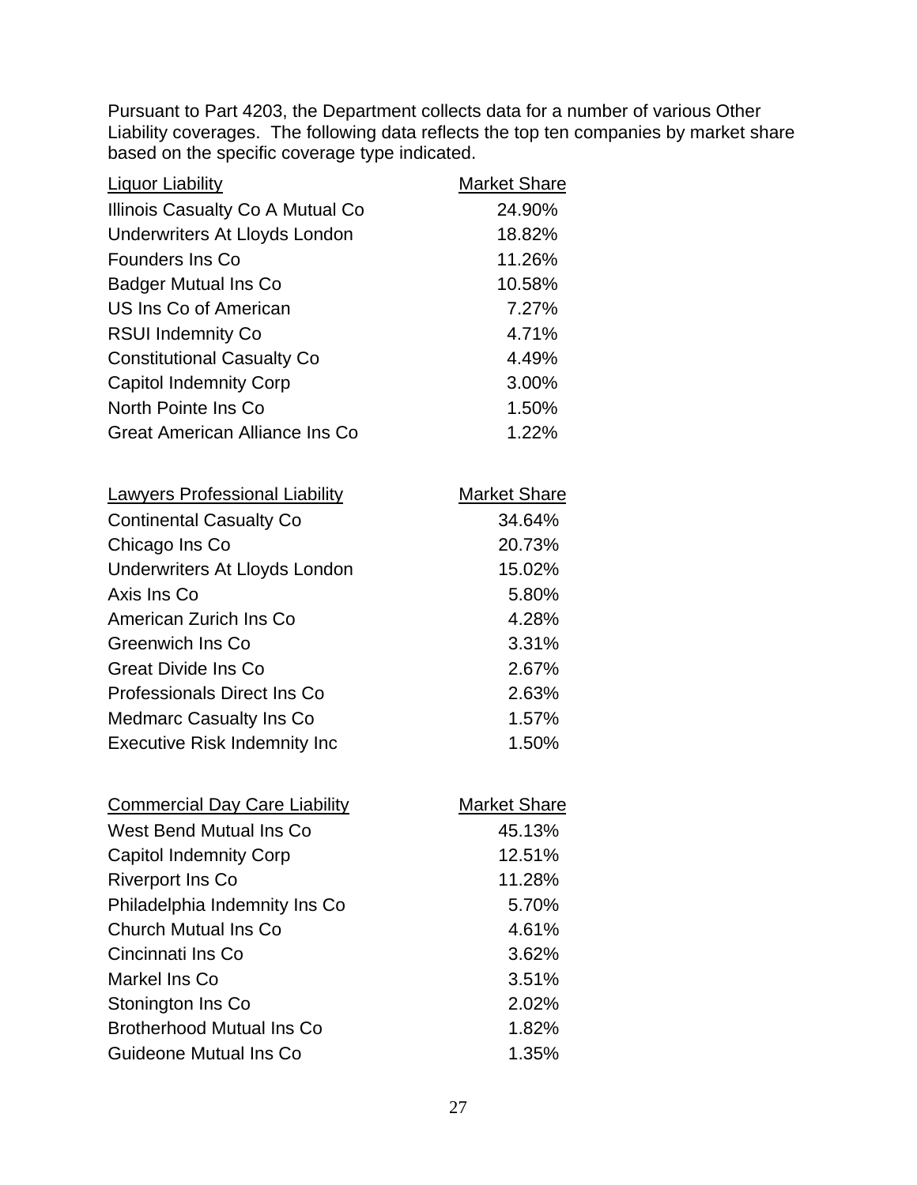Pursuant to Part 4203, the Department collects data for a number of various Other Liability coverages. The following data reflects the top ten companies by market share based on the specific coverage type indicated.

| Liquor Liability | Market Share |
|---|---|
| Illinois Casualty Co A Mutual Co | 24.90% |
| Underwriters At Lloyds London | 18.82% |
| Founders Ins Co | 11.26% |
| Badger Mutual Ins Co | 10.58% |
| US Ins Co of American | 7.27% |
| RSUI Indemnity Co | 4.71% |
| Constitutional Casualty Co | 4.49% |
| Capitol Indemnity Corp | 3.00% |
| North Pointe Ins Co | 1.50% |
| Great American Alliance Ins Co | 1.22% |

| Lawyers Professional Liability | Market Share |
|---|---|
| Continental Casualty Co | 34.64% |
| Chicago Ins Co | 20.73% |
| Underwriters At Lloyds London | 15.02% |
| Axis Ins Co | 5.80% |
| American Zurich Ins Co | 4.28% |
| Greenwich Ins Co | 3.31% |
| Great Divide Ins Co | 2.67% |
| Professionals Direct Ins Co | 2.63% |
| Medmarc Casualty Ins Co | 1.57% |
| Executive Risk Indemnity Inc | 1.50% |

| Commercial Day Care Liability | Market Share |
|---|---|
| West Bend Mutual Ins Co | 45.13% |
| Capitol Indemnity Corp | 12.51% |
| Riverport Ins Co | 11.28% |
| Philadelphia Indemnity Ins Co | 5.70% |
| Church Mutual Ins Co | 4.61% |
| Cincinnati Ins Co | 3.62% |
| Markel Ins Co | 3.51% |
| Stonington Ins Co | 2.02% |
| Brotherhood Mutual Ins Co | 1.82% |
| Guideone Mutual Ins Co | 1.35% |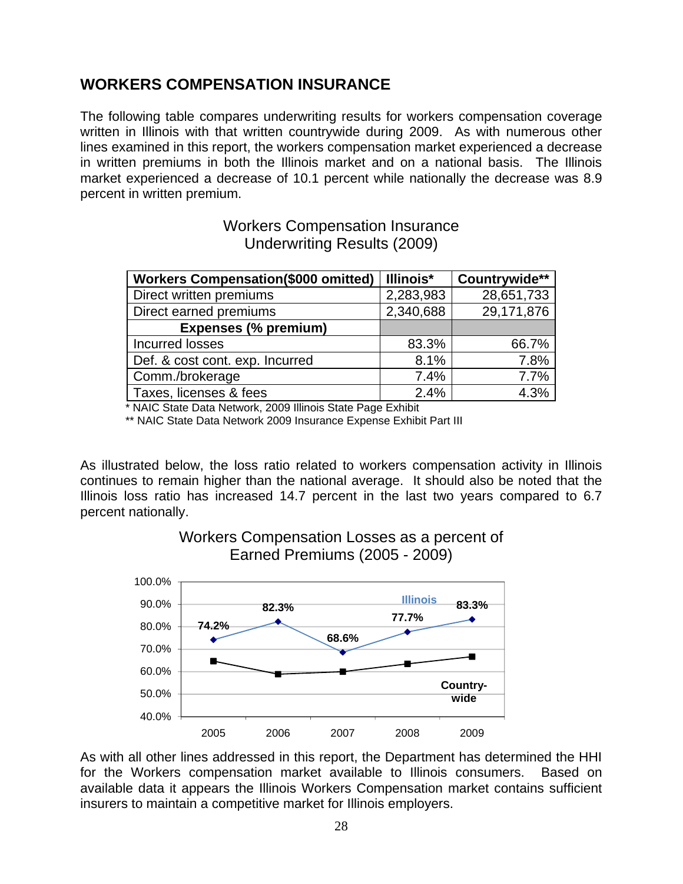## WORKERS COMPENSATION INSURANCE

The following table compares underwriting results for workers compensation coverage written in Illinois with that written countrywide during 2009. As with numerous other lines examined in this report, the workers compensation market experienced a decrease in written premiums in both the Illinois market and on a national basis. The Illinois market experienced a decrease of 10.1 percent while nationally the decrease was 8.9 percent in written premium.

Workers Compensation Insurance
Underwriting Results (2009)

| Workers Compensation($000 omitted) | Illinois* | Countrywide** |
|---|---|---|
| Direct written premiums | 2,283,983 | 28,651,733 |
| Direct earned premiums | 2,340,688 | 29,171,876 |
| **Expenses (% premium)** | | |
| Incurred losses | 83.3% | 66.7% |
| Def. & cost cont. exp. Incurred | 8.1% | 7.8% |
| Comm./brokerage | 7.4% | 7.7% |
| Taxes, licenses & fees | 2.4% | 4.3% |

\* NAIC State Data Network, 2009 Illinois State Page Exhibit

\*\* NAIC State Data Network 2009 Insurance Expense Exhibit Part III

As illustrated below, the loss ratio related to workers compensation activity in Illinois continues to remain higher than the national average. It should also be noted that the Illinois loss ratio has increased 14.7 percent in the last two years compared to 6.7 percent nationally.

Workers Compensation Losses as a percent of
Earned Premiums (2005 - 2009)

As with all other lines addressed in this report, the Department has determined the HHI for the Workers compensation market available to Illinois consumers. Based on available data it appears the Illinois Workers Compensation market contains sufficient insurers to maintain a competitive market for Illinois employers.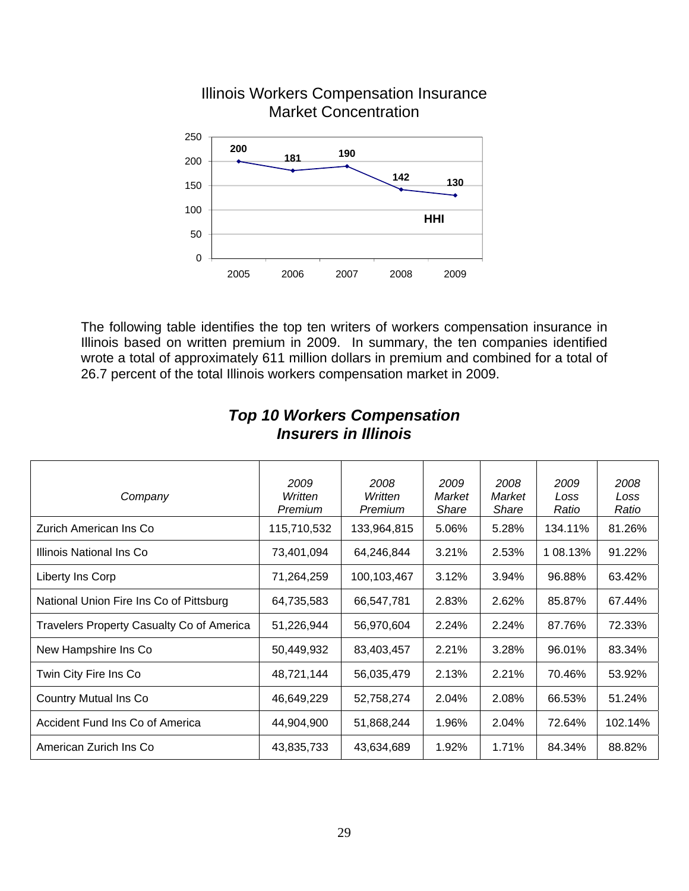## Illinois Workers Compensation Insurance Market Concentration

The following table identifies the top ten writers of workers compensation insurance in Illinois based on written premium in 2009. In summary, the ten companies identified wrote a total of approximately 611 million dollars in premium and combined for a total of 26.7 percent of the total Illinois workers compensation market in 2009.

### *Top 10 Workers Compensation Insurers in Illinois*

| *Company* | *2009 Written Premium* | *2008 Written Premium* | *2009 Market Share* | *2008 Market Share* | *2009 Loss Ratio* | *2008 Loss Ratio* |
|---|---|---|---|---|---|---|
| Zurich American Ins Co | 115,710,532 | 133,964,815 | 5.06% | 5.28% | 134.11% | 81.26% |
| Illinois National Ins Co | 73,401,094 | 64,246,844 | 3.21% | 2.53% | 1 08.13% | 91.22% |
| Liberty Ins Corp | 71,264,259 | 100,103,467 | 3.12% | 3.94% | 96.88% | 63.42% |
| National Union Fire Ins Co of Pittsburg | 64,735,583 | 66,547,781 | 2.83% | 2.62% | 85.87% | 67.44% |
| Travelers Property Casualty Co of America | 51,226,944 | 56,970,604 | 2.24% | 2.24% | 87.76% | 72.33% |
| New Hampshire Ins Co | 50,449,932 | 83,403,457 | 2.21% | 3.28% | 96.01% | 83.34% |
| Twin City Fire Ins Co | 48,721,144 | 56,035,479 | 2.13% | 2.21% | 70.46% | 53.92% |
| Country Mutual Ins Co | 46,649,229 | 52,758,274 | 2.04% | 2.08% | 66.53% | 51.24% |
| Accident Fund Ins Co of America | 44,904,900 | 51,868,244 | 1.96% | 2.04% | 72.64% | 102.14% |
| American Zurich Ins Co | 43,835,733 | 43,634,689 | 1.92% | 1.71% | 84.34% | 88.82% |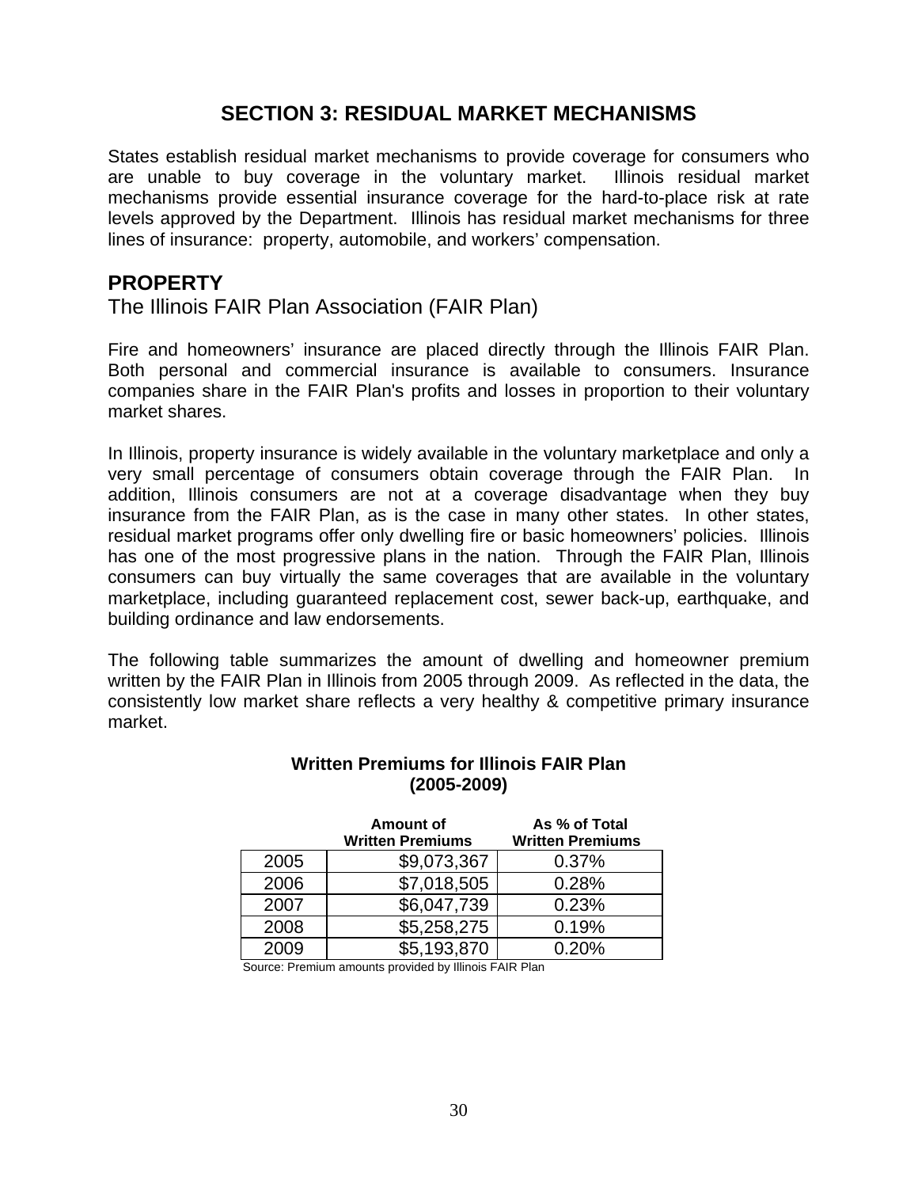# SECTION 3: RESIDUAL MARKET MECHANISMS

States establish residual market mechanisms to provide coverage for consumers who are unable to buy coverage in the voluntary market. Illinois residual market mechanisms provide essential insurance coverage for the hard-to-place risk at rate levels approved by the Department. Illinois has residual market mechanisms for three lines of insurance: property, automobile, and workers' compensation.

## PROPERTY

### The Illinois FAIR Plan Association (FAIR Plan)

Fire and homeowners' insurance are placed directly through the Illinois FAIR Plan. Both personal and commercial insurance is available to consumers. Insurance companies share in the FAIR Plan's profits and losses in proportion to their voluntary market shares.

In Illinois, property insurance is widely available in the voluntary marketplace and only a very small percentage of consumers obtain coverage through the FAIR Plan. In addition, Illinois consumers are not at a coverage disadvantage when they buy insurance from the FAIR Plan, as is the case in many other states. In other states, residual market programs offer only dwelling fire or basic homeowners' policies. Illinois has one of the most progressive plans in the nation. Through the FAIR Plan, Illinois consumers can buy virtually the same coverages that are available in the voluntary marketplace, including guaranteed replacement cost, sewer back-up, earthquake, and building ordinance and law endorsements.

The following table summarizes the amount of dwelling and homeowner premium written by the FAIR Plan in Illinois from 2005 through 2009. As reflected in the data, the consistently low market share reflects a very healthy & competitive primary insurance market.

**Written Premiums for Illinois FAIR Plan (2005-2009)**

| | Amount of Written Premiums | As % of Total Written Premiums |
|---|---|---|
| 2005 | $9,073,367 | 0.37% |
| 2006 | $7,018,505 | 0.28% |
| 2007 | $6,047,739 | 0.23% |
| 2008 | $5,258,275 | 0.19% |
| 2009 | $5,193,870 | 0.20% |

Source: Premium amounts provided by Illinois FAIR Plan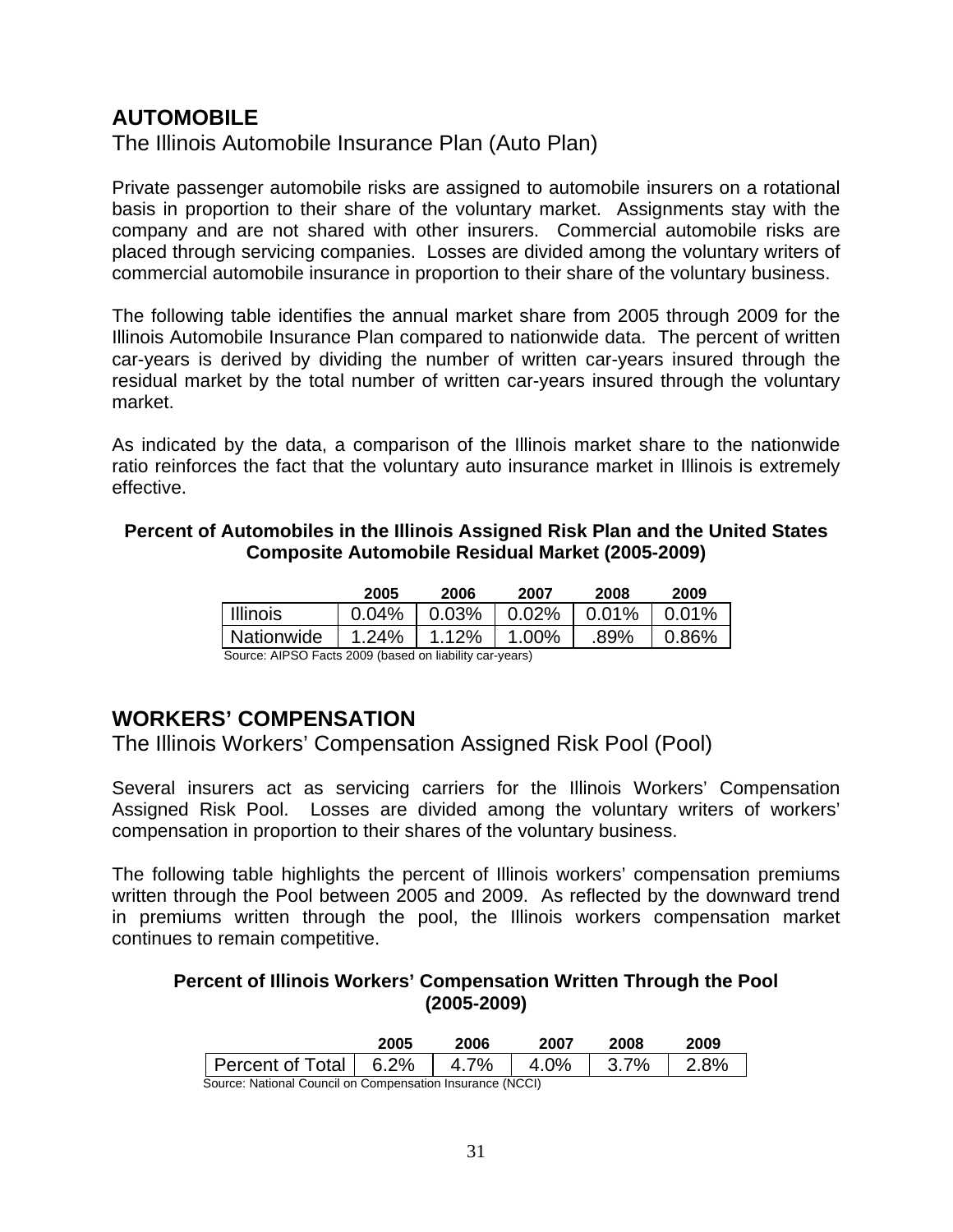## AUTOMOBILE

### The Illinois Automobile Insurance Plan (Auto Plan)

Private passenger automobile risks are assigned to automobile insurers on a rotational basis in proportion to their share of the voluntary market. Assignments stay with the company and are not shared with other insurers. Commercial automobile risks are placed through servicing companies. Losses are divided among the voluntary writers of commercial automobile insurance in proportion to their share of the voluntary business.

The following table identifies the annual market share from 2005 through 2009 for the Illinois Automobile Insurance Plan compared to nationwide data. The percent of written car-years is derived by dividing the number of written car-years insured through the residual market by the total number of written car-years insured through the voluntary market.

As indicated by the data, a comparison of the Illinois market share to the nationwide ratio reinforces the fact that the voluntary auto insurance market in Illinois is extremely effective.

**Percent of Automobiles in the Illinois Assigned Risk Plan and the United States Composite Automobile Residual Market (2005-2009)**

| | 2005 | 2006 | 2007 | 2008 | 2009 |
|---|---|---|---|---|---|
| Illinois | 0.04% | 0.03% | 0.02% | 0.01% | 0.01% |
| Nationwide | 1.24% | 1.12% | 1.00% | .89% | 0.86% |

Source: AIPSO Facts 2009 (based on liability car-years)

## WORKERS' COMPENSATION

### The Illinois Workers' Compensation Assigned Risk Pool (Pool)

Several insurers act as servicing carriers for the Illinois Workers' Compensation Assigned Risk Pool. Losses are divided among the voluntary writers of workers' compensation in proportion to their shares of the voluntary business.

The following table highlights the percent of Illinois workers' compensation premiums written through the Pool between 2005 and 2009. As reflected by the downward trend in premiums written through the pool, the Illinois workers compensation market continues to remain competitive.

**Percent of Illinois Workers' Compensation Written Through the Pool (2005-2009)**

| | 2005 | 2006 | 2007 | 2008 | 2009 |
|---|---|---|---|---|---|
| Percent of Total | 6.2% | 4.7% | 4.0% | 3.7% | 2.8% |

Source: National Council on Compensation Insurance (NCCI)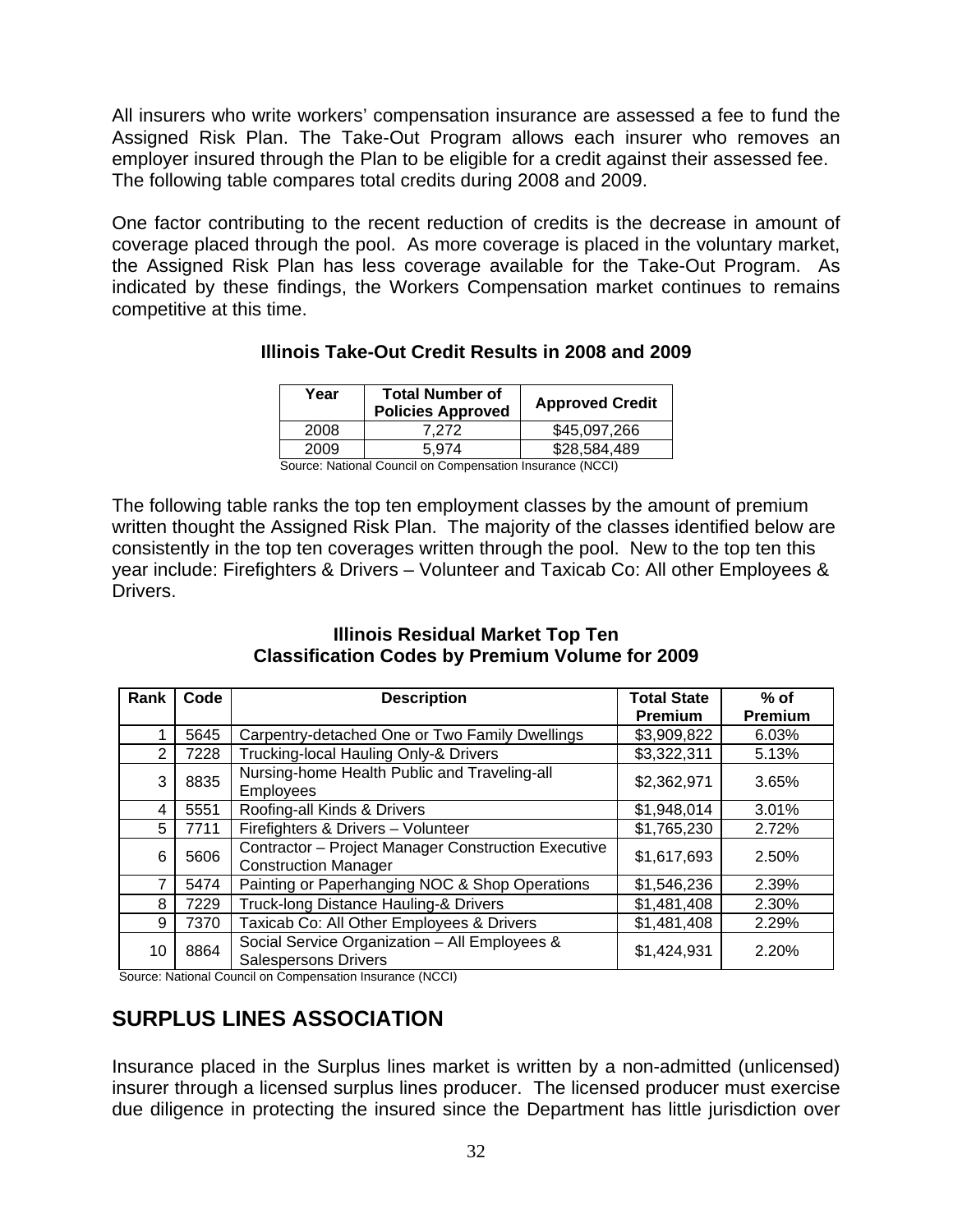All insurers who write workers' compensation insurance are assessed a fee to fund the Assigned Risk Plan. The Take-Out Program allows each insurer who removes an employer insured through the Plan to be eligible for a credit against their assessed fee. The following table compares total credits during 2008 and 2009.

One factor contributing to the recent reduction of credits is the decrease in amount of coverage placed through the pool. As more coverage is placed in the voluntary market, the Assigned Risk Plan has less coverage available for the Take-Out Program. As indicated by these findings, the Workers Compensation market continues to remains competitive at this time.

**Illinois Take-Out Credit Results in 2008 and 2009**

| Year | Total Number of Policies Approved | Approved Credit |
|---|---|---|
| 2008 | 7,272 | $45,097,266 |
| 2009 | 5,974 | $28,584,489 |

Source: National Council on Compensation Insurance (NCCI)

The following table ranks the top ten employment classes by the amount of premium written thought the Assigned Risk Plan. The majority of the classes identified below are consistently in the top ten coverages written through the pool. New to the top ten this year include: Firefighters & Drivers – Volunteer and Taxicab Co: All other Employees & Drivers.

**Illinois Residual Market Top Ten Classification Codes by Premium Volume for 2009**

| Rank | Code | Description | Total State Premium | % of Premium |
|---|---|---|---|---|
| 1 | 5645 | Carpentry-detached One or Two Family Dwellings | $3,909,822 | 6.03% |
| 2 | 7228 | Trucking-local Hauling Only-& Drivers | $3,322,311 | 5.13% |
| 3 | 8835 | Nursing-home Health Public and Traveling-all Employees | $2,362,971 | 3.65% |
| 4 | 5551 | Roofing-all Kinds & Drivers | $1,948,014 | 3.01% |
| 5 | 7711 | Firefighters & Drivers – Volunteer | $1,765,230 | 2.72% |
| 6 | 5606 | Contractor – Project Manager Construction Executive Construction Manager | $1,617,693 | 2.50% |
| 7 | 5474 | Painting or Paperhanging NOC & Shop Operations | $1,546,236 | 2.39% |
| 8 | 7229 | Truck-long Distance Hauling-& Drivers | $1,481,408 | 2.30% |
| 9 | 7370 | Taxicab Co: All Other Employees & Drivers | $1,481,408 | 2.29% |
| 10 | 8864 | Social Service Organization – All Employees & Salespersons Drivers | $1,424,931 | 2.20% |

Source: National Council on Compensation Insurance (NCCI)

## SURPLUS LINES ASSOCIATION

Insurance placed in the Surplus lines market is written by a non-admitted (unlicensed) insurer through a licensed surplus lines producer. The licensed producer must exercise due diligence in protecting the insured since the Department has little jurisdiction over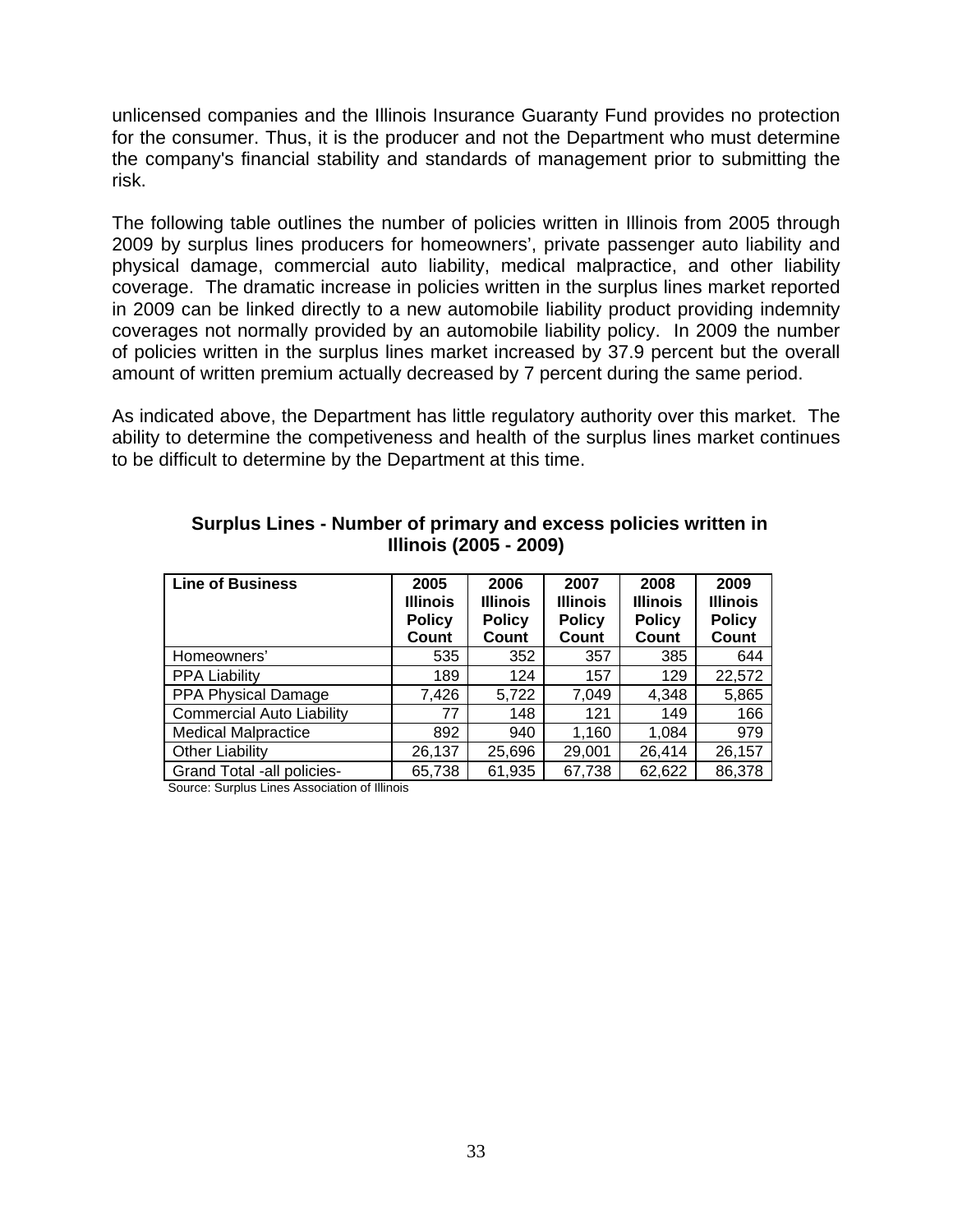unlicensed companies and the Illinois Insurance Guaranty Fund provides no protection for the consumer. Thus, it is the producer and not the Department who must determine the company's financial stability and standards of management prior to submitting the risk.

The following table outlines the number of policies written in Illinois from 2005 through 2009 by surplus lines producers for homeowners', private passenger auto liability and physical damage, commercial auto liability, medical malpractice, and other liability coverage. The dramatic increase in policies written in the surplus lines market reported in 2009 can be linked directly to a new automobile liability product providing indemnity coverages not normally provided by an automobile liability policy. In 2009 the number of policies written in the surplus lines market increased by 37.9 percent but the overall amount of written premium actually decreased by 7 percent during the same period.

As indicated above, the Department has little regulatory authority over this market. The ability to determine the competiveness and health of the surplus lines market continues to be difficult to determine by the Department at this time.

**Surplus Lines - Number of primary and excess policies written in Illinois (2005 - 2009)**

| Line of Business | 2005 Illinois Policy Count | 2006 Illinois Policy Count | 2007 Illinois Policy Count | 2008 Illinois Policy Count | 2009 Illinois Policy Count |
|---|---|---|---|---|---|
| Homeowners' | 535 | 352 | 357 | 385 | 644 |
| PPA Liability | 189 | 124 | 157 | 129 | 22,572 |
| PPA Physical Damage | 7,426 | 5,722 | 7,049 | 4,348 | 5,865 |
| Commercial Auto Liability | 77 | 148 | 121 | 149 | 166 |
| Medical Malpractice | 892 | 940 | 1,160 | 1,084 | 979 |
| Other Liability | 26,137 | 25,696 | 29,001 | 26,414 | 26,157 |
| Grand Total -all policies- | 65,738 | 61,935 | 67,738 | 62,622 | 86,378 |

Source: Surplus Lines Association of Illinois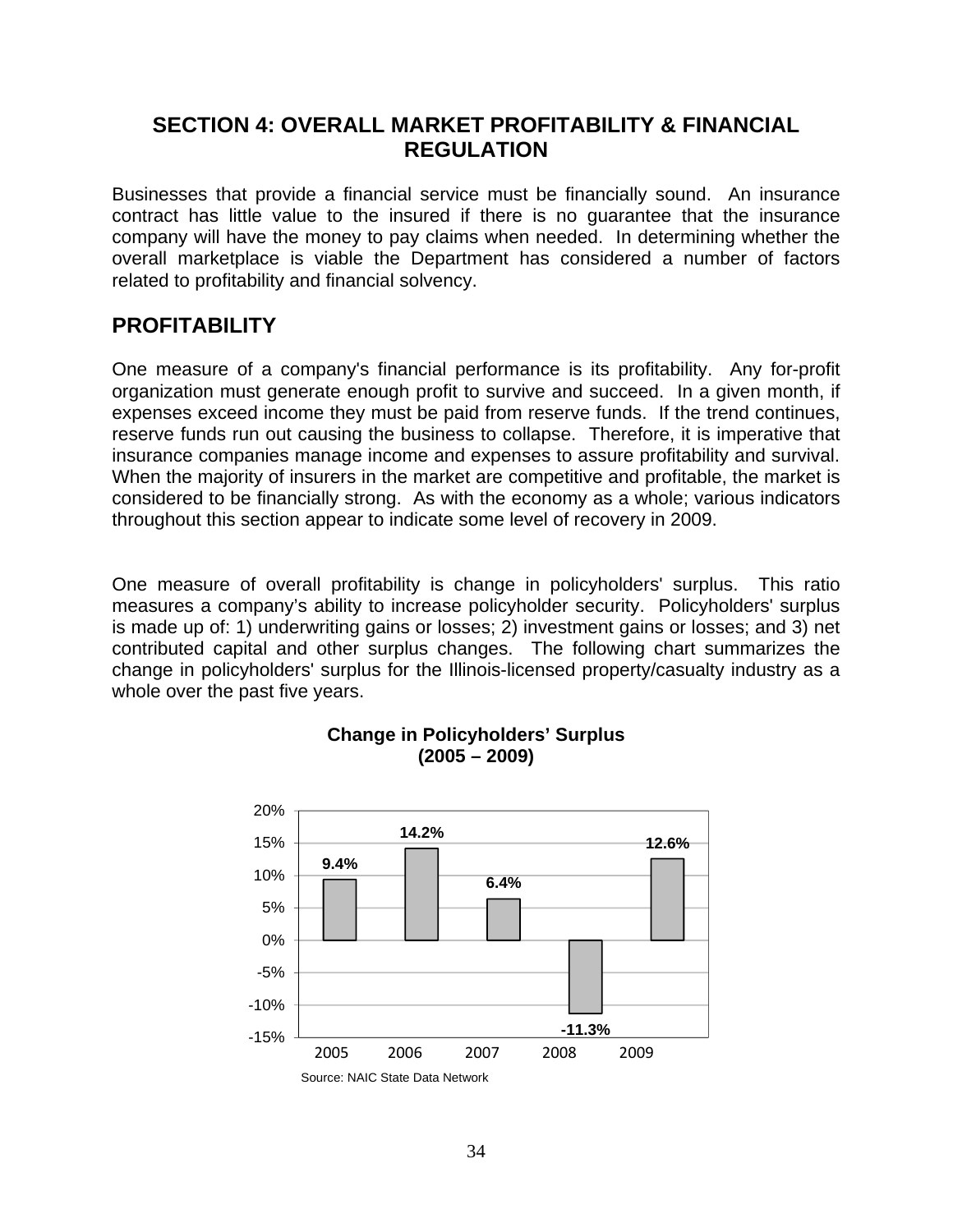## SECTION 4: OVERALL MARKET PROFITABILITY & FINANCIAL REGULATION

Businesses that provide a financial service must be financially sound. An insurance contract has little value to the insured if there is no guarantee that the insurance company will have the money to pay claims when needed. In determining whether the overall marketplace is viable the Department has considered a number of factors related to profitability and financial solvency.

## PROFITABILITY

One measure of a company's financial performance is its profitability. Any for-profit organization must generate enough profit to survive and succeed. In a given month, if expenses exceed income they must be paid from reserve funds. If the trend continues, reserve funds run out causing the business to collapse. Therefore, it is imperative that insurance companies manage income and expenses to assure profitability and survival. When the majority of insurers in the market are competitive and profitable, the market is considered to be financially strong. As with the economy as a whole; various indicators throughout this section appear to indicate some level of recovery in 2009.

One measure of overall profitability is change in policyholders' surplus. This ratio measures a company's ability to increase policyholder security. Policyholders' surplus is made up of: 1) underwriting gains or losses; 2) investment gains or losses; and 3) net contributed capital and other surplus changes. The following chart summarizes the change in policyholders' surplus for the Illinois-licensed property/casualty industry as a whole over the past five years.

**Change in Policyholders' Surplus (2005 – 2009)**

| Year | Change |
|---|---|
| 2005 | 9.4% |
| 2006 | 14.2% |
| 2007 | 6.4% |
| 2008 | -11.3% |
| 2009 | 12.6% |

Source: NAIC State Data Network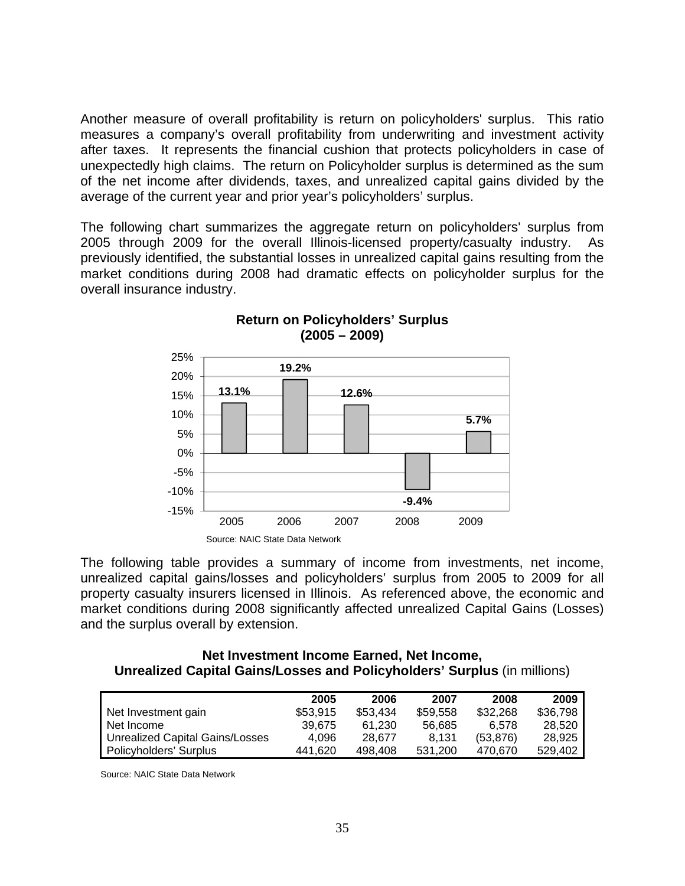Another measure of overall profitability is return on policyholders' surplus. This ratio measures a company's overall profitability from underwriting and investment activity after taxes. It represents the financial cushion that protects policyholders in case of unexpectedly high claims. The return on Policyholder surplus is determined as the sum of the net income after dividends, taxes, and unrealized capital gains divided by the average of the current year and prior year's policyholders' surplus.

The following chart summarizes the aggregate return on policyholders' surplus from 2005 through 2009 for the overall Illinois-licensed property/casualty industry. As previously identified, the substantial losses in unrealized capital gains resulting from the market conditions during 2008 had dramatic effects on policyholder surplus for the overall insurance industry.

**Return on Policyholders' Surplus (2005 – 2009)**

| Year | Return |
|---|---|
| 2005 | 13.1% |
| 2006 | 19.2% |
| 2007 | 12.6% |
| 2008 | -9.4% |
| 2009 | 5.7% |

Source: NAIC State Data Network

The following table provides a summary of income from investments, net income, unrealized capital gains/losses and policyholders' surplus from 2005 to 2009 for all property casualty insurers licensed in Illinois. As referenced above, the economic and market conditions during 2008 significantly affected unrealized Capital Gains (Losses) and the surplus overall by extension.

**Net Investment Income Earned, Net Income, Unrealized Capital Gains/Losses and Policyholders' Surplus** (in millions)

| | 2005 | 2006 | 2007 | 2008 | 2009 |
|---|---|---|---|---|---|
| Net Investment gain | $53,915 | $53,434 | $59,558 | $32,268 | $36,798 |
| Net Income | 39,675 | 61,230 | 56,685 | 6,578 | 28,520 |
| Unrealized Capital Gains/Losses | 4,096 | 28,677 | 8,131 | (53,876) | 28,925 |
| Policyholders' Surplus | 441,620 | 498,408 | 531,200 | 470,670 | 529,402 |

Source: NAIC State Data Network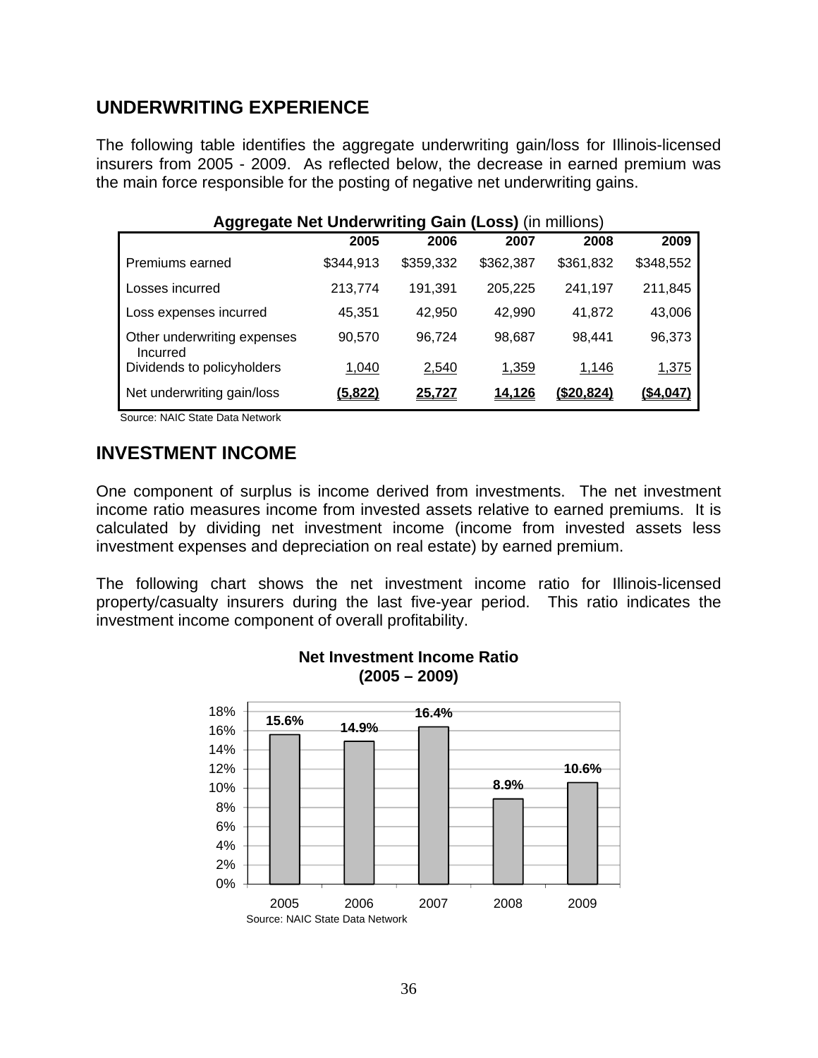## UNDERWRITING EXPERIENCE

The following table identifies the aggregate underwriting gain/loss for Illinois-licensed insurers from 2005 - 2009. As reflected below, the decrease in earned premium was the main force responsible for the posting of negative net underwriting gains.

**Aggregate Net Underwriting Gain (Loss)** (in millions)

| | 2005 | 2006 | 2007 | 2008 | 2009 |
|---|---|---|---|---|---|
| Premiums earned | $344,913 | $359,332 | $362,387 | $361,832 | $348,552 |
| Losses incurred | 213,774 | 191,391 | 205,225 | 241,197 | 211,845 |
| Loss expenses incurred | 45,351 | 42,950 | 42,990 | 41,872 | 43,006 |
| Other underwriting expenses Incurred | 90,570 | 96,724 | 98,687 | 98,441 | 96,373 |
| Dividends to policyholders | 1,040 | 2,540 | 1,359 | 1,146 | 1,375 |
| Net underwriting gain/loss | **(5,822)** | **25,727** | **14,126** | **($20,824)** | **($4,047)** |

Source: NAIC State Data Network

## INVESTMENT INCOME

One component of surplus is income derived from investments. The net investment income ratio measures income from invested assets relative to earned premiums. It is calculated by dividing net investment income (income from invested assets less investment expenses and depreciation on real estate) by earned premium.

The following chart shows the net investment income ratio for Illinois-licensed property/casualty insurers during the last five-year period. This ratio indicates the investment income component of overall profitability.

**Net Investment Income Ratio (2005 – 2009)**

| Year | Ratio |
|---|---|
| 2005 | 15.6% |
| 2006 | 14.9% |
| 2007 | 16.4% |
| 2008 | 8.9% |
| 2009 | 10.6% |

Source: NAIC State Data Network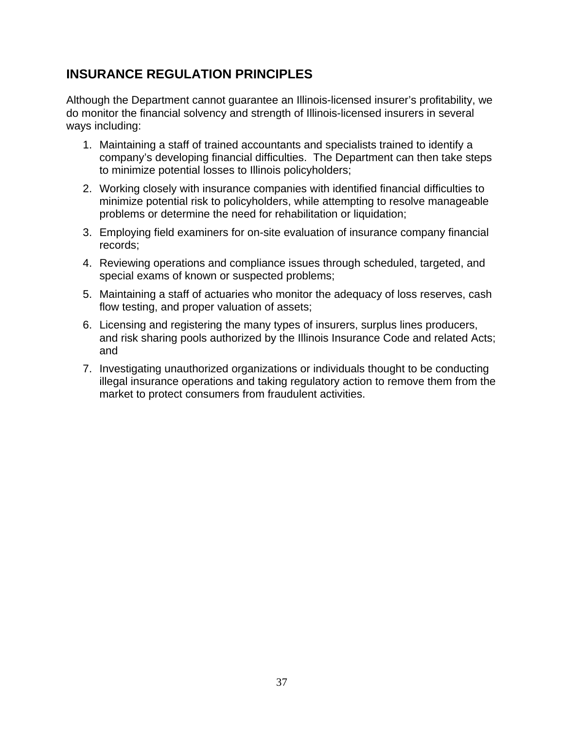## INSURANCE REGULATION PRINCIPLES

Although the Department cannot guarantee an Illinois-licensed insurer's profitability, we do monitor the financial solvency and strength of Illinois-licensed insurers in several ways including:

1. Maintaining a staff of trained accountants and specialists trained to identify a company's developing financial difficulties. The Department can then take steps to minimize potential losses to Illinois policyholders;
2. Working closely with insurance companies with identified financial difficulties to minimize potential risk to policyholders, while attempting to resolve manageable problems or determine the need for rehabilitation or liquidation;
3. Employing field examiners for on-site evaluation of insurance company financial records;
4. Reviewing operations and compliance issues through scheduled, targeted, and special exams of known or suspected problems;
5. Maintaining a staff of actuaries who monitor the adequacy of loss reserves, cash flow testing, and proper valuation of assets;
6. Licensing and registering the many types of insurers, surplus lines producers, and risk sharing pools authorized by the Illinois Insurance Code and related Acts; and
7. Investigating unauthorized organizations or individuals thought to be conducting illegal insurance operations and taking regulatory action to remove them from the market to protect consumers from fraudulent activities.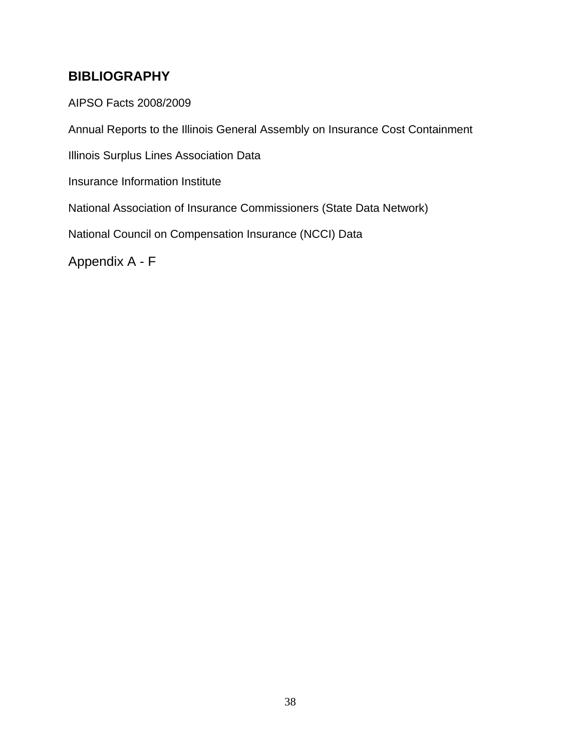## BIBLIOGRAPHY

AIPSO Facts 2008/2009

Annual Reports to the Illinois General Assembly on Insurance Cost Containment

Illinois Surplus Lines Association Data

Insurance Information Institute

National Association of Insurance Commissioners (State Data Network)

National Council on Compensation Insurance (NCCI) Data

Appendix A - F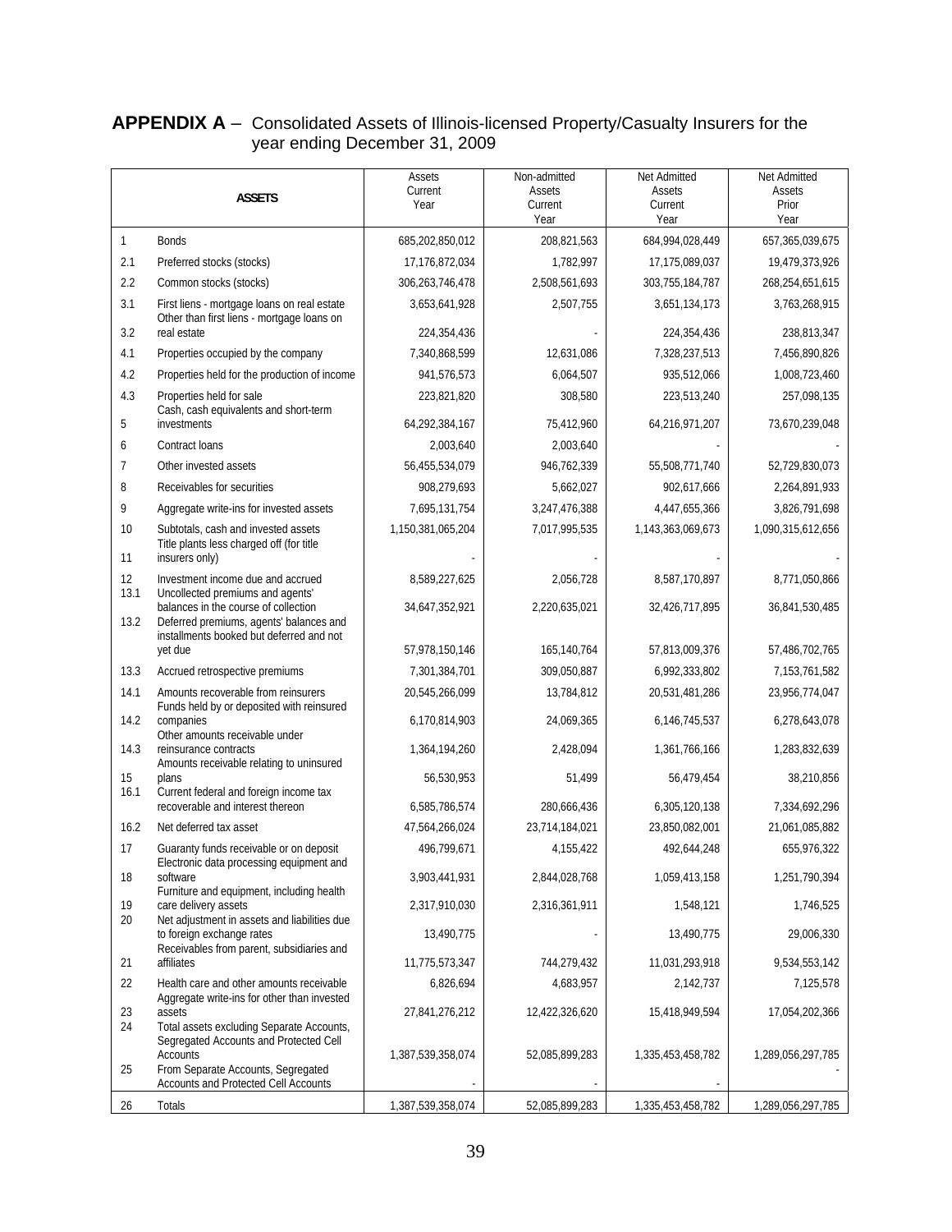**APPENDIX A** – Consolidated Assets of Illinois-licensed Property/Casualty Insurers for the year ending December 31, 2009

| | ASSETS | Assets Current Year | Non-admitted Assets Current Year | Net Admitted Assets Current Year | Net Admitted Assets Prior Year |
|---|---|---|---|---|---|
| 1 | Bonds | 685,202,850,012 | 208,821,563 | 684,994,028,449 | 657,365,039,675 |
| 2.1 | Preferred stocks (stocks) | 17,176,872,034 | 1,782,997 | 17,175,089,037 | 19,479,373,926 |
| 2.2 | Common stocks (stocks) | 306,263,746,478 | 2,508,561,693 | 303,755,184,787 | 268,254,651,615 |
| 3.1 | First liens - mortgage loans on real estate | 3,653,641,928 | 2,507,755 | 3,651,134,173 | 3,763,268,915 |
| 3.2 | Other than first liens - mortgage loans on real estate | 224,354,436 | - | 224,354,436 | 238,813,347 |
| 4.1 | Properties occupied by the company | 7,340,868,599 | 12,631,086 | 7,328,237,513 | 7,456,890,826 |
| 4.2 | Properties held for the production of income | 941,576,573 | 6,064,507 | 935,512,066 | 1,008,723,460 |
| 4.3 | Properties held for sale | 223,821,820 | 308,580 | 223,513,240 | 257,098,135 |
| 5 | Cash, cash equivalents and short-term investments | 64,292,384,167 | 75,412,960 | 64,216,971,207 | 73,670,239,048 |
| 6 | Contract loans | 2,003,640 | 2,003,640 | - | - |
| 7 | Other invested assets | 56,455,534,079 | 946,762,339 | 55,508,771,740 | 52,729,830,073 |
| 8 | Receivables for securities | 908,279,693 | 5,662,027 | 902,617,666 | 2,264,891,933 |
| 9 | Aggregate write-ins for invested assets | 7,695,131,754 | 3,247,476,388 | 4,447,655,366 | 3,826,791,698 |
| 10 | Subtotals, cash and invested assets | 1,150,381,065,204 | 7,017,995,535 | 1,143,363,069,673 | 1,090,315,612,656 |
| 11 | Title plants less charged off (for title insurers only) | - | - | - | - |
| 12 | Investment income due and accrued | 8,589,227,625 | 2,056,728 | 8,587,170,897 | 8,771,050,866 |
| 13.1 | Uncollected premiums and agents' balances in the course of collection | 34,647,352,921 | 2,220,635,021 | 32,426,717,895 | 36,841,530,485 |
| 13.2 | Deferred premiums, agents' balances and installments booked but deferred and not yet due | 57,978,150,146 | 165,140,764 | 57,813,009,376 | 57,486,702,765 |
| 13.3 | Accrued retrospective premiums | 7,301,384,701 | 309,050,887 | 6,992,333,802 | 7,153,761,582 |
| 14.1 | Amounts recoverable from reinsurers | 20,545,266,099 | 13,784,812 | 20,531,481,286 | 23,956,774,047 |
| 14.2 | Funds held by or deposited with reinsured companies | 6,170,814,903 | 24,069,365 | 6,146,745,537 | 6,278,643,078 |
| 14.3 | Other amounts receivable under reinsurance contracts | 1,364,194,260 | 2,428,094 | 1,361,766,166 | 1,283,832,639 |
| 15 | Amounts receivable relating to uninsured plans | 56,530,953 | 51,499 | 56,479,454 | 38,210,856 |
| 16.1 | Current federal and foreign income tax recoverable and interest thereon | 6,585,786,574 | 280,666,436 | 6,305,120,138 | 7,334,692,296 |
| 16.2 | Net deferred tax asset | 47,564,266,024 | 23,714,184,021 | 23,850,082,001 | 21,061,085,882 |
| 17 | Guaranty funds receivable or on deposit | 496,799,671 | 4,155,422 | 492,644,248 | 655,976,322 |
| 18 | Electronic data processing equipment and software | 3,903,441,931 | 2,844,028,768 | 1,059,413,158 | 1,251,790,394 |
| 19 | Furniture and equipment, including health care delivery assets | 2,317,910,030 | 2,316,361,911 | 1,548,121 | 1,746,525 |
| 20 | Net adjustment in assets and liabilities due to foreign exchange rates | 13,490,775 | - | 13,490,775 | 29,006,330 |
| 21 | Receivables from parent, subsidiaries and affiliates | 11,775,573,347 | 744,279,432 | 11,031,293,918 | 9,534,553,142 |
| 22 | Health care and other amounts receivable | 6,826,694 | 4,683,957 | 2,142,737 | 7,125,578 |
| 23 | Aggregate write-ins for other than invested assets | 27,841,276,212 | 12,422,326,620 | 15,418,949,594 | 17,054,202,366 |
| 24 | Total assets excluding Separate Accounts, Segregated Accounts and Protected Cell Accounts | 1,387,539,358,074 | 52,085,899,283 | 1,335,453,458,782 | 1,289,056,297,785 |
| 25 | From Separate Accounts, Segregated Accounts and Protected Cell Accounts | - | - | - | - |
| 26 | Totals | 1,387,539,358,074 | 52,085,899,283 | 1,335,453,458,782 | 1,289,056,297,785 |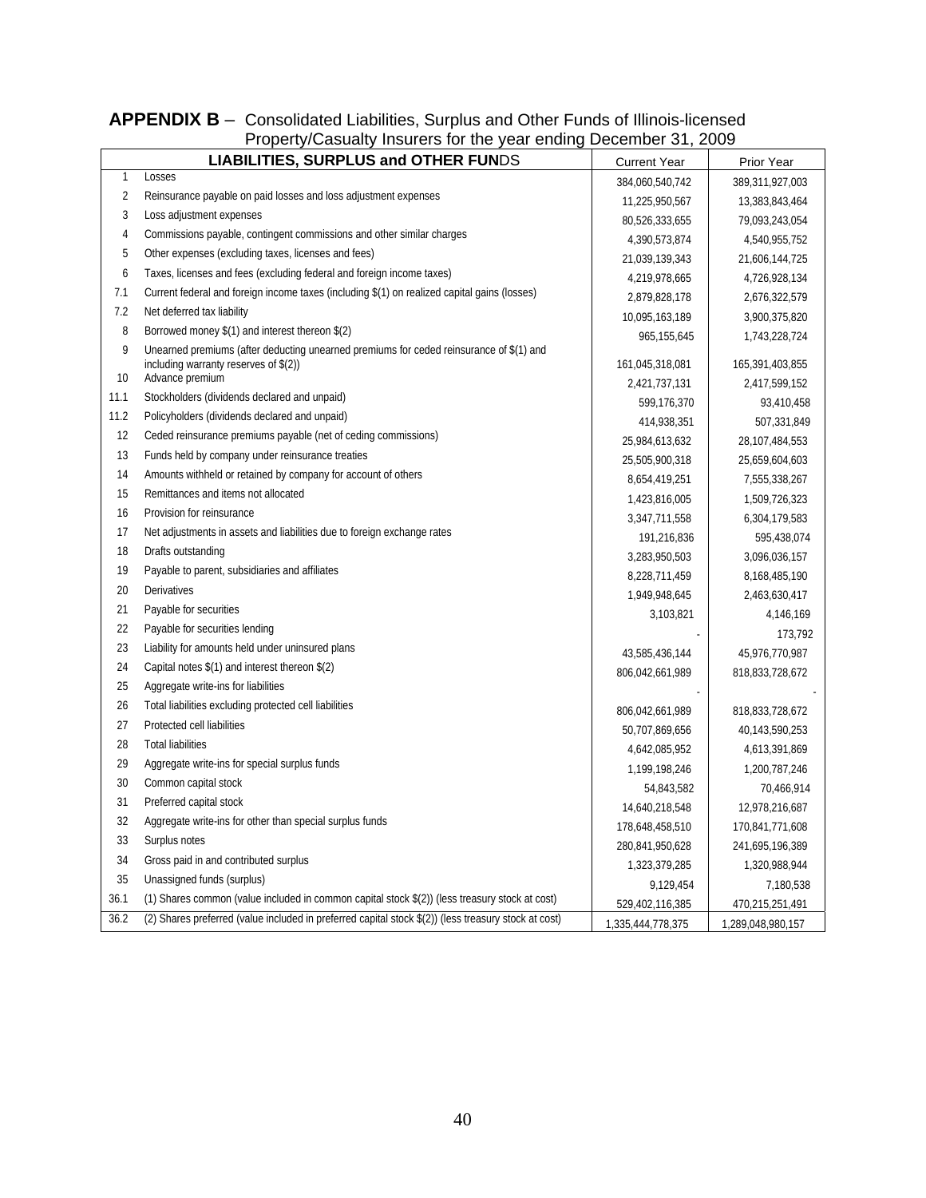## APPENDIX B – Consolidated Liabilities, Surplus and Other Funds of Illinois-licensed Property/Casualty Insurers for the year ending December 31, 2009

| | LIABILITIES, SURPLUS and OTHER FUNDS | Current Year | Prior Year |
|---|---|---|---|
| 1 | Losses | 384,060,540,742 | 389,311,927,003 |
| 2 | Reinsurance payable on paid losses and loss adjustment expenses | 11,225,950,567 | 13,383,843,464 |
| 3 | Loss adjustment expenses | 80,526,333,655 | 79,093,243,054 |
| 4 | Commissions payable, contingent commissions and other similar charges | 4,390,573,874 | 4,540,955,752 |
| 5 | Other expenses (excluding taxes, licenses and fees) | 21,039,139,343 | 21,606,144,725 |
| 6 | Taxes, licenses and fees (excluding federal and foreign income taxes) | 4,219,978,665 | 4,726,928,134 |
| 7.1 | Current federal and foreign income taxes (including $(1) on realized capital gains (losses) | 2,879,828,178 | 2,676,322,579 |
| 7.2 | Net deferred tax liability | 10,095,163,189 | 3,900,375,820 |
| 8 | Borrowed money $(1) and interest thereon $(2) | 965,155,645 | 1,743,228,724 |
| 9 | Unearned premiums (after deducting unearned premiums for ceded reinsurance of $(1) and including warranty reserves of $(2)) | 161,045,318,081 | 165,391,403,855 |
| 10 | Advance premium | 2,421,737,131 | 2,417,599,152 |
| 11.1 | Stockholders (dividends declared and unpaid) | 599,176,370 | 93,410,458 |
| 11.2 | Policyholders (dividends declared and unpaid) | 414,938,351 | 507,331,849 |
| 12 | Ceded reinsurance premiums payable (net of ceding commissions) | 25,984,613,632 | 28,107,484,553 |
| 13 | Funds held by company under reinsurance treaties | 25,505,900,318 | 25,659,604,603 |
| 14 | Amounts withheld or retained by company for account of others | 8,654,419,251 | 7,555,338,267 |
| 15 | Remittances and items not allocated | 1,423,816,005 | 1,509,726,323 |
| 16 | Provision for reinsurance | 3,347,711,558 | 6,304,179,583 |
| 17 | Net adjustments in assets and liabilities due to foreign exchange rates | 191,216,836 | 595,438,074 |
| 18 | Drafts outstanding | 3,283,950,503 | 3,096,036,157 |
| 19 | Payable to parent, subsidiaries and affiliates | 8,228,711,459 | 8,168,485,190 |
| 20 | Derivatives | 1,949,948,645 | 2,463,630,417 |
| 21 | Payable for securities | 3,103,821 | 4,146,169 |
| 22 | Payable for securities lending | - | 173,792 |
| 23 | Liability for amounts held under uninsured plans | 43,585,436,144 | 45,976,770,987 |
| 24 | Capital notes $(1) and interest thereon $(2) | 806,042,661,989 | 818,833,728,672 |
| 25 | Aggregate write-ins for liabilities | - | - |
| 26 | Total liabilities excluding protected cell liabilities | 806,042,661,989 | 818,833,728,672 |
| 27 | Protected cell liabilities | 50,707,869,656 | 40,143,590,253 |
| 28 | Total liabilities | 4,642,085,952 | 4,613,391,869 |
| 29 | Aggregate write-ins for special surplus funds | 1,199,198,246 | 1,200,787,246 |
| 30 | Common capital stock | 54,843,582 | 70,466,914 |
| 31 | Preferred capital stock | 14,640,218,548 | 12,978,216,687 |
| 32 | Aggregate write-ins for other than special surplus funds | 178,648,458,510 | 170,841,771,608 |
| 33 | Surplus notes | 280,841,950,628 | 241,695,196,389 |
| 34 | Gross paid in and contributed surplus | 1,323,379,285 | 1,320,988,944 |
| 35 | Unassigned funds (surplus) | 9,129,454 | 7,180,538 |
| 36.1 | (1) Shares common (value included in common capital stock $(2)) (less treasury stock at cost) | 529,402,116,385 | 470,215,251,491 |
| 36.2 | (2) Shares preferred (value included in preferred capital stock $(2)) (less treasury stock at cost) | 1,335,444,778,375 | 1,289,048,980,157 |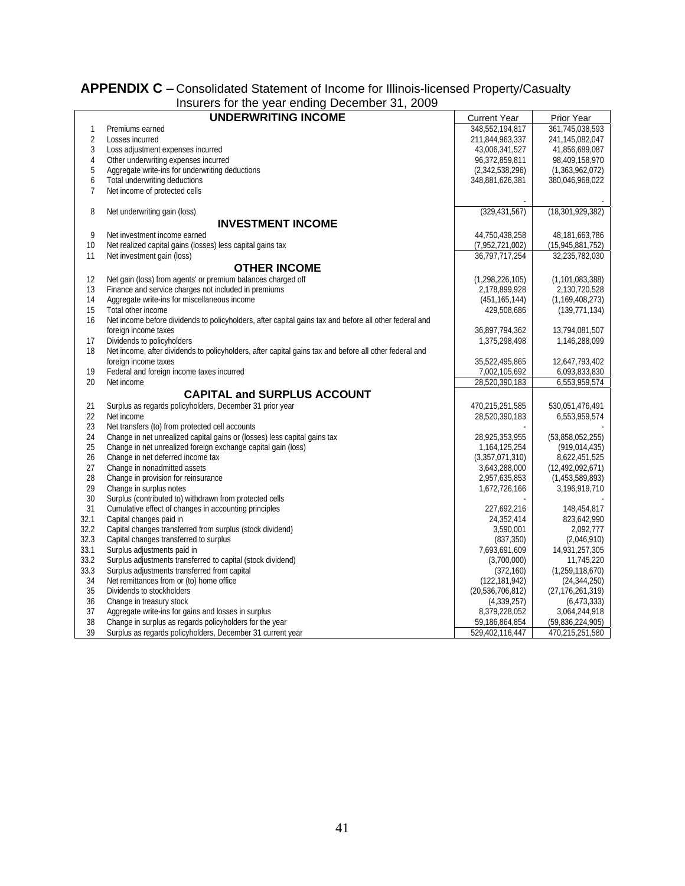## APPENDIX C – Consolidated Statement of Income for Illinois-licensed Property/Casualty Insurers for the year ending December 31, 2009

| | UNDERWRITING INCOME | Current Year | Prior Year |
|---|---|---|---|
| 1 | Premiums earned | 348,552,194,817 | 361,745,038,593 |
| 2 | Losses incurred | 211,844,963,337 | 241,145,082,047 |
| 3 | Loss adjustment expenses incurred | 43,006,341,527 | 41,856,689,087 |
| 4 | Other underwriting expenses incurred | 96,372,859,811 | 98,409,158,970 |
| 5 | Aggregate write-ins for underwriting deductions | (2,342,538,296) | (1,363,962,072) |
| 6 | Total underwriting deductions | 348,881,626,381 | 380,046,968,022 |
| 7 | Net income of protected cells | - | - |
| 8 | Net underwriting gain (loss) | (329,431,567) | (18,301,929,382) |
| | **INVESTMENT INCOME** | | |
| 9 | Net investment income earned | 44,750,438,258 | 48,181,663,786 |
| 10 | Net realized capital gains (losses) less capital gains tax | (7,952,721,002) | (15,945,881,752) |
| 11 | Net investment gain (loss) | 36,797,717,254 | 32,235,782,030 |
| | **OTHER INCOME** | | |
| 12 | Net gain (loss) from agents' or premium balances charged off | (1,298,226,105) | (1,101,083,388) |
| 13 | Finance and service charges not included in premiums | 2,178,899,928 | 2,130,720,528 |
| 14 | Aggregate write-ins for miscellaneous income | (451,165,144) | (1,169,408,273) |
| 15 | Total other income | 429,508,686 | (139,771,134) |
| 16 | Net income before dividends to policyholders, after capital gains tax and before all other federal and foreign income taxes | 36,897,794,362 | 13,794,081,507 |
| 17 | Dividends to policyholders | 1,375,298,498 | 1,146,288,099 |
| 18 | Net income, after dividends to policyholders, after capital gains tax and before all other federal and foreign income taxes | 35,522,495,865 | 12,647,793,402 |
| 19 | Federal and foreign income taxes incurred | 7,002,105,692 | 6,093,833,830 |
| 20 | Net income | 28,520,390,183 | 6,553,959,574 |
| | **CAPITAL and SURPLUS ACCOUNT** | | |
| 21 | Surplus as regards policyholders, December 31 prior year | 470,215,251,585 | 530,051,476,491 |
| 22 | Net income | 28,520,390,183 | 6,553,959,574 |
| 23 | Net transfers (to) from protected cell accounts | - | - |
| 24 | Change in net unrealized capital gains or (losses) less capital gains tax | 28,925,353,955 | (53,858,052,255) |
| 25 | Change in net unrealized foreign exchange capital gain (loss) | 1,164,125,254 | (919,014,435) |
| 26 | Change in net deferred income tax | (3,357,071,310) | 8,622,451,525 |
| 27 | Change in nonadmitted assets | 3,643,288,000 | (12,492,092,671) |
| 28 | Change in provision for reinsurance | 2,957,635,853 | (1,453,589,893) |
| 29 | Change in surplus notes | 1,672,726,166 | 3,196,919,710 |
| 30 | Surplus (contributed to) withdrawn from protected cells | - | - |
| 31 | Cumulative effect of changes in accounting principles | 227,692,216 | 148,454,817 |
| 32.1 | Capital changes paid in | 24,352,414 | 823,642,990 |
| 32.2 | Capital changes transferred from surplus (stock dividend) | 3,590,001 | 2,092,777 |
| 32.3 | Capital changes transferred to surplus | (837,350) | (2,046,910) |
| 33.1 | Surplus adjustments paid in | 7,693,691,609 | 14,931,257,305 |
| 33.2 | Surplus adjustments transferred to capital (stock dividend) | (3,700,000) | 11,745,220 |
| 33.3 | Surplus adjustments transferred from capital | (372,160) | (1,259,118,670) |
| 34 | Net remittances from or (to) home office | (122,181,942) | (24,344,250) |
| 35 | Dividends to stockholders | (20,536,706,812) | (27,176,261,319) |
| 36 | Change in treasury stock | (4,339,257) | (6,473,333) |
| 37 | Aggregate write-ins for gains and losses in surplus | 8,379,228,052 | 3,064,244,918 |
| 38 | Change in surplus as regards policyholders for the year | 59,186,864,854 | (59,836,224,905) |
| 39 | Surplus as regards policyholders, December 31 current year | 529,402,116,447 | 470,215,251,580 |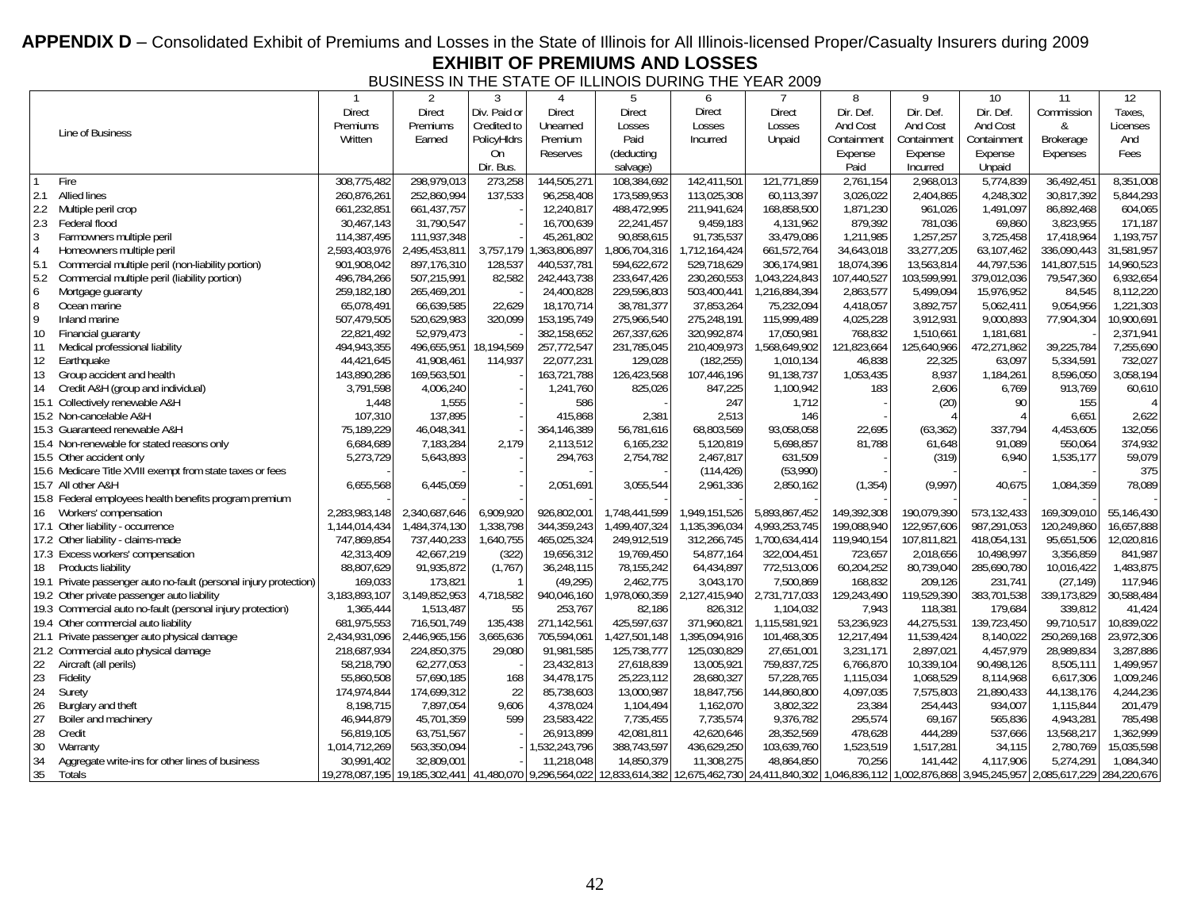**APPENDIX D** – Consolidated Exhibit of Premiums and Losses in the State of Illinois for All Illinois-licensed Proper/Casualty Insurers during 2009

## EXHIBIT OF PREMIUMS AND LOSSES

BUSINESS IN THE STATE OF ILLINOIS DURING THE YEAR 2009

| | Line of Business | 1 Direct Premiums Written | 2 Direct Premiums Earned | 3 Div. Paid or Credited to PolicyHldrs On Dir. Bus. | 4 Direct Unearned Premium Reserves | 5 Direct Losses Paid (deducting salvage) | 6 Direct Losses Incurred | 7 Direct Losses Unpaid | 8 Dir. Def. And Cost Containment Expense Paid | 9 Dir. Def. And Cost Containment Expense Incurred | 10 Dir. Def. And Cost Containment Expense Unpaid | 11 Commission & Brokerage Expenses | 12 Taxes, Licenses And Fees |
|---|---|---|---|---|---|---|---|---|---|---|---|---|---|
| 1 | Fire | 308,775,482 | 298,979,013 | 273,258 | 144,505,271 | 108,384,692 | 142,411,501 | 121,771,859 | 2,761,154 | 2,968,013 | 5,774,839 | 36,492,451 | 8,351,008 |
| 2.1 | Allied lines | 260,876,261 | 252,860,994 | 137,533 | 96,258,408 | 173,589,953 | 113,025,308 | 60,113,397 | 3,026,022 | 2,404,865 | 4,248,302 | 30,817,392 | 5,844,293 |
| 2.2 | Multiple peril crop | 661,232,851 | 661,437,757 | - | 12,240,817 | 488,472,995 | 211,941,624 | 168,858,500 | 1,871,230 | 961,026 | 1,491,097 | 86,892,468 | 604,065 |
| 2.3 | Federal flood | 30,467,143 | 31,790,547 | - | 16,700,639 | 22,241,457 | 9,459,183 | 4,131,962 | 879,392 | 781,036 | 69,860 | 3,823,955 | 171,187 |
| 3 | Farmowners multiple peril | 114,387,495 | 111,937,348 | - | 45,261,802 | 90,858,615 | 91,735,537 | 33,479,086 | 1,211,985 | 1,257,257 | 3,725,458 | 17,418,964 | 1,193,757 |
| 4 | Homeowners multiple peril | 2,593,403,976 | 2,495,453,811 | 3,757,179 | 1,363,806,897 | 1,806,704,316 | 1,712,164,424 | 661,572,764 | 34,643,018 | 33,277,205 | 63,107,462 | 336,090,443 | 31,581,957 |
| 5.1 | Commercial multiple peril (non-liability portion) | 901,908,042 | 897,176,310 | 128,537 | 440,537,781 | 594,622,672 | 529,718,629 | 306,174,981 | 18,074,396 | 13,563,814 | 44,797,536 | 141,807,515 | 14,960,523 |
| 5.2 | Commercial multiple peril (liability portion) | 496,784,266 | 507,215,991 | 82,582 | 242,443,738 | 233,647,426 | 230,260,553 | 1,043,224,843 | 107,440,527 | 103,599,991 | 379,012,036 | 79,547,360 | 6,932,654 |
| 6 | Mortgage guaranty | 259,182,180 | 265,469,201 | - | 24,400,828 | 229,596,803 | 503,400,441 | 1,216,884,394 | 2,863,577 | 5,499,094 | 15,976,952 | 84,545 | 8,112,220 |
| 8 | Ocean marine | 65,078,491 | 66,639,585 | 22,629 | 18,170,714 | 38,781,377 | 37,853,264 | 75,232,094 | 4,418,057 | 3,892,757 | 5,062,411 | 9,054,956 | 1,221,303 |
| 9 | Inland marine | 507,479,505 | 520,629,983 | 320,099 | 153,195,749 | 275,966,540 | 275,248,191 | 115,999,489 | 4,025,228 | 3,912,931 | 9,000,893 | 77,904,304 | 10,900,691 |
| 10 | Financial guaranty | 22,821,492 | 52,979,473 | - | 382,158,652 | 267,337,626 | 320,992,874 | 17,050,981 | 768,832 | 1,510,661 | 1,181,681 | - | 2,371,941 |
| 11 | Medical professional liability | 494,943,355 | 496,655,951 | 18,194,569 | 257,772,547 | 231,785,045 | 210,409,973 | 1,568,649,902 | 121,823,664 | 125,640,966 | 472,271,862 | 39,225,784 | 7,255,690 |
| 12 | Earthquake | 44,421,645 | 41,908,461 | 114,937 | 22,077,231 | 129,028 | (182,255) | 1,010,134 | 46,838 | 22,325 | 63,097 | 5,334,591 | 732,027 |
| 13 | Group accident and health | 143,890,286 | 169,563,501 | - | 163,721,788 | 126,423,568 | 107,446,196 | 91,138,737 | 1,053,435 | 8,937 | 1,184,261 | 8,596,050 | 3,058,194 |
| 14 | Credit A&H (group and individual) | 3,791,598 | 4,006,240 | - | 1,241,760 | 825,026 | 847,225 | 1,100,942 | 183 | 2,606 | 6,769 | 913,769 | 60,610 |
| 15.1 | Collectively renewable A&H | 1,448 | 1,555 | - | 586 | - | 247 | 1,712 | - | (20) | 90 | 155 | 4 |
| 15.2 | Non-cancelable A&H | 107,310 | 137,895 | - | 415,868 | 2,381 | 2,513 | 146 | - | 4 | 4 | 6,651 | 2,622 |
| 15.3 | Guaranteed renewable A&H | 75,189,229 | 46,048,341 | - | 364,146,389 | 56,781,616 | 68,803,569 | 93,058,058 | 22,695 | (63,362) | 337,794 | 4,453,605 | 132,056 |
| 15.4 | Non-renewable for stated reasons only | 6,684,689 | 7,183,284 | 2,179 | 2,113,512 | 6,165,232 | 5,120,819 | 5,698,857 | 81,788 | 61,648 | 91,089 | 550,064 | 374,932 |
| 15.5 | Other accident only | 5,273,729 | 5,643,893 | - | 294,763 | 2,754,782 | 2,467,817 | 631,509 | - | (319) | 6,940 | 1,535,177 | 59,079 |
| 15.6 | Medicare Title XVIII exempt from state taxes or fees | - | - | - | - | - | (114,426) | (53,990) | - | - | - | - | 375 |
| 15.7 | All other A&H | 6,655,568 | 6,445,059 | - | 2,051,691 | 3,055,544 | 2,961,336 | 2,850,162 | (1,354) | (9,997) | 40,675 | 1,084,359 | 78,089 |
| 15.8 | Federal employees health benefits program premium | - | - | - | - | - | - | - | - | - | - | - | - |
| 16 | Workers' compensation | 2,283,983,148 | 2,340,687,646 | 6,909,920 | 926,802,001 | 1,748,441,599 | 1,949,151,526 | 5,893,867,452 | 149,392,308 | 190,079,390 | 573,132,433 | 169,309,010 | 55,146,430 |
| 17.1 | Other liability - occurrence | 1,144,014,434 | 1,484,374,130 | 1,338,798 | 344,359,243 | 1,499,407,324 | 1,135,396,034 | 4,993,253,745 | 199,088,940 | 122,957,606 | 987,291,053 | 120,249,860 | 16,657,888 |
| 17.2 | Other liability - claims-made | 747,869,854 | 737,440,233 | 1,640,755 | 465,025,324 | 249,912,519 | 312,266,745 | 1,700,634,414 | 119,940,154 | 107,811,821 | 418,054,131 | 95,651,506 | 12,020,816 |
| 17.3 | Excess workers' compensation | 42,313,409 | 42,667,219 | (322) | 19,656,312 | 19,769,450 | 54,877,164 | 322,004,451 | 723,657 | 2,018,656 | 10,498,997 | 3,356,859 | 841,987 |
| 18 | Products liability | 88,807,629 | 91,935,872 | (1,767) | 36,248,115 | 78,155,242 | 64,434,897 | 772,513,006 | 60,204,252 | 80,739,040 | 285,690,780 | 10,016,422 | 1,483,875 |
| 19.1 | Private passenger auto no-fault (personal injury protection) | 169,033 | 173,821 | 1 | (49,295) | 2,462,775 | 3,043,170 | 7,500,869 | 168,832 | 209,126 | 231,741 | (27,149) | 117,946 |
| 19.2 | Other private passenger auto liability | 3,183,893,107 | 3,149,852,953 | 4,718,582 | 940,046,160 | 1,978,060,359 | 2,127,415,940 | 2,731,717,033 | 129,243,490 | 119,529,390 | 383,701,538 | 339,173,829 | 30,588,484 |
| 19.3 | Commercial auto no-fault (personal injury protection) | 1,365,444 | 1,513,487 | 55 | 253,767 | 82,186 | 826,312 | 1,104,032 | 7,943 | 118,381 | 179,684 | 339,812 | 41,424 |
| 19.4 | Other commercial auto liability | 681,975,553 | 716,501,749 | 135,438 | 271,142,561 | 425,597,637 | 371,960,821 | 1,115,581,921 | 53,236,923 | 44,275,531 | 139,723,450 | 99,710,517 | 10,839,022 |
| 21.1 | Private passenger auto physical damage | 2,434,931,096 | 2,446,965,156 | 3,665,636 | 705,594,061 | 1,427,501,148 | 1,395,094,916 | 101,468,305 | 12,217,494 | 11,539,424 | 8,140,022 | 250,269,168 | 23,972,306 |
| 21.2 | Commercial auto physical damage | 218,687,934 | 224,850,375 | 29,080 | 91,981,585 | 125,738,777 | 125,030,829 | 27,651,001 | 3,231,171 | 2,897,021 | 4,457,979 | 28,989,834 | 3,287,886 |
| 22 | Aircraft (all perils) | 58,218,790 | 62,277,053 | - | 23,432,813 | 27,618,839 | 13,005,921 | 759,837,725 | 6,766,870 | 10,339,104 | 90,498,126 | 8,505,111 | 1,499,957 |
| 23 | Fidelity | 55,860,508 | 57,690,185 | 168 | 34,478,175 | 25,223,112 | 28,680,327 | 57,228,765 | 1,115,034 | 1,068,529 | 8,114,968 | 6,617,306 | 1,009,246 |
| 24 | Surety | 174,974,844 | 174,699,312 | 22 | 85,738,603 | 13,000,987 | 18,847,756 | 144,860,800 | 4,097,035 | 7,575,803 | 21,890,433 | 44,138,176 | 4,244,236 |
| 26 | Burglary and theft | 8,198,715 | 7,897,054 | 9,606 | 4,378,024 | 1,104,494 | 1,162,070 | 3,802,322 | 23,384 | 254,443 | 934,007 | 1,115,844 | 201,479 |
| 27 | Boiler and machinery | 46,944,879 | 45,701,359 | 599 | 23,583,422 | 7,735,455 | 7,735,574 | 9,376,782 | 295,574 | 69,167 | 565,836 | 4,943,281 | 785,498 |
| 28 | Credit | 56,819,105 | 63,751,567 | - | 26,913,899 | 42,081,811 | 42,620,646 | 28,352,569 | 478,628 | 444,289 | 537,666 | 13,568,217 | 1,362,999 |
| 30 | Warranty | 1,014,712,269 | 563,350,094 | - | 1,532,243,796 | 388,743,597 | 436,629,250 | 103,639,760 | 1,523,519 | 1,517,281 | 34,115 | 2,780,769 | 15,035,598 |
| 34 | Aggregate write-ins for other lines of business | 30,991,402 | 32,809,001 | - | 11,218,048 | 14,850,379 | 11,308,275 | 48,864,850 | 70,256 | 141,442 | 4,117,906 | 5,274,291 | 1,084,340 |
| 35 | Totals | 19,278,087,195 | 19,185,302,441 | 41,480,070 | 9,296,564,022 | 12,833,614,382 | 12,675,462,730 | 24,411,840,302 | 1,046,836,112 | 1,002,876,868 | 3,945,245,957 | 2,085,617,229 | 284,220,676 |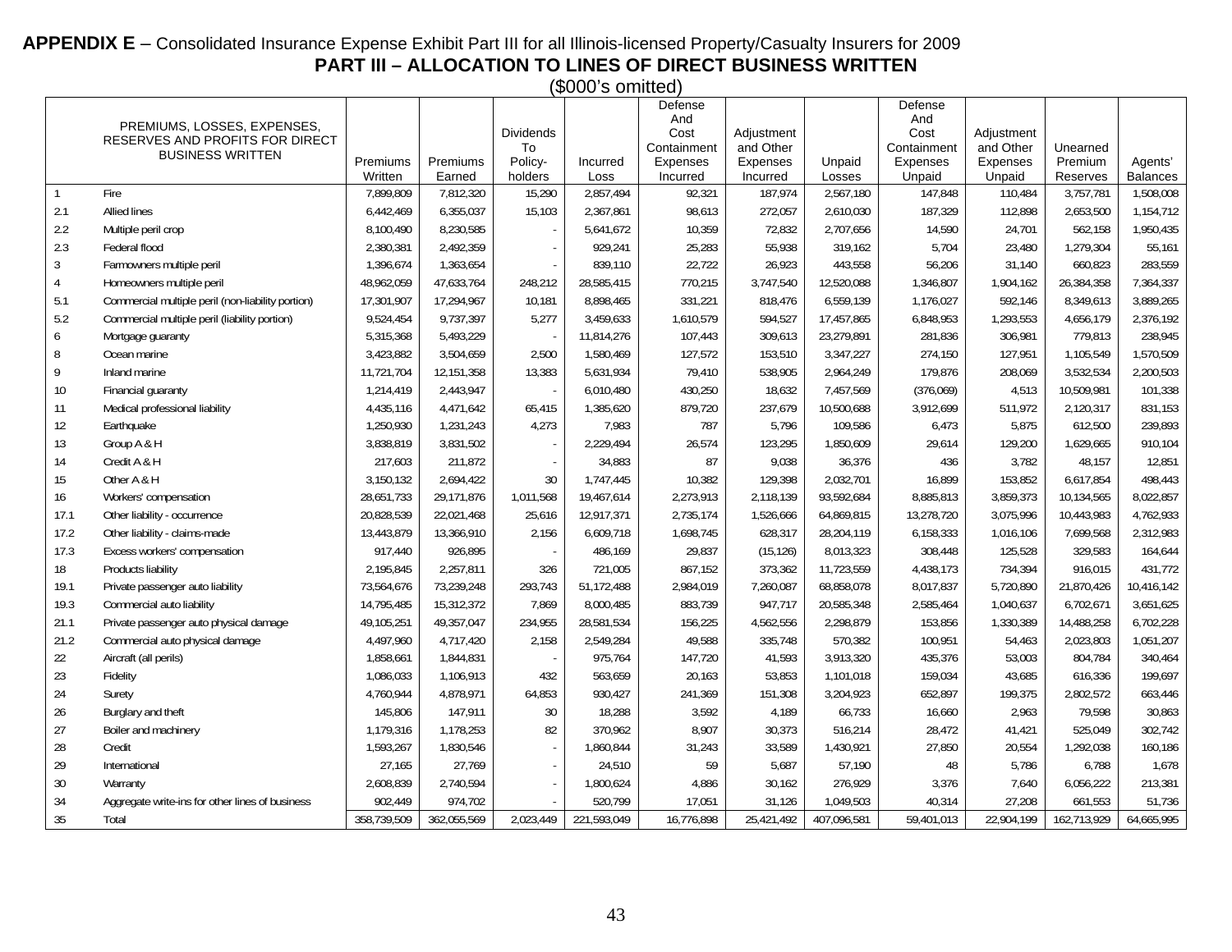**APPENDIX E** – Consolidated Insurance Expense Exhibit Part III for all Illinois-licensed Property/Casualty Insurers for 2009

## PART III – ALLOCATION TO LINES OF DIRECT BUSINESS WRITTEN

($000's omitted)

| | PREMIUMS, LOSSES, EXPENSES, RESERVES AND PROFITS FOR DIRECT BUSINESS WRITTEN | Premiums Written | Premiums Earned | Dividends To Policy-holders | Incurred Loss | Defense And Cost Containment Expenses Incurred | Adjustment and Other Expenses Incurred | Unpaid Losses | Defense And Cost Containment Expenses Unpaid | Adjustment and Other Expenses Unpaid | Unearned Premium Reserves | Agents' Balances |
|---|---|---|---|---|---|---|---|---|---|---|---|---|
| 1 | Fire | 7,899,809 | 7,812,320 | 15,290 | 2,857,494 | 92,321 | 187,974 | 2,567,180 | 147,848 | 110,484 | 3,757,781 | 1,508,008 |
| 2.1 | Allied lines | 6,442,469 | 6,355,037 | 15,103 | 2,367,861 | 98,613 | 272,057 | 2,610,030 | 187,329 | 112,898 | 2,653,500 | 1,154,712 |
| 2.2 | Multiple peril crop | 8,100,490 | 8,230,585 | - | 5,641,672 | 10,359 | 72,832 | 2,707,656 | 14,590 | 24,701 | 562,158 | 1,950,435 |
| 2.3 | Federal flood | 2,380,381 | 2,492,359 | - | 929,241 | 25,283 | 55,938 | 319,162 | 5,704 | 23,480 | 1,279,304 | 55,161 |
| 3 | Farmowners multiple peril | 1,396,674 | 1,363,654 | - | 839,110 | 22,722 | 26,923 | 443,558 | 56,206 | 31,140 | 660,823 | 283,559 |
| 4 | Homeowners multiple peril | 48,962,059 | 47,633,764 | 248,212 | 28,585,415 | 770,215 | 3,747,540 | 12,520,088 | 1,346,807 | 1,904,162 | 26,384,358 | 7,364,337 |
| 5.1 | Commercial multiple peril (non-liability portion) | 17,301,907 | 17,294,967 | 10,181 | 8,898,465 | 331,221 | 818,476 | 6,559,139 | 1,176,027 | 592,146 | 8,349,613 | 3,889,265 |
| 5.2 | Commercial multiple peril (liability portion) | 9,524,454 | 9,737,397 | 5,277 | 3,459,633 | 1,610,579 | 594,527 | 17,457,865 | 6,848,953 | 1,293,553 | 4,656,179 | 2,376,192 |
| 6 | Mortgage guaranty | 5,315,368 | 5,493,229 | - | 11,814,276 | 107,443 | 309,613 | 23,279,891 | 281,836 | 306,981 | 779,813 | 238,945 |
| 8 | Ocean marine | 3,423,882 | 3,504,659 | 2,500 | 1,580,469 | 127,572 | 153,510 | 3,347,227 | 274,150 | 127,951 | 1,105,549 | 1,570,509 |
| 9 | Inland marine | 11,721,704 | 12,151,358 | 13,383 | 5,631,934 | 79,410 | 538,905 | 2,964,249 | 179,876 | 208,069 | 3,532,534 | 2,200,503 |
| 10 | Financial guaranty | 1,214,419 | 2,443,947 | - | 6,010,480 | 430,250 | 18,632 | 7,457,569 | (376,069) | 4,513 | 10,509,981 | 101,338 |
| 11 | Medical professional liability | 4,435,116 | 4,471,642 | 65,415 | 1,385,620 | 879,720 | 237,679 | 10,500,688 | 3,912,699 | 511,972 | 2,120,317 | 831,153 |
| 12 | Earthquake | 1,250,930 | 1,231,243 | 4,273 | 7,983 | 787 | 5,796 | 109,586 | 6,473 | 5,875 | 612,500 | 239,893 |
| 13 | Group A & H | 3,838,819 | 3,831,502 | - | 2,229,494 | 26,574 | 123,295 | 1,850,609 | 29,614 | 129,200 | 1,629,665 | 910,104 |
| 14 | Credit A & H | 217,603 | 211,872 | - | 34,883 | 87 | 9,038 | 36,376 | 436 | 3,782 | 48,157 | 12,851 |
| 15 | Other A & H | 3,150,132 | 2,694,422 | 30 | 1,747,445 | 10,382 | 129,398 | 2,032,701 | 16,899 | 153,852 | 6,617,854 | 498,443 |
| 16 | Workers' compensation | 28,651,733 | 29,171,876 | 1,011,568 | 19,467,614 | 2,273,913 | 2,118,139 | 93,592,684 | 8,885,813 | 3,859,373 | 10,134,565 | 8,022,857 |
| 17.1 | Other liability - occurrence | 20,828,539 | 22,021,468 | 25,616 | 12,917,371 | 2,735,174 | 1,526,666 | 64,869,815 | 13,278,720 | 3,075,996 | 10,443,983 | 4,762,933 |
| 17.2 | Other liability - claims-made | 13,443,879 | 13,366,910 | 2,156 | 6,609,718 | 1,698,745 | 628,317 | 28,204,119 | 6,158,333 | 1,016,106 | 7,699,568 | 2,312,983 |
| 17.3 | Excess workers' compensation | 917,440 | 926,895 | - | 486,169 | 29,837 | (15,126) | 8,013,323 | 308,448 | 125,528 | 329,583 | 164,644 |
| 18 | Products liability | 2,195,845 | 2,257,811 | 326 | 721,005 | 867,152 | 373,362 | 11,723,559 | 4,438,173 | 734,394 | 916,015 | 431,772 |
| 19.1 | Private passenger auto liability | 73,564,676 | 73,239,248 | 293,743 | 51,172,488 | 2,984,019 | 7,260,087 | 68,858,078 | 8,017,837 | 5,720,890 | 21,870,426 | 10,416,142 |
| 19.3 | Commercial auto liability | 14,795,485 | 15,312,372 | 7,869 | 8,000,485 | 883,739 | 947,717 | 20,585,348 | 2,585,464 | 1,040,637 | 6,702,671 | 3,651,625 |
| 21.1 | Private passenger auto physical damage | 49,105,251 | 49,357,047 | 234,955 | 28,581,534 | 156,225 | 4,562,556 | 2,298,879 | 153,856 | 1,330,389 | 14,488,258 | 6,702,228 |
| 21.2 | Commercial auto physical damage | 4,497,960 | 4,717,420 | 2,158 | 2,549,284 | 49,588 | 335,748 | 570,382 | 100,951 | 54,463 | 2,023,803 | 1,051,207 |
| 22 | Aircraft (all perils) | 1,858,661 | 1,844,831 | - | 975,764 | 147,720 | 41,593 | 3,913,320 | 435,376 | 53,003 | 804,784 | 340,464 |
| 23 | Fidelity | 1,086,033 | 1,106,913 | 432 | 563,659 | 20,163 | 53,853 | 1,101,018 | 159,034 | 43,685 | 616,336 | 199,697 |
| 24 | Surety | 4,760,944 | 4,878,971 | 64,853 | 930,427 | 241,369 | 151,308 | 3,204,923 | 652,897 | 199,375 | 2,802,572 | 663,446 |
| 26 | Burglary and theft | 145,806 | 147,911 | 30 | 18,288 | 3,592 | 4,189 | 66,733 | 16,660 | 2,963 | 79,598 | 30,863 |
| 27 | Boiler and machinery | 1,179,316 | 1,178,253 | 82 | 370,962 | 8,907 | 30,373 | 516,214 | 28,472 | 41,421 | 525,049 | 302,742 |
| 28 | Credit | 1,593,267 | 1,830,546 | - | 1,860,844 | 31,243 | 33,589 | 1,430,921 | 27,850 | 20,554 | 1,292,038 | 160,186 |
| 29 | International | 27,165 | 27,769 | - | 24,510 | 59 | 5,687 | 57,190 | 48 | 5,786 | 6,788 | 1,678 |
| 30 | Warranty | 2,608,839 | 2,740,594 | - | 1,800,624 | 4,886 | 30,162 | 276,929 | 3,376 | 7,640 | 6,056,222 | 213,381 |
| 34 | Aggregate write-ins for other lines of business | 902,449 | 974,702 | - | 520,799 | 17,051 | 31,126 | 1,049,503 | 40,314 | 27,208 | 661,553 | 51,736 |
| 35 | Total | 358,739,509 | 362,055,569 | 2,023,449 | 221,593,049 | 16,776,898 | 25,421,492 | 407,096,581 | 59,401,013 | 22,904,199 | 162,713,929 | 64,665,995 |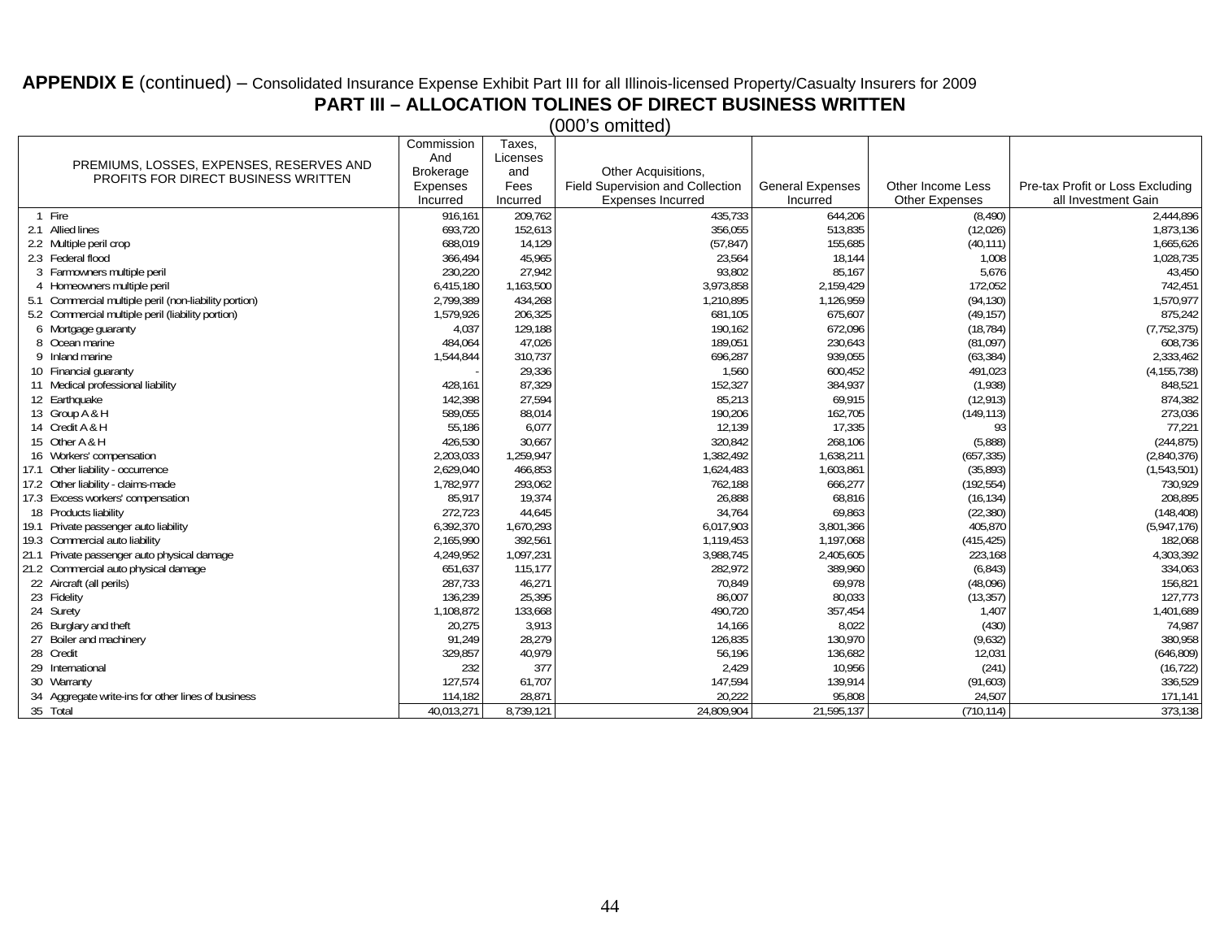**APPENDIX E** (continued) – Consolidated Insurance Expense Exhibit Part III for all Illinois-licensed Property/Casualty Insurers for 2009

## PART III – ALLOCATION TOLINES OF DIRECT BUSINESS WRITTEN

(000's omitted)

| | PREMIUMS, LOSSES, EXPENSES, RESERVES AND PROFITS FOR DIRECT BUSINESS WRITTEN | Commission And Brokerage Expenses Incurred | Taxes, Licenses and Fees Incurred | Other Acquisitions, Field Supervision and Collection Expenses Incurred | General Expenses Incurred | Other Income Less Other Expenses | Pre-tax Profit or Loss Excluding all Investment Gain |
|---|---|---|---|---|---|---|---|
| 1 | Fire | 916,161 | 209,762 | 435,733 | 644,206 | (8,490) | 2,444,896 |
| 2.1 | Allied lines | 693,720 | 152,613 | 356,055 | 513,835 | (12,026) | 1,873,136 |
| 2.2 | Multiple peril crop | 688,019 | 14,129 | (57,847) | 155,685 | (40,111) | 1,665,626 |
| 2.3 | Federal flood | 366,494 | 45,965 | 23,564 | 18,144 | 1,008 | 1,028,735 |
| 3 | Farmowners multiple peril | 230,220 | 27,942 | 93,802 | 85,167 | 5,676 | 43,450 |
| 4 | Homeowners multiple peril | 6,415,180 | 1,163,500 | 3,973,858 | 2,159,429 | 172,052 | 742,451 |
| 5.1 | Commercial multiple peril (non-liability portion) | 2,799,389 | 434,268 | 1,210,895 | 1,126,959 | (94,130) | 1,570,977 |
| 5.2 | Commercial multiple peril (liability portion) | 1,579,926 | 206,325 | 681,105 | 675,607 | (49,157) | 875,242 |
| 6 | Mortgage guaranty | 4,037 | 129,188 | 190,162 | 672,096 | (18,784) | (7,752,375) |
| 8 | Ocean marine | 484,064 | 47,026 | 189,051 | 230,643 | (81,097) | 608,736 |
| 9 | Inland marine | 1,544,844 | 310,737 | 696,287 | 939,055 | (63,384) | 2,333,462 |
| 10 | Financial guaranty | - | 29,336 | 1,560 | 600,452 | 491,023 | (4,155,738) |
| 11 | Medical professional liability | 428,161 | 87,329 | 152,327 | 384,937 | (1,938) | 848,521 |
| 12 | Earthquake | 142,398 | 27,594 | 85,213 | 69,915 | (12,913) | 874,382 |
| 13 | Group A & H | 589,055 | 88,014 | 190,206 | 162,705 | (149,113) | 273,036 |
| 14 | Credit A & H | 55,186 | 6,077 | 12,139 | 17,335 | 93 | 77,221 |
| 15 | Other A & H | 426,530 | 30,667 | 320,842 | 268,106 | (5,888) | (244,875) |
| 16 | Workers' compensation | 2,203,033 | 1,259,947 | 1,382,492 | 1,638,211 | (657,335) | (2,840,376) |
| 17.1 | Other liability - occurrence | 2,629,040 | 466,853 | 1,624,483 | 1,603,861 | (35,893) | (1,543,501) |
| 17.2 | Other liability - claims-made | 1,782,977 | 293,062 | 762,188 | 666,277 | (192,554) | 730,929 |
| 17.3 | Excess workers' compensation | 85,917 | 19,374 | 26,888 | 68,816 | (16,134) | 208,895 |
| 18 | Products liability | 272,723 | 44,645 | 34,764 | 69,863 | (22,380) | (148,408) |
| 19.1 | Private passenger auto liability | 6,392,370 | 1,670,293 | 6,017,903 | 3,801,366 | 405,870 | (5,947,176) |
| 19.3 | Commercial auto liability | 2,165,990 | 392,561 | 1,119,453 | 1,197,068 | (415,425) | 182,068 |
| 21.1 | Private passenger auto physical damage | 4,249,952 | 1,097,231 | 3,988,745 | 2,405,605 | 223,168 | 4,303,392 |
| 21.2 | Commercial auto physical damage | 651,637 | 115,177 | 282,972 | 389,960 | (6,843) | 334,063 |
| 22 | Aircraft (all perils) | 287,733 | 46,271 | 70,849 | 69,978 | (48,096) | 156,821 |
| 23 | Fidelity | 136,239 | 25,395 | 86,007 | 80,033 | (13,357) | 127,773 |
| 24 | Surety | 1,108,872 | 133,668 | 490,720 | 357,454 | 1,407 | 1,401,689 |
| 26 | Burglary and theft | 20,275 | 3,913 | 14,166 | 8,022 | (430) | 74,987 |
| 27 | Boiler and machinery | 91,249 | 28,279 | 126,835 | 130,970 | (9,632) | 380,958 |
| 28 | Credit | 329,857 | 40,979 | 56,196 | 136,682 | 12,031 | (646,809) |
| 29 | International | 232 | 377 | 2,429 | 10,956 | (241) | (16,722) |
| 30 | Warranty | 127,574 | 61,707 | 147,594 | 139,914 | (91,603) | 336,529 |
| 34 | Aggregate write-ins for other lines of business | 114,182 | 28,871 | 20,222 | 95,808 | 24,507 | 171,141 |
| 35 | Total | 40,013,271 | 8,739,121 | 24,809,904 | 21,595,137 | (710,114) | 373,138 |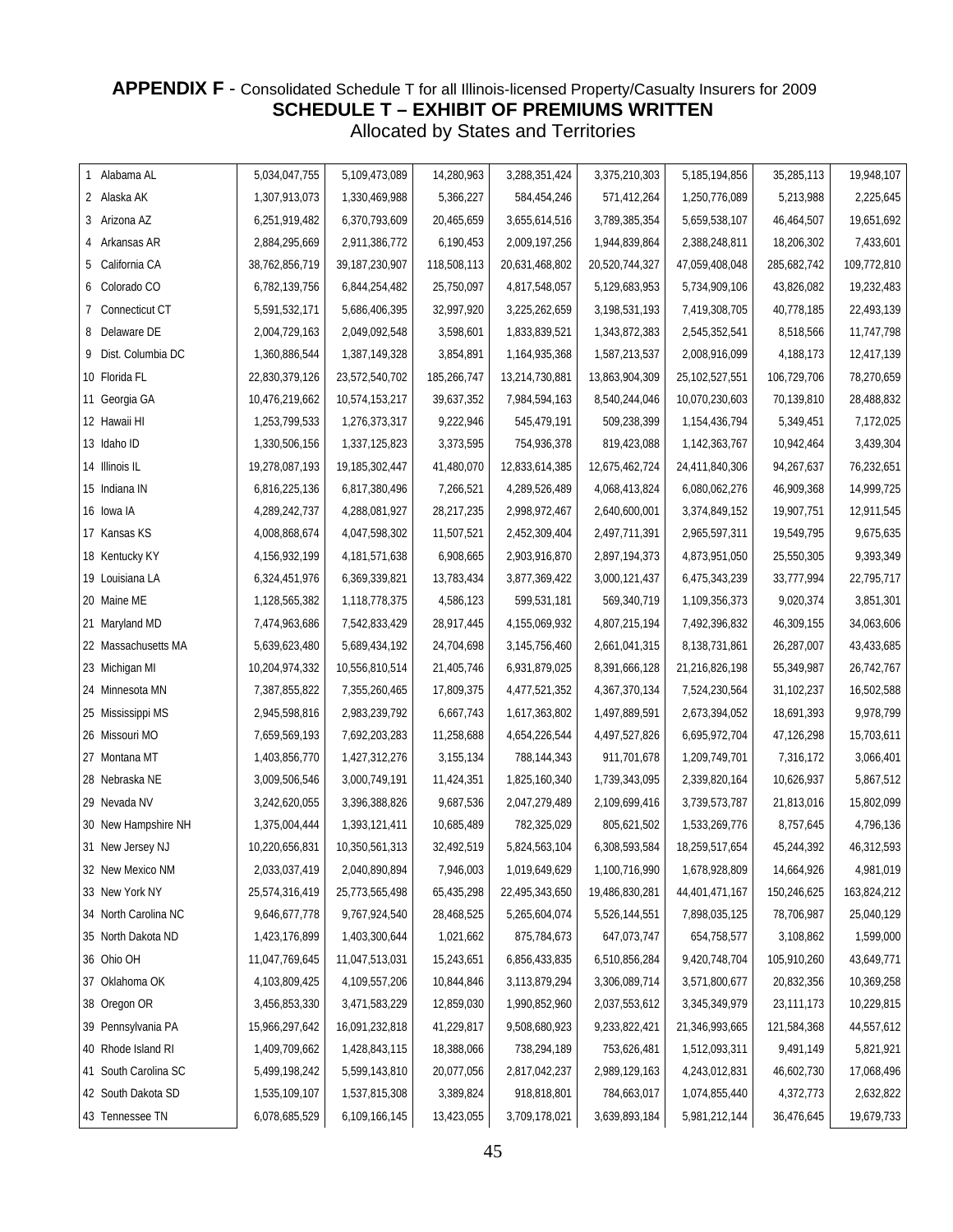## APPENDIX F - Consolidated Schedule T for all Illinois-licensed Property/Casualty Insurers for 2009

### SCHEDULE T – EXHIBIT OF PREMIUMS WRITTEN

Allocated by States and Territories

| | | | | | | | | |
|---|---|---|---|---|---|---|---|---|
| 1 Alabama AL | 5,034,047,755 | 5,109,473,089 | 14,280,963 | 3,288,351,424 | 3,375,210,303 | 5,185,194,856 | 35,285,113 | 19,948,107 |
| 2 Alaska AK | 1,307,913,073 | 1,330,469,988 | 5,366,227 | 584,454,246 | 571,412,264 | 1,250,776,089 | 5,213,988 | 2,225,645 |
| 3 Arizona AZ | 6,251,919,482 | 6,370,793,609 | 20,465,659 | 3,655,614,516 | 3,789,385,354 | 5,659,538,107 | 46,464,507 | 19,651,692 |
| 4 Arkansas AR | 2,884,295,669 | 2,911,386,772 | 6,190,453 | 2,009,197,256 | 1,944,839,864 | 2,388,248,811 | 18,206,302 | 7,433,601 |
| 5 California CA | 38,762,856,719 | 39,187,230,907 | 118,508,113 | 20,631,468,802 | 20,520,744,327 | 47,059,408,048 | 285,682,742 | 109,772,810 |
| 6 Colorado CO | 6,782,139,756 | 6,844,254,482 | 25,750,097 | 4,817,548,057 | 5,129,683,953 | 5,734,909,106 | 43,826,082 | 19,232,483 |
| 7 Connecticut CT | 5,591,532,171 | 5,686,406,395 | 32,997,920 | 3,225,262,659 | 3,198,531,193 | 7,419,308,705 | 40,778,185 | 22,493,139 |
| 8 Delaware DE | 2,004,729,163 | 2,049,092,548 | 3,598,601 | 1,833,839,521 | 1,343,872,383 | 2,545,352,541 | 8,518,566 | 11,747,798 |
| 9 Dist. Columbia DC | 1,360,886,544 | 1,387,149,328 | 3,854,891 | 1,164,935,368 | 1,587,213,537 | 2,008,916,099 | 4,188,173 | 12,417,139 |
| 10 Florida FL | 22,830,379,126 | 23,572,540,702 | 185,266,747 | 13,214,730,881 | 13,863,904,309 | 25,102,527,551 | 106,729,706 | 78,270,659 |
| 11 Georgia GA | 10,476,219,662 | 10,574,153,217 | 39,637,352 | 7,984,594,163 | 8,540,244,046 | 10,070,230,603 | 70,139,810 | 28,488,832 |
| 12 Hawaii HI | 1,253,799,533 | 1,276,373,317 | 9,222,946 | 545,479,191 | 509,238,399 | 1,154,436,794 | 5,349,451 | 7,172,025 |
| 13 Idaho ID | 1,330,506,156 | 1,337,125,823 | 3,373,595 | 754,936,378 | 819,423,088 | 1,142,363,767 | 10,942,464 | 3,439,304 |
| 14 Illinois IL | 19,278,087,193 | 19,185,302,447 | 41,480,070 | 12,833,614,385 | 12,675,462,724 | 24,411,840,306 | 94,267,637 | 76,232,651 |
| 15 Indiana IN | 6,816,225,136 | 6,817,380,496 | 7,266,521 | 4,289,526,489 | 4,068,413,824 | 6,080,062,276 | 46,909,368 | 14,999,725 |
| 16 Iowa IA | 4,289,242,737 | 4,288,081,927 | 28,217,235 | 2,998,972,467 | 2,640,600,001 | 3,374,849,152 | 19,907,751 | 12,911,545 |
| 17 Kansas KS | 4,008,868,674 | 4,047,598,302 | 11,507,521 | 2,452,309,404 | 2,497,711,391 | 2,965,597,311 | 19,549,795 | 9,675,635 |
| 18 Kentucky KY | 4,156,932,199 | 4,181,571,638 | 6,908,665 | 2,903,916,870 | 2,897,194,373 | 4,873,951,050 | 25,550,305 | 9,393,349 |
| 19 Louisiana LA | 6,324,451,976 | 6,369,339,821 | 13,783,434 | 3,877,369,422 | 3,000,121,437 | 6,475,343,239 | 33,777,994 | 22,795,717 |
| 20 Maine ME | 1,128,565,382 | 1,118,778,375 | 4,586,123 | 599,531,181 | 569,340,719 | 1,109,356,373 | 9,020,374 | 3,851,301 |
| 21 Maryland MD | 7,474,963,686 | 7,542,833,429 | 28,917,445 | 4,155,069,932 | 4,807,215,194 | 7,492,396,832 | 46,309,155 | 34,063,606 |
| 22 Massachusetts MA | 5,639,623,480 | 5,689,434,192 | 24,704,698 | 3,145,756,460 | 2,661,041,315 | 8,138,731,861 | 26,287,007 | 43,433,685 |
| 23 Michigan MI | 10,204,974,332 | 10,556,810,514 | 21,405,746 | 6,931,879,025 | 8,391,666,128 | 21,216,826,198 | 55,349,987 | 26,742,767 |
| 24 Minnesota MN | 7,387,855,822 | 7,355,260,465 | 17,809,375 | 4,477,521,352 | 4,367,370,134 | 7,524,230,564 | 31,102,237 | 16,502,588 |
| 25 Mississippi MS | 2,945,598,816 | 2,983,239,792 | 6,667,743 | 1,617,363,802 | 1,497,889,591 | 2,673,394,052 | 18,691,393 | 9,978,799 |
| 26 Missouri MO | 7,659,569,193 | 7,692,203,283 | 11,258,688 | 4,654,226,544 | 4,497,527,826 | 6,695,972,704 | 47,126,298 | 15,703,611 |
| 27 Montana MT | 1,403,856,770 | 1,427,312,276 | 3,155,134 | 788,144,343 | 911,701,678 | 1,209,749,701 | 7,316,172 | 3,066,401 |
| 28 Nebraska NE | 3,009,506,546 | 3,000,749,191 | 11,424,351 | 1,825,160,340 | 1,739,343,095 | 2,339,820,164 | 10,626,937 | 5,867,512 |
| 29 Nevada NV | 3,242,620,055 | 3,396,388,826 | 9,687,536 | 2,047,279,489 | 2,109,699,416 | 3,739,573,787 | 21,813,016 | 15,802,099 |
| 30 New Hampshire NH | 1,375,004,444 | 1,393,121,411 | 10,685,489 | 782,325,029 | 805,621,502 | 1,533,269,776 | 8,757,645 | 4,796,136 |
| 31 New Jersey NJ | 10,220,656,831 | 10,350,561,313 | 32,492,519 | 5,824,563,104 | 6,308,593,584 | 18,259,517,654 | 45,244,392 | 46,312,593 |
| 32 New Mexico NM | 2,033,037,419 | 2,040,890,894 | 7,946,003 | 1,019,649,629 | 1,100,716,990 | 1,678,928,809 | 14,664,926 | 4,981,019 |
| 33 New York NY | 25,574,316,419 | 25,773,565,498 | 65,435,298 | 22,495,343,650 | 19,486,830,281 | 44,401,471,167 | 150,246,625 | 163,824,212 |
| 34 North Carolina NC | 9,646,677,778 | 9,767,924,540 | 28,468,525 | 5,265,604,074 | 5,526,144,551 | 7,898,035,125 | 78,706,987 | 25,040,129 |
| 35 North Dakota ND | 1,423,176,899 | 1,403,300,644 | 1,021,662 | 875,784,673 | 647,073,747 | 654,758,577 | 3,108,862 | 1,599,000 |
| 36 Ohio OH | 11,047,769,645 | 11,047,513,031 | 15,243,651 | 6,856,433,835 | 6,510,856,284 | 9,420,748,704 | 105,910,260 | 43,649,771 |
| 37 Oklahoma OK | 4,103,809,425 | 4,109,557,206 | 10,844,846 | 3,113,879,294 | 3,306,089,714 | 3,571,800,677 | 20,832,356 | 10,369,258 |
| 38 Oregon OR | 3,456,853,330 | 3,471,583,229 | 12,859,030 | 1,990,852,960 | 2,037,553,612 | 3,345,349,979 | 23,111,173 | 10,229,815 |
| 39 Pennsylvania PA | 15,966,297,642 | 16,091,232,818 | 41,229,817 | 9,508,680,923 | 9,233,822,421 | 21,346,993,665 | 121,584,368 | 44,557,612 |
| 40 Rhode Island RI | 1,409,709,662 | 1,428,843,115 | 18,388,066 | 738,294,189 | 753,626,481 | 1,512,093,311 | 9,491,149 | 5,821,921 |
| 41 South Carolina SC | 5,499,198,242 | 5,599,143,810 | 20,077,056 | 2,817,042,237 | 2,989,129,163 | 4,243,012,831 | 46,602,730 | 17,068,496 |
| 42 South Dakota SD | 1,535,109,107 | 1,537,815,308 | 3,389,824 | 918,818,801 | 784,663,017 | 1,074,855,440 | 4,372,773 | 2,632,822 |
| 43 Tennessee TN | 6,078,685,529 | 6,109,166,145 | 13,423,055 | 3,709,178,021 | 3,639,893,184 | 5,981,212,144 | 36,476,645 | 19,679,733 |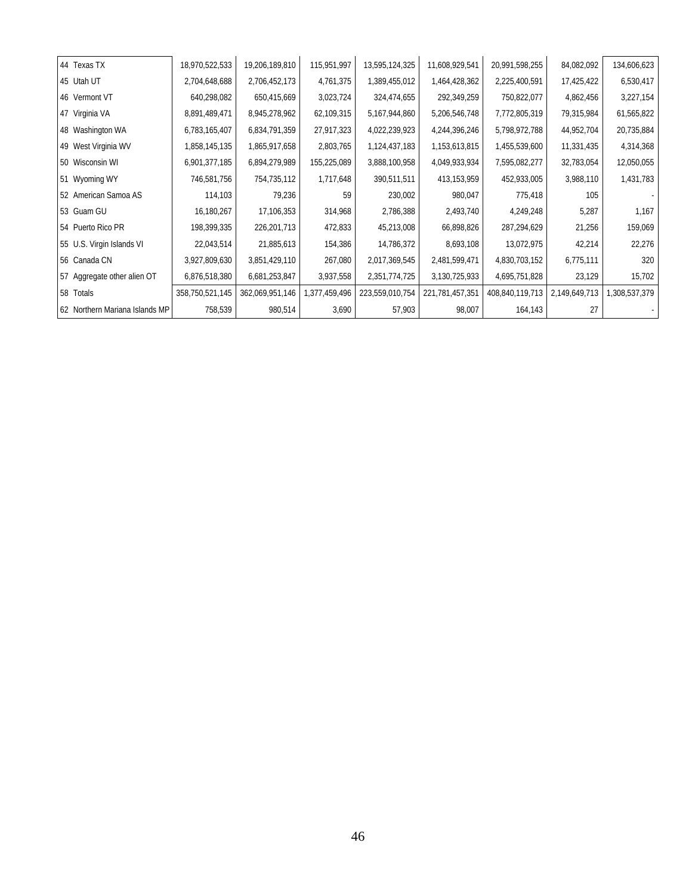| | | | | | | | | |
|---|---|---|---|---|---|---|---|---|
| 44 Texas TX | 18,970,522,533 | 19,206,189,810 | 115,951,997 | 13,595,124,325 | 11,608,929,541 | 20,991,598,255 | 84,082,092 | 134,606,623 |
| 45 Utah UT | 2,704,648,688 | 2,706,452,173 | 4,761,375 | 1,389,455,012 | 1,464,428,362 | 2,225,400,591 | 17,425,422 | 6,530,417 |
| 46 Vermont VT | 640,298,082 | 650,415,669 | 3,023,724 | 324,474,655 | 292,349,259 | 750,822,077 | 4,862,456 | 3,227,154 |
| 47 Virginia VA | 8,891,489,471 | 8,945,278,962 | 62,109,315 | 5,167,944,860 | 5,206,546,748 | 7,772,805,319 | 79,315,984 | 61,565,822 |
| 48 Washington WA | 6,783,165,407 | 6,834,791,359 | 27,917,323 | 4,022,239,923 | 4,244,396,246 | 5,798,972,788 | 44,952,704 | 20,735,884 |
| 49 West Virginia WV | 1,858,145,135 | 1,865,917,658 | 2,803,765 | 1,124,437,183 | 1,153,613,815 | 1,455,539,600 | 11,331,435 | 4,314,368 |
| 50 Wisconsin WI | 6,901,377,185 | 6,894,279,989 | 155,225,089 | 3,888,100,958 | 4,049,933,934 | 7,595,082,277 | 32,783,054 | 12,050,055 |
| 51 Wyoming WY | 746,581,756 | 754,735,112 | 1,717,648 | 390,511,511 | 413,153,959 | 452,933,005 | 3,988,110 | 1,431,783 |
| 52 American Samoa AS | 114,103 | 79,236 | 59 | 230,002 | 980,047 | 775,418 | 105 | - |
| 53 Guam GU | 16,180,267 | 17,106,353 | 314,968 | 2,786,388 | 2,493,740 | 4,249,248 | 5,287 | 1,167 |
| 54 Puerto Rico PR | 198,399,335 | 226,201,713 | 472,833 | 45,213,008 | 66,898,826 | 287,294,629 | 21,256 | 159,069 |
| 55 U.S. Virgin Islands VI | 22,043,514 | 21,885,613 | 154,386 | 14,786,372 | 8,693,108 | 13,072,975 | 42,214 | 22,276 |
| 56 Canada CN | 3,927,809,630 | 3,851,429,110 | 267,080 | 2,017,369,545 | 2,481,599,471 | 4,830,703,152 | 6,775,111 | 320 |
| 57 Aggregate other alien OT | 6,876,518,380 | 6,681,253,847 | 3,937,558 | 2,351,774,725 | 3,130,725,933 | 4,695,751,828 | 23,129 | 15,702 |
| 58 Totals | 358,750,521,145 | 362,069,951,146 | 1,377,459,496 | 223,559,010,754 | 221,781,457,351 | 408,840,119,713 | 2,149,649,713 | 1,308,537,379 |
| 62 Northern Mariana Islands MP | 758,539 | 980,514 | 3,690 | 57,903 | 98,007 | 164,143 | 27 | - |